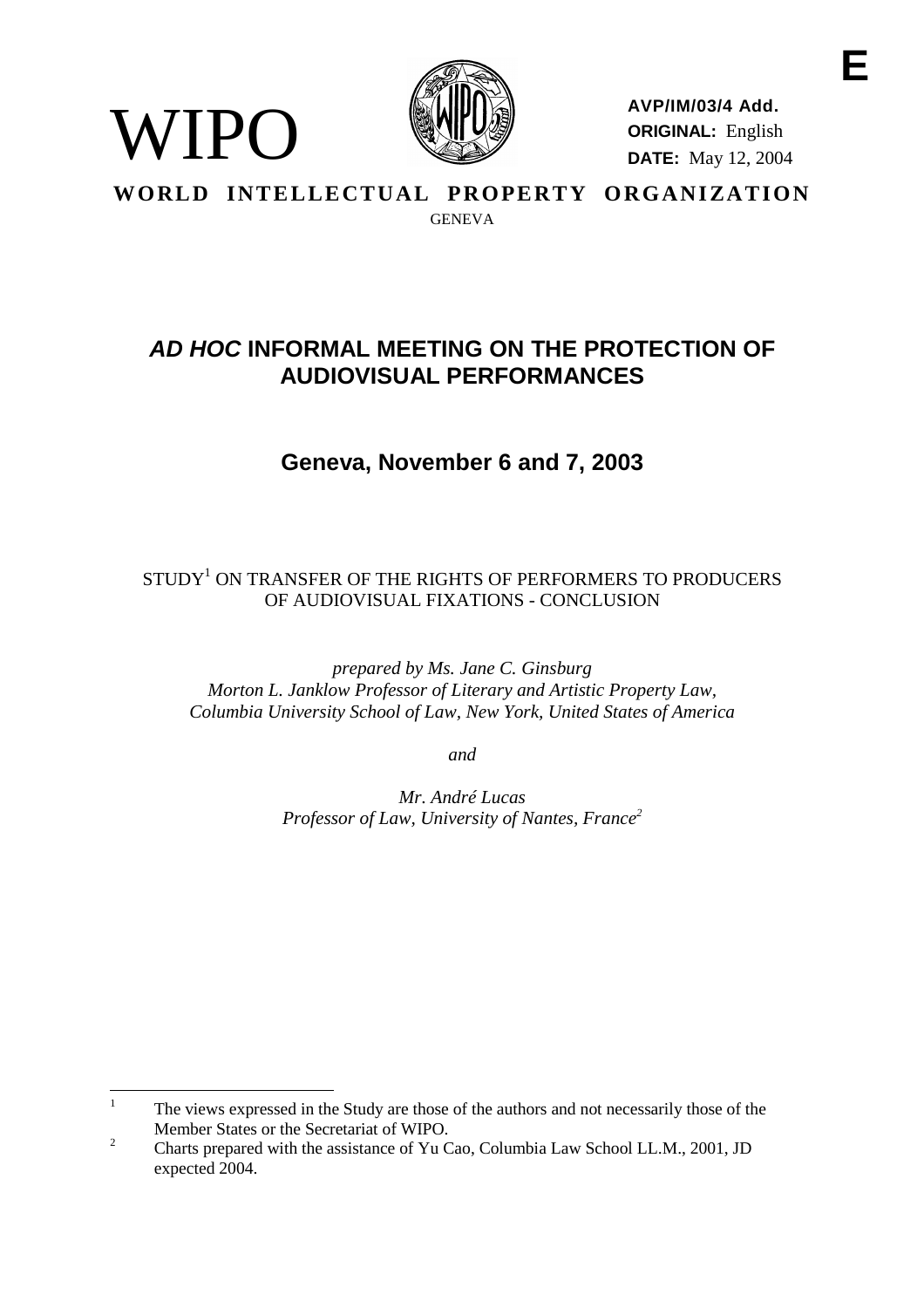WIPO

**AVP/IM/03/4 Add.**
**ORIGINAL:** English
**DATE:** May 12, 2004

E

**WORLD INTELLECTUAL PROPERTY ORGANIZATION**

GENEVA

# *AD HOC* INFORMAL MEETING ON THE PROTECTION OF AUDIOVISUAL PERFORMANCES

## Geneva, November 6 and 7, 2003

STUDY[1] ON TRANSFER OF THE RIGHTS OF PERFORMERS TO PRODUCERS OF AUDIOVISUAL FIXATIONS - CONCLUSION

*prepared by Ms. Jane C. Ginsburg*
*Morton L. Janklow Professor of Literary and Artistic Property Law, Columbia University School of Law, New York, United States of America*

*and*

*Mr. André Lucas*
*Professor of Law, University of Nantes, France*[2]

---

[1] The views expressed in the Study are those of the authors and not necessarily those of the Member States or the Secretariat of WIPO.

[2] Charts prepared with the assistance of Yu Cao, Columbia Law School LL.M., 2001, JD expected 2004.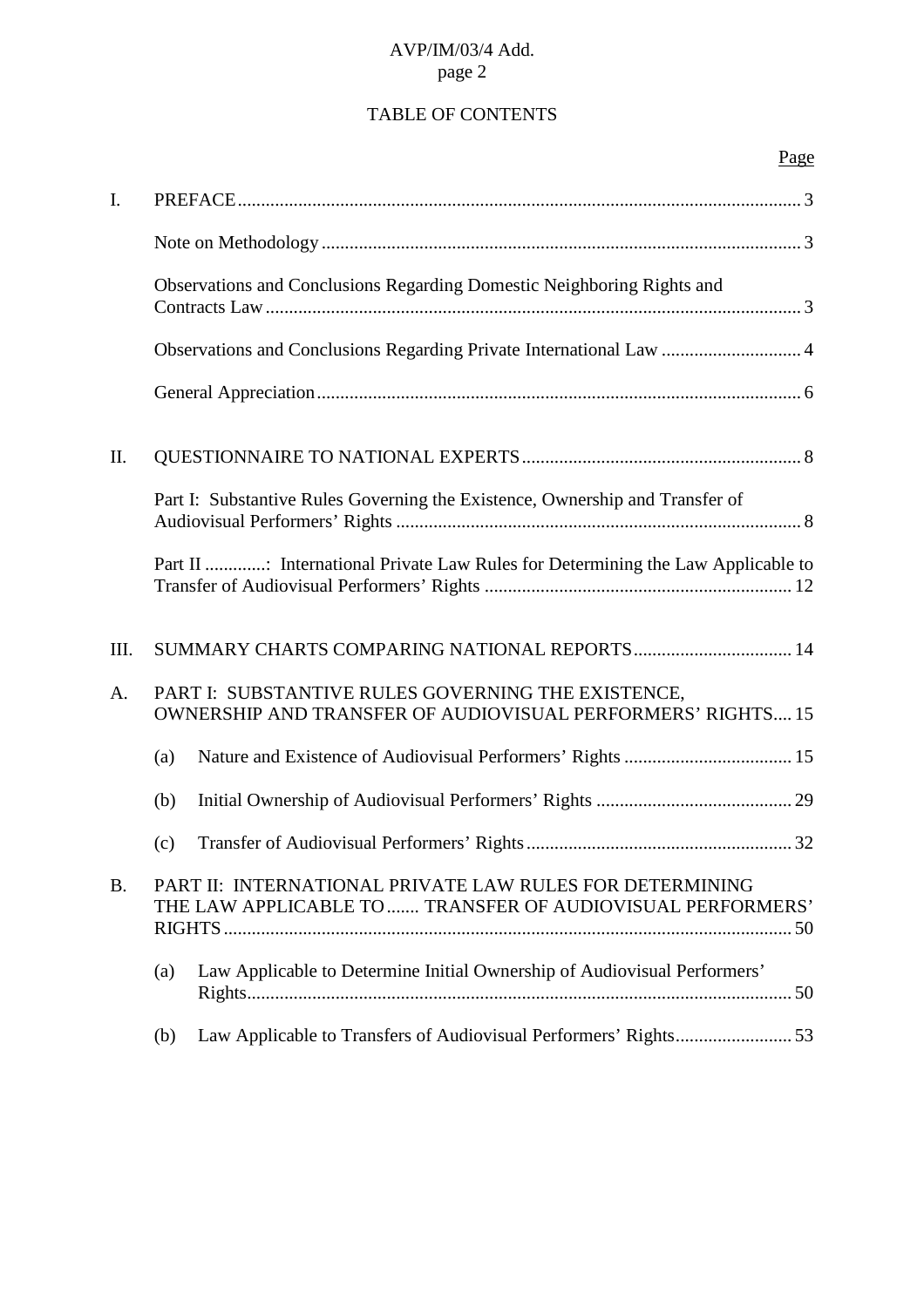# TABLE OF CONTENTS

| | | Page |
|---|---|---|
| I. | PREFACE | 3 |
| | Note on Methodology | 3 |
| | Observations and Conclusions Regarding Domestic Neighboring Rights and Contracts Law | 3 |
| | Observations and Conclusions Regarding Private International Law | 4 |
| | General Appreciation | 6 |
| II. | QUESTIONNAIRE TO NATIONAL EXPERTS | 8 |
| | Part I: Substantive Rules Governing the Existence, Ownership and Transfer of Audiovisual Performers' Rights | 8 |
| | Part II .............: International Private Law Rules for Determining the Law Applicable to Transfer of Audiovisual Performers' Rights | 12 |
| III. | SUMMARY CHARTS COMPARING NATIONAL REPORTS | 14 |
| A. | PART I: SUBSTANTIVE RULES GOVERNING THE EXISTENCE, OWNERSHIP AND TRANSFER OF AUDIOVISUAL PERFORMERS' RIGHTS | 15 |
| | (a) Nature and Existence of Audiovisual Performers' Rights | 15 |
| | (b) Initial Ownership of Audiovisual Performers' Rights | 29 |
| | (c) Transfer of Audiovisual Performers' Rights | 32 |
| B. | PART II: INTERNATIONAL PRIVATE LAW RULES FOR DETERMINING THE LAW APPLICABLE TO ....... TRANSFER OF AUDIOVISUAL PERFORMERS' RIGHTS | 50 |
| | (a) Law Applicable to Determine Initial Ownership of Audiovisual Performers' Rights | 50 |
| | (b) Law Applicable to Transfers of Audiovisual Performers' Rights | 53 |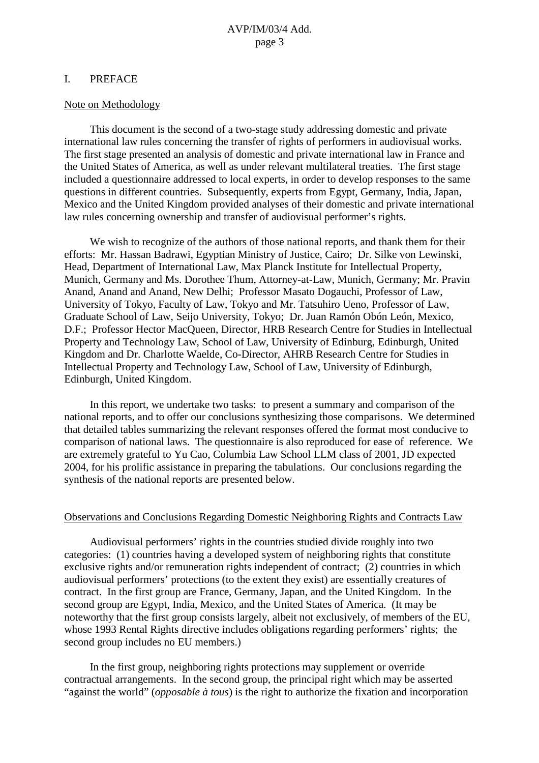## I. PREFACE

Note on Methodology

This document is the second of a two-stage study addressing domestic and private international law rules concerning the transfer of rights of performers in audiovisual works. The first stage presented an analysis of domestic and private international law in France and the United States of America, as well as under relevant multilateral treaties. The first stage included a questionnaire addressed to local experts, in order to develop responses to the same questions in different countries. Subsequently, experts from Egypt, Germany, India, Japan, Mexico and the United Kingdom provided analyses of their domestic and private international law rules concerning ownership and transfer of audiovisual performer's rights.

We wish to recognize of the authors of those national reports, and thank them for their efforts: Mr. Hassan Badrawi, Egyptian Ministry of Justice, Cairo; Dr. Silke von Lewinski, Head, Department of International Law, Max Planck Institute for Intellectual Property, Munich, Germany and Ms. Dorothee Thum, Attorney-at-Law, Munich, Germany; Mr. Pravin Anand, Anand and Anand, New Delhi; Professor Masato Dogauchi, Professor of Law, University of Tokyo, Faculty of Law, Tokyo and Mr. Tatsuhiro Ueno, Professor of Law, Graduate School of Law, Seijo University, Tokyo; Dr. Juan Ramón Obón León, Mexico, D.F.; Professor Hector MacQueen, Director, HRB Research Centre for Studies in Intellectual Property and Technology Law, School of Law, University of Edinburg, Edinburgh, United Kingdom and Dr. Charlotte Waelde, Co-Director, AHRB Research Centre for Studies in Intellectual Property and Technology Law, School of Law, University of Edinburgh, Edinburgh, United Kingdom.

In this report, we undertake two tasks: to present a summary and comparison of the national reports, and to offer our conclusions synthesizing those comparisons. We determined that detailed tables summarizing the relevant responses offered the format most conducive to comparison of national laws. The questionnaire is also reproduced for ease of reference. We are extremely grateful to Yu Cao, Columbia Law School LLM class of 2001, JD expected 2004, for his prolific assistance in preparing the tabulations. Our conclusions regarding the synthesis of the national reports are presented below.

Observations and Conclusions Regarding Domestic Neighboring Rights and Contracts Law

Audiovisual performers' rights in the countries studied divide roughly into two categories: (1) countries having a developed system of neighboring rights that constitute exclusive rights and/or remuneration rights independent of contract; (2) countries in which audiovisual performers' protections (to the extent they exist) are essentially creatures of contract. In the first group are France, Germany, Japan, and the United Kingdom. In the second group are Egypt, India, Mexico, and the United States of America. (It may be noteworthy that the first group consists largely, albeit not exclusively, of members of the EU, whose 1993 Rental Rights directive includes obligations regarding performers' rights; the second group includes no EU members.)

In the first group, neighboring rights protections may supplement or override contractual arrangements. In the second group, the principal right which may be asserted "against the world" (*opposable à tous*) is the right to authorize the fixation and incorporation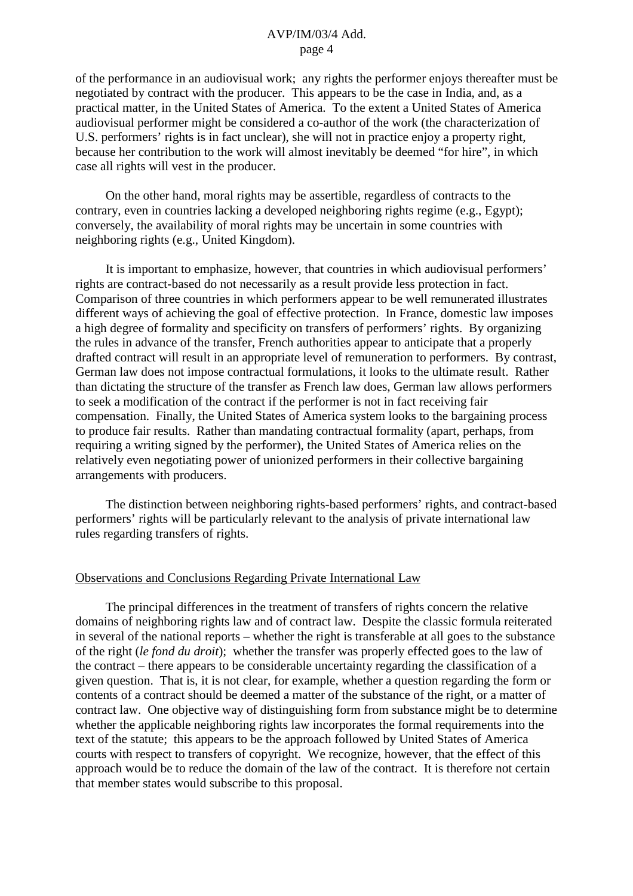of the performance in an audiovisual work; any rights the performer enjoys thereafter must be negotiated by contract with the producer. This appears to be the case in India, and, as a practical matter, in the United States of America. To the extent a United States of America audiovisual performer might be considered a co-author of the work (the characterization of U.S. performers' rights is in fact unclear), she will not in practice enjoy a property right, because her contribution to the work will almost inevitably be deemed "for hire", in which case all rights will vest in the producer.

On the other hand, moral rights may be assertible, regardless of contracts to the contrary, even in countries lacking a developed neighboring rights regime (e.g., Egypt); conversely, the availability of moral rights may be uncertain in some countries with neighboring rights (e.g., United Kingdom).

It is important to emphasize, however, that countries in which audiovisual performers' rights are contract-based do not necessarily as a result provide less protection in fact. Comparison of three countries in which performers appear to be well remunerated illustrates different ways of achieving the goal of effective protection. In France, domestic law imposes a high degree of formality and specificity on transfers of performers' rights. By organizing the rules in advance of the transfer, French authorities appear to anticipate that a properly drafted contract will result in an appropriate level of remuneration to performers. By contrast, German law does not impose contractual formulations, it looks to the ultimate result. Rather than dictating the structure of the transfer as French law does, German law allows performers to seek a modification of the contract if the performer is not in fact receiving fair compensation. Finally, the United States of America system looks to the bargaining process to produce fair results. Rather than mandating contractual formality (apart, perhaps, from requiring a writing signed by the performer), the United States of America relies on the relatively even negotiating power of unionized performers in their collective bargaining arrangements with producers.

The distinction between neighboring rights-based performers' rights, and contract-based performers' rights will be particularly relevant to the analysis of private international law rules regarding transfers of rights.

## Observations and Conclusions Regarding Private International Law

The principal differences in the treatment of transfers of rights concern the relative domains of neighboring rights law and of contract law. Despite the classic formula reiterated in several of the national reports – whether the right is transferable at all goes to the substance of the right (*le fond du droit*); whether the transfer was properly effected goes to the law of the contract – there appears to be considerable uncertainty regarding the classification of a given question. That is, it is not clear, for example, whether a question regarding the form or contents of a contract should be deemed a matter of the substance of the right, or a matter of contract law. One objective way of distinguishing form from substance might be to determine whether the applicable neighboring rights law incorporates the formal requirements into the text of the statute; this appears to be the approach followed by United States of America courts with respect to transfers of copyright. We recognize, however, that the effect of this approach would be to reduce the domain of the law of the contract. It is therefore not certain that member states would subscribe to this proposal.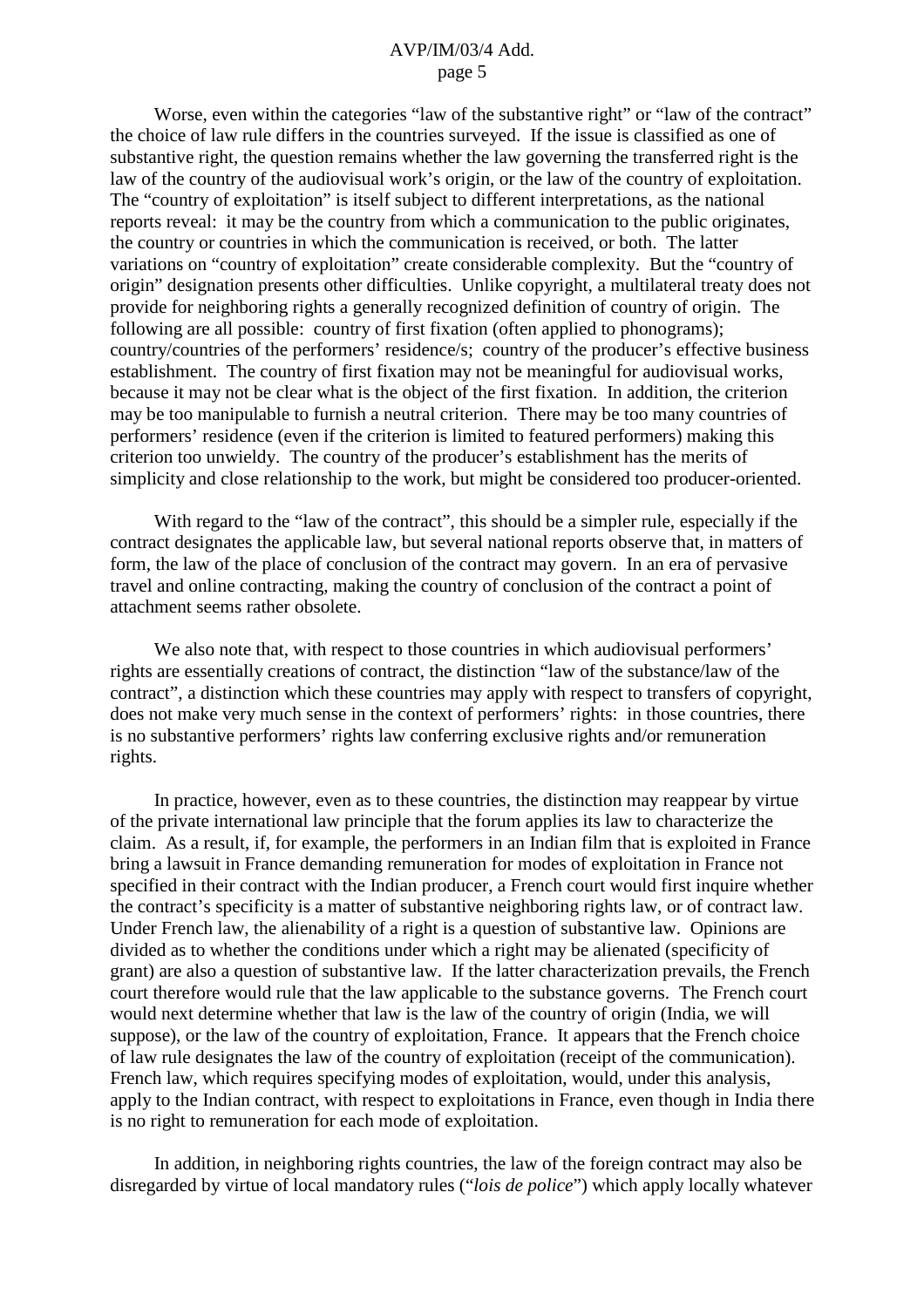Worse, even within the categories "law of the substantive right" or "law of the contract" the choice of law rule differs in the countries surveyed. If the issue is classified as one of substantive right, the question remains whether the law governing the transferred right is the law of the country of the audiovisual work's origin, or the law of the country of exploitation. The "country of exploitation" is itself subject to different interpretations, as the national reports reveal: it may be the country from which a communication to the public originates, the country or countries in which the communication is received, or both. The latter variations on "country of exploitation" create considerable complexity. But the "country of origin" designation presents other difficulties. Unlike copyright, a multilateral treaty does not provide for neighboring rights a generally recognized definition of country of origin. The following are all possible: country of first fixation (often applied to phonograms); country/countries of the performers' residence/s; country of the producer's effective business establishment. The country of first fixation may not be meaningful for audiovisual works, because it may not be clear what is the object of the first fixation. In addition, the criterion may be too manipulable to furnish a neutral criterion. There may be too many countries of performers' residence (even if the criterion is limited to featured performers) making this criterion too unwieldy. The country of the producer's establishment has the merits of simplicity and close relationship to the work, but might be considered too producer-oriented.

With regard to the "law of the contract", this should be a simpler rule, especially if the contract designates the applicable law, but several national reports observe that, in matters of form, the law of the place of conclusion of the contract may govern. In an era of pervasive travel and online contracting, making the country of conclusion of the contract a point of attachment seems rather obsolete.

We also note that, with respect to those countries in which audiovisual performers' rights are essentially creations of contract, the distinction "law of the substance/law of the contract", a distinction which these countries may apply with respect to transfers of copyright, does not make very much sense in the context of performers' rights: in those countries, there is no substantive performers' rights law conferring exclusive rights and/or remuneration rights.

In practice, however, even as to these countries, the distinction may reappear by virtue of the private international law principle that the forum applies its law to characterize the claim. As a result, if, for example, the performers in an Indian film that is exploited in France bring a lawsuit in France demanding remuneration for modes of exploitation in France not specified in their contract with the Indian producer, a French court would first inquire whether the contract's specificity is a matter of substantive neighboring rights law, or of contract law. Under French law, the alienability of a right is a question of substantive law. Opinions are divided as to whether the conditions under which a right may be alienated (specificity of grant) are also a question of substantive law. If the latter characterization prevails, the French court therefore would rule that the law applicable to the substance governs. The French court would next determine whether that law is the law of the country of origin (India, we will suppose), or the law of the country of exploitation, France. It appears that the French choice of law rule designates the law of the country of exploitation (receipt of the communication). French law, which requires specifying modes of exploitation, would, under this analysis, apply to the Indian contract, with respect to exploitations in France, even though in India there is no right to remuneration for each mode of exploitation.

In addition, in neighboring rights countries, the law of the foreign contract may also be disregarded by virtue of local mandatory rules ("*lois de police*") which apply locally whatever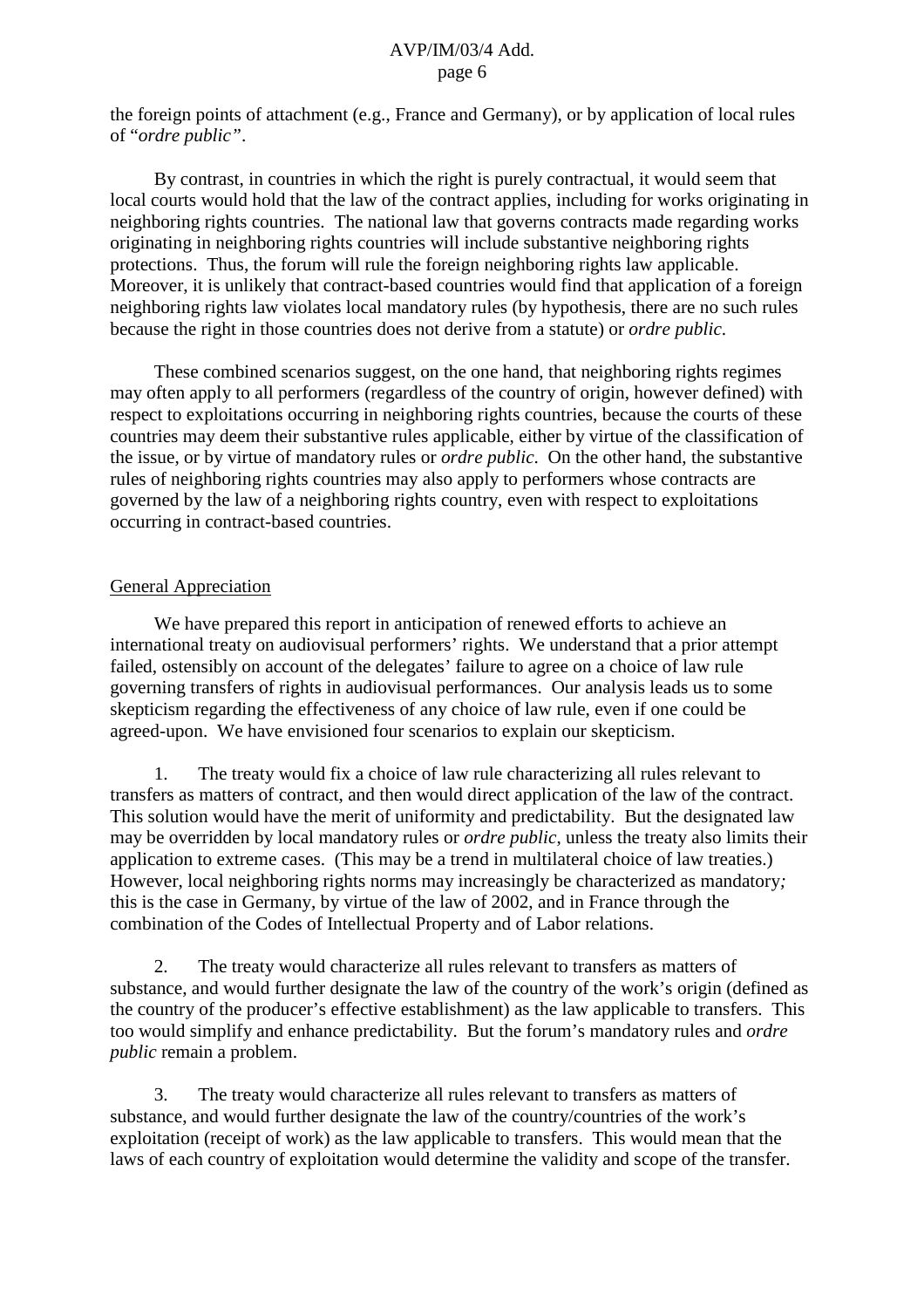the foreign points of attachment (e.g., France and Germany), or by application of local rules of "*ordre public*".

By contrast, in countries in which the right is purely contractual, it would seem that local courts would hold that the law of the contract applies, including for works originating in neighboring rights countries. The national law that governs contracts made regarding works originating in neighboring rights countries will include substantive neighboring rights protections. Thus, the forum will rule the foreign neighboring rights law applicable. Moreover, it is unlikely that contract-based countries would find that application of a foreign neighboring rights law violates local mandatory rules (by hypothesis, there are no such rules because the right in those countries does not derive from a statute) or *ordre public*.

These combined scenarios suggest, on the one hand, that neighboring rights regimes may often apply to all performers (regardless of the country of origin, however defined) with respect to exploitations occurring in neighboring rights countries, because the courts of these countries may deem their substantive rules applicable, either by virtue of the classification of the issue, or by virtue of mandatory rules or *ordre public*. On the other hand, the substantive rules of neighboring rights countries may also apply to performers whose contracts are governed by the law of a neighboring rights country, even with respect to exploitations occurring in contract-based countries.

## General Appreciation

We have prepared this report in anticipation of renewed efforts to achieve an international treaty on audiovisual performers' rights. We understand that a prior attempt failed, ostensibly on account of the delegates' failure to agree on a choice of law rule governing transfers of rights in audiovisual performances. Our analysis leads us to some skepticism regarding the effectiveness of any choice of law rule, even if one could be agreed-upon. We have envisioned four scenarios to explain our skepticism.

1. The treaty would fix a choice of law rule characterizing all rules relevant to transfers as matters of contract, and then would direct application of the law of the contract. This solution would have the merit of uniformity and predictability. But the designated law may be overridden by local mandatory rules or *ordre public*, unless the treaty also limits their application to extreme cases. (This may be a trend in multilateral choice of law treaties.) However, local neighboring rights norms may increasingly be characterized as mandatory; this is the case in Germany, by virtue of the law of 2002, and in France through the combination of the Codes of Intellectual Property and of Labor relations.

2. The treaty would characterize all rules relevant to transfers as matters of substance, and would further designate the law of the country of the work's origin (defined as the country of the producer's effective establishment) as the law applicable to transfers. This too would simplify and enhance predictability. But the forum's mandatory rules and *ordre public* remain a problem.

3. The treaty would characterize all rules relevant to transfers as matters of substance, and would further designate the law of the country/countries of the work's exploitation (receipt of work) as the law applicable to transfers. This would mean that the laws of each country of exploitation would determine the validity and scope of the transfer.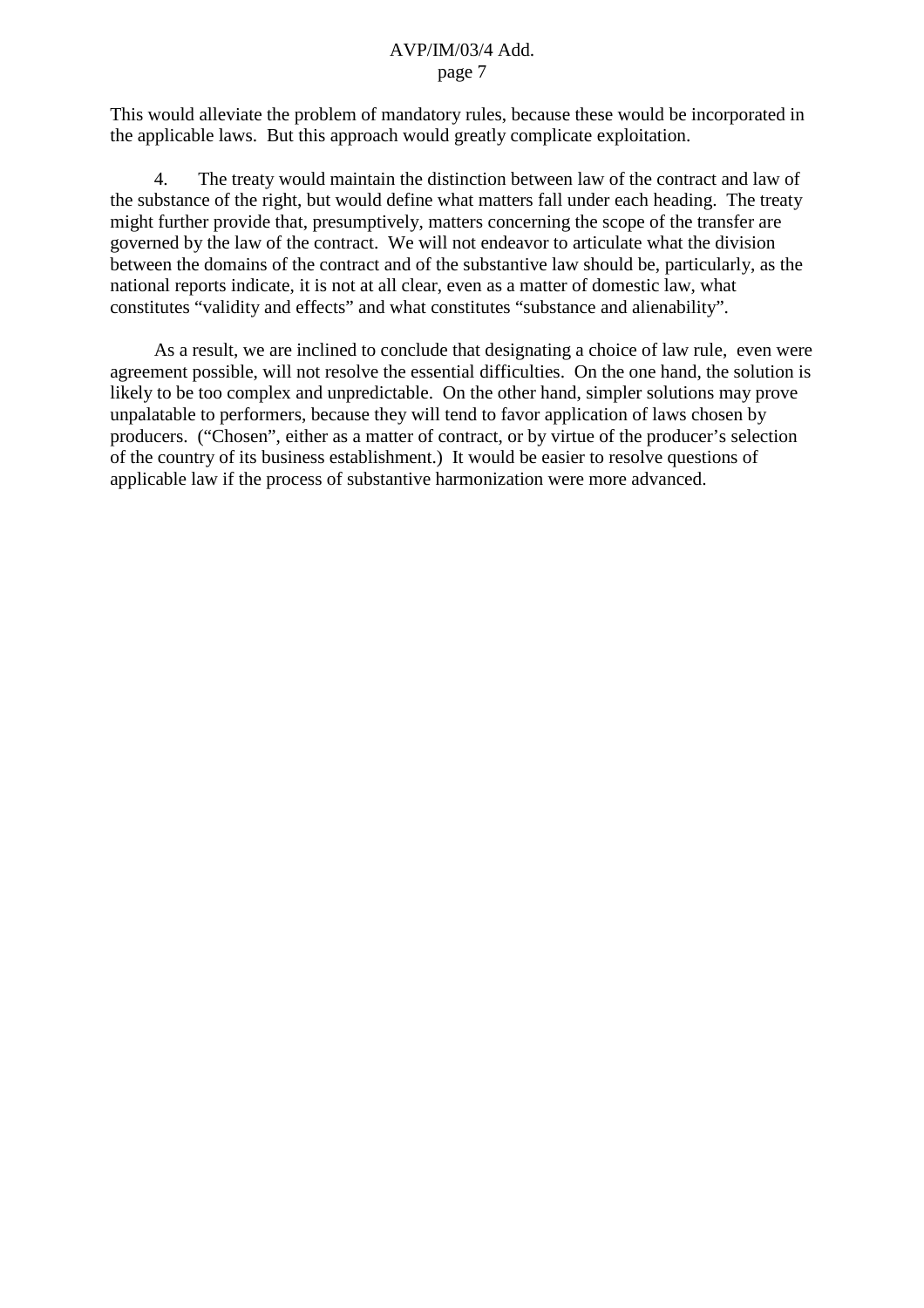This would alleviate the problem of mandatory rules, because these would be incorporated in the applicable laws. But this approach would greatly complicate exploitation.

4. The treaty would maintain the distinction between law of the contract and law of the substance of the right, but would define what matters fall under each heading. The treaty might further provide that, presumptively, matters concerning the scope of the transfer are governed by the law of the contract. We will not endeavor to articulate what the division between the domains of the contract and of the substantive law should be, particularly, as the national reports indicate, it is not at all clear, even as a matter of domestic law, what constitutes "validity and effects" and what constitutes "substance and alienability".

As a result, we are inclined to conclude that designating a choice of law rule, even were agreement possible, will not resolve the essential difficulties. On the one hand, the solution is likely to be too complex and unpredictable. On the other hand, simpler solutions may prove unpalatable to performers, because they will tend to favor application of laws chosen by producers. ("Chosen", either as a matter of contract, or by virtue of the producer's selection of the country of its business establishment.) It would be easier to resolve questions of applicable law if the process of substantive harmonization were more advanced.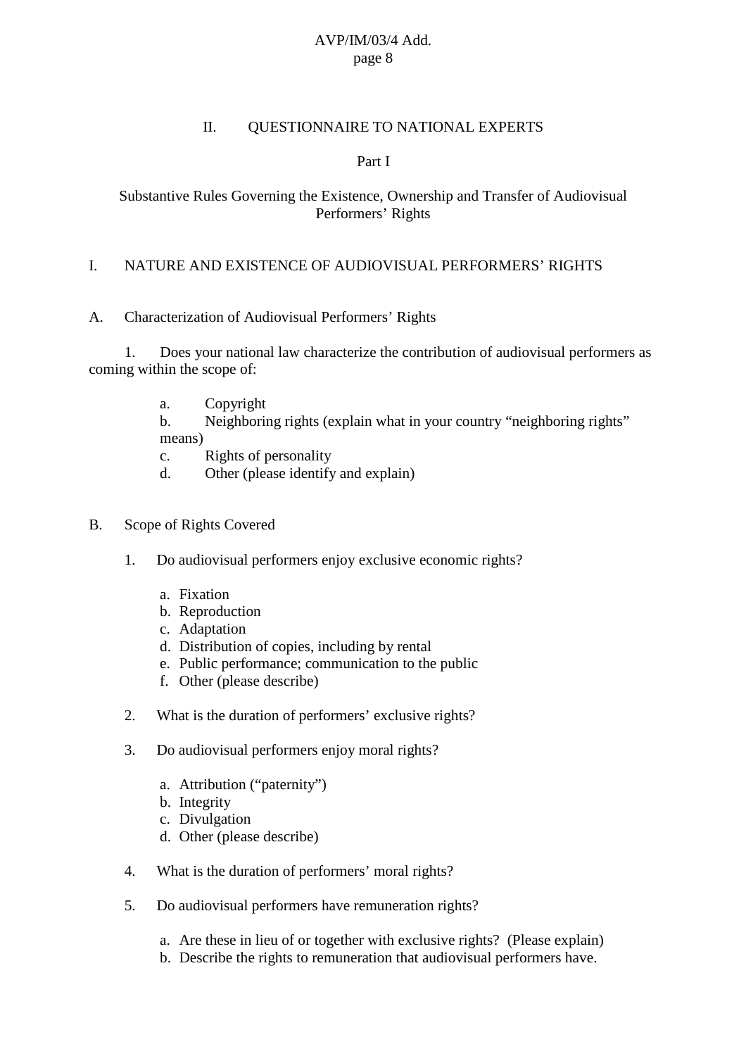## II. QUESTIONNAIRE TO NATIONAL EXPERTS

### Part I

### Substantive Rules Governing the Existence, Ownership and Transfer of Audiovisual Performers' Rights

## I. NATURE AND EXISTENCE OF AUDIOVISUAL PERFORMERS' RIGHTS

### A. Characterization of Audiovisual Performers' Rights

1. Does your national law characterize the contribution of audiovisual performers as coming within the scope of:

   a. Copyright
   b. Neighboring rights (explain what in your country "neighboring rights" means)
   c. Rights of personality
   d. Other (please identify and explain)

### B. Scope of Rights Covered

1. Do audiovisual performers enjoy exclusive economic rights?

   a. Fixation
   b. Reproduction
   c. Adaptation
   d. Distribution of copies, including by rental
   e. Public performance; communication to the public
   f. Other (please describe)

2. What is the duration of performers' exclusive rights?

3. Do audiovisual performers enjoy moral rights?

   a. Attribution ("paternity")
   b. Integrity
   c. Divulgation
   d. Other (please describe)

4. What is the duration of performers' moral rights?

5. Do audiovisual performers have remuneration rights?

   a. Are these in lieu of or together with exclusive rights? (Please explain)
   b. Describe the rights to remuneration that audiovisual performers have.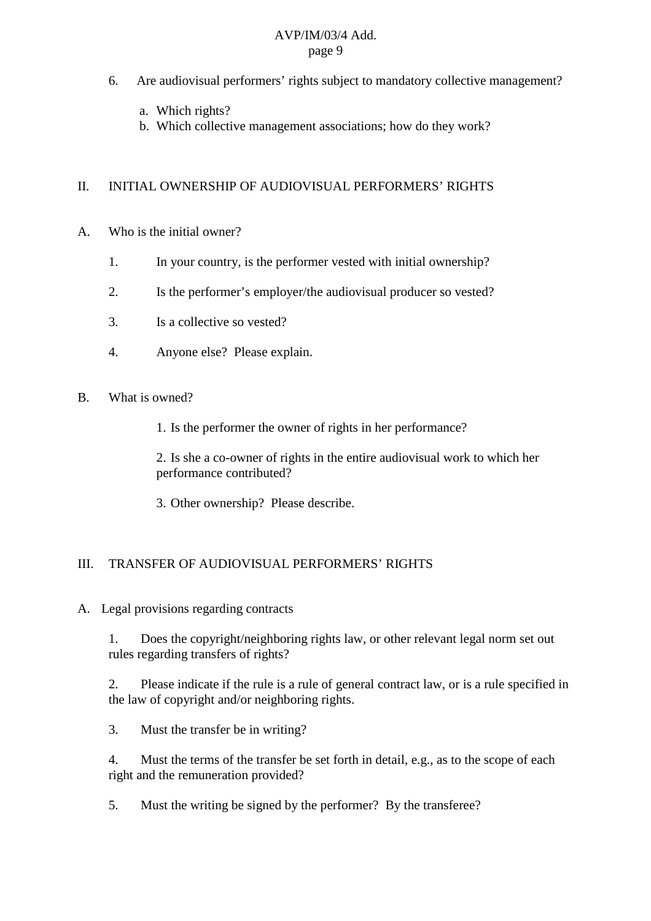6. Are audiovisual performers’ rights subject to mandatory collective management?

   a. Which rights?
   b. Which collective management associations; how do they work?

## II. INITIAL OWNERSHIP OF AUDIOVISUAL PERFORMERS’ RIGHTS

### A. Who is the initial owner?

1. In your country, is the performer vested with initial ownership?

2. Is the performer’s employer/the audiovisual producer so vested?

3. Is a collective so vested?

4. Anyone else? Please explain.

### B. What is owned?

1. Is the performer the owner of rights in her performance?

2. Is she a co-owner of rights in the entire audiovisual work to which her performance contributed?

3. Other ownership? Please describe.

## III. TRANSFER OF AUDIOVISUAL PERFORMERS’ RIGHTS

### A. Legal provisions regarding contracts

1. Does the copyright/neighboring rights law, or other relevant legal norm set out rules regarding transfers of rights?

2. Please indicate if the rule is a rule of general contract law, or is a rule specified in the law of copyright and/or neighboring rights.

3. Must the transfer be in writing?

4. Must the terms of the transfer be set forth in detail, e.g., as to the scope of each right and the remuneration provided?

5. Must the writing be signed by the performer? By the transferee?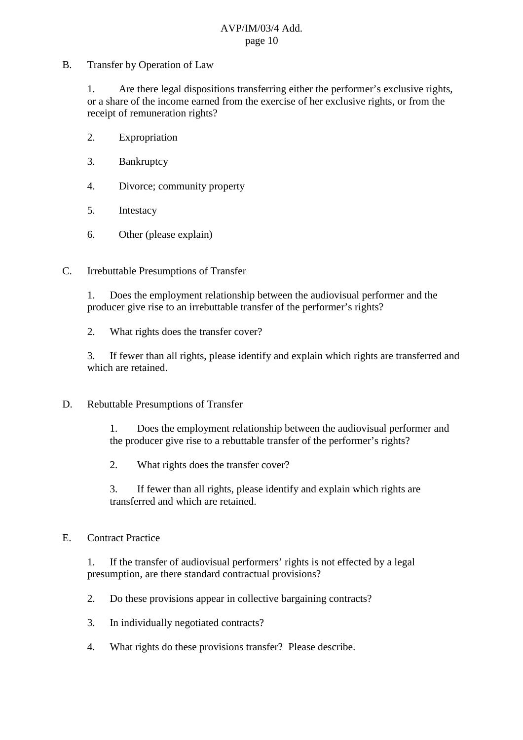B. Transfer by Operation of Law

1. Are there legal dispositions transferring either the performer's exclusive rights, or a share of the income earned from the exercise of her exclusive rights, or from the receipt of remuneration rights?

2. Expropriation

3. Bankruptcy

4. Divorce; community property

5. Intestacy

6. Other (please explain)

C. Irrebuttable Presumptions of Transfer

1. Does the employment relationship between the audiovisual performer and the producer give rise to an irrebuttable transfer of the performer's rights?

2. What rights does the transfer cover?

3. If fewer than all rights, please identify and explain which rights are transferred and which are retained.

D. Rebuttable Presumptions of Transfer

1. Does the employment relationship between the audiovisual performer and the producer give rise to a rebuttable transfer of the performer's rights?

2. What rights does the transfer cover?

3. If fewer than all rights, please identify and explain which rights are transferred and which are retained.

E. Contract Practice

1. If the transfer of audiovisual performers' rights is not effected by a legal presumption, are there standard contractual provisions?

2. Do these provisions appear in collective bargaining contracts?

3. In individually negotiated contracts?

4. What rights do these provisions transfer? Please describe.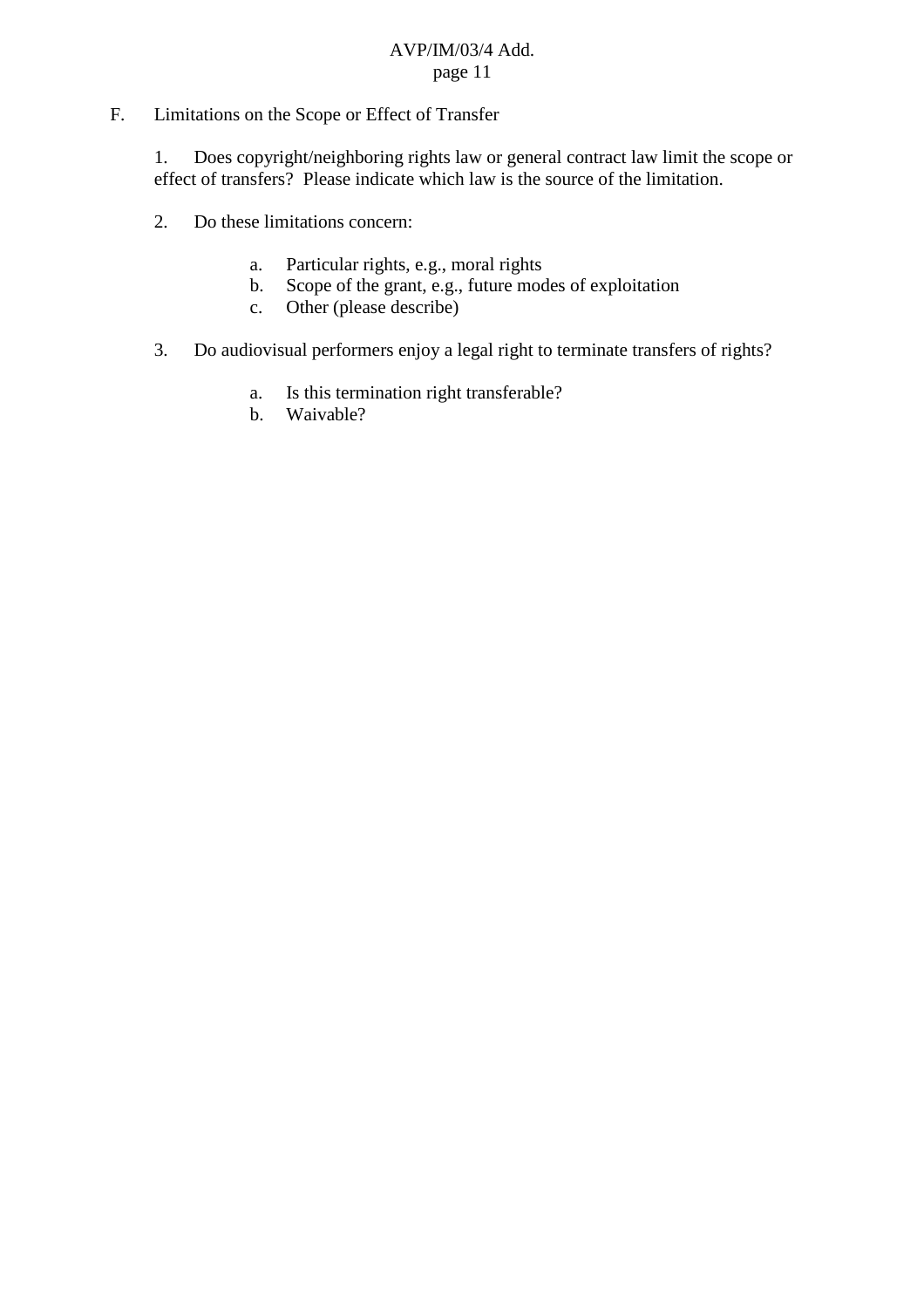F. Limitations on the Scope or Effect of Transfer

1. Does copyright/neighboring rights law or general contract law limit the scope or effect of transfers? Please indicate which law is the source of the limitation.

2. Do these limitations concern:

   a. Particular rights, e.g., moral rights
   b. Scope of the grant, e.g., future modes of exploitation
   c. Other (please describe)

3. Do audiovisual performers enjoy a legal right to terminate transfers of rights?

   a. Is this termination right transferable?
   b. Waivable?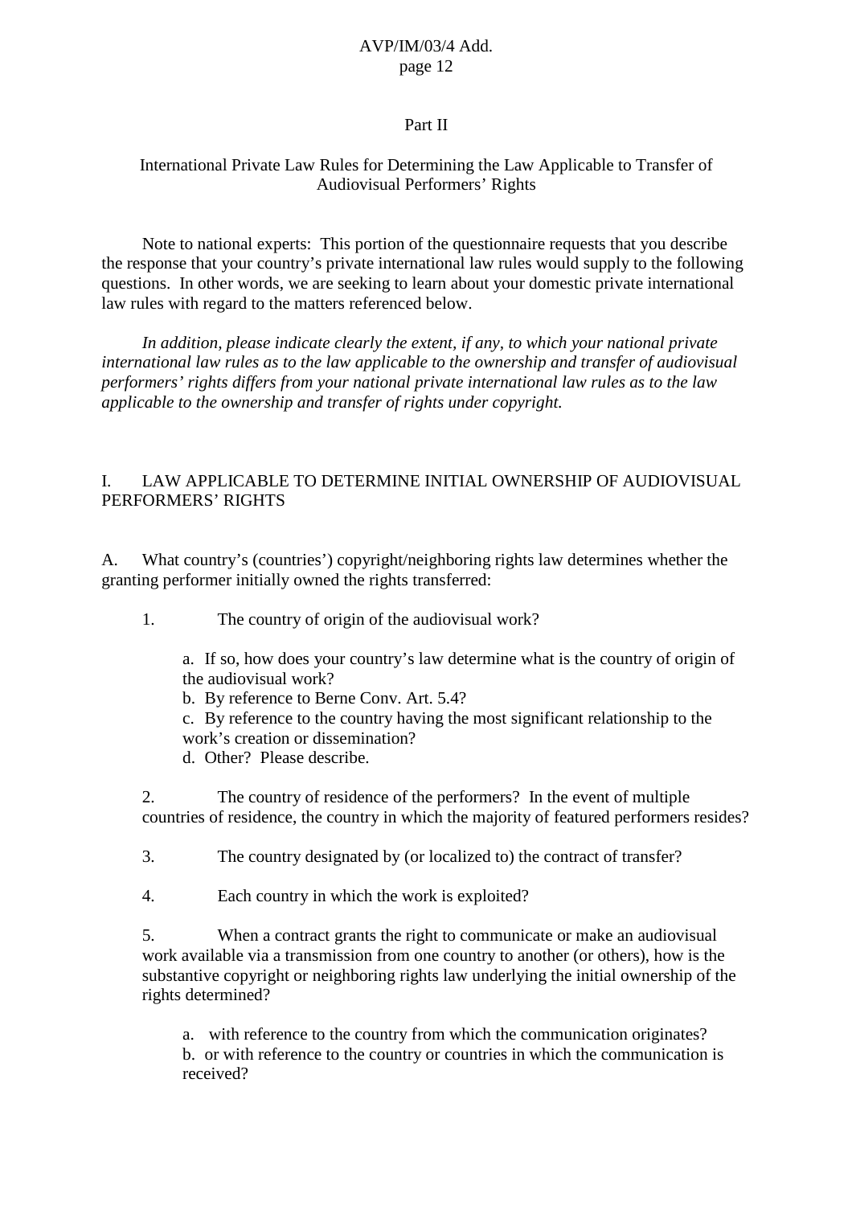## Part II

### International Private Law Rules for Determining the Law Applicable to Transfer of Audiovisual Performers' Rights

Note to national experts: This portion of the questionnaire requests that you describe the response that your country's private international law rules would supply to the following questions. In other words, we are seeking to learn about your domestic private international law rules with regard to the matters referenced below.

*In addition, please indicate clearly the extent, if any, to which your national private international law rules as to the law applicable to the ownership and transfer of audiovisual performers' rights differs from your national private international law rules as to the law applicable to the ownership and transfer of rights under copyright.*

#### I. LAW APPLICABLE TO DETERMINE INITIAL OWNERSHIP OF AUDIOVISUAL PERFORMERS' RIGHTS

A. What country's (countries') copyright/neighboring rights law determines whether the granting performer initially owned the rights transferred:

1. The country of origin of the audiovisual work?

    a. If so, how does your country's law determine what is the country of origin of the audiovisual work?
    b. By reference to Berne Conv. Art. 5.4?
    c. By reference to the country having the most significant relationship to the work's creation or dissemination?
    d. Other? Please describe.

2. The country of residence of the performers? In the event of multiple countries of residence, the country in which the majority of featured performers resides?

3. The country designated by (or localized to) the contract of transfer?

4. Each country in which the work is exploited?

5. When a contract grants the right to communicate or make an audiovisual work available via a transmission from one country to another (or others), how is the substantive copyright or neighboring rights law underlying the initial ownership of the rights determined?

    a. with reference to the country from which the communication originates?
    b. or with reference to the country or countries in which the communication is received?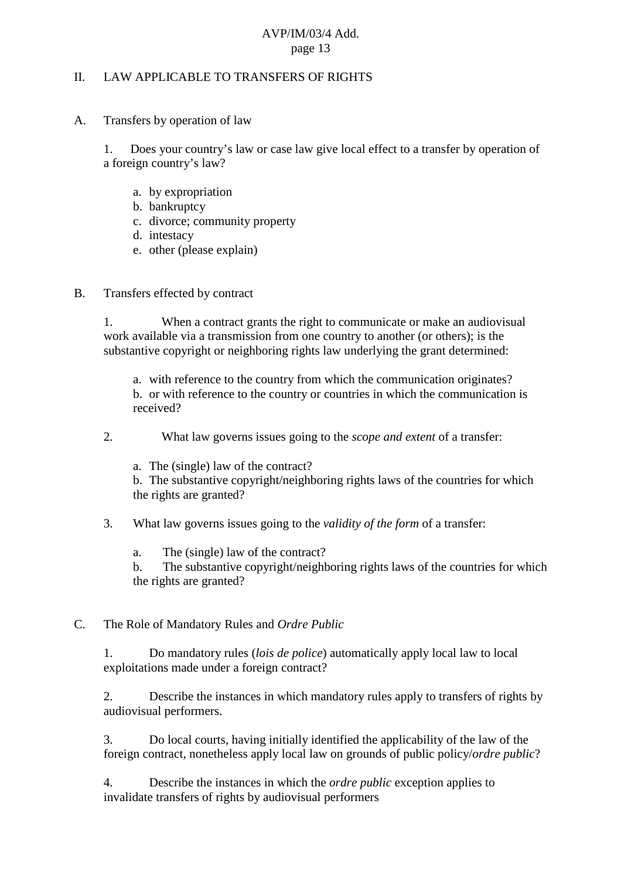## II. LAW APPLICABLE TO TRANSFERS OF RIGHTS

### A. Transfers by operation of law

1. Does your country's law or case law give local effect to a transfer by operation of a foreign country's law?

   a. by expropriation
   b. bankruptcy
   c. divorce; community property
   d. intestacy
   e. other (please explain)

### B. Transfers effected by contract

1. When a contract grants the right to communicate or make an audiovisual work available via a transmission from one country to another (or others); is the substantive copyright or neighboring rights law underlying the grant determined:

   a. with reference to the country from which the communication originates?
   b. or with reference to the country or countries in which the communication is received?

2. What law governs issues going to the *scope and extent* of a transfer:

   a. The (single) law of the contract?
   b. The substantive copyright/neighboring rights laws of the countries for which the rights are granted?

3. What law governs issues going to the *validity of the form* of a transfer:

   a. The (single) law of the contract?
   b. The substantive copyright/neighboring rights laws of the countries for which the rights are granted?

### C. The Role of Mandatory Rules and *Ordre Public*

1. Do mandatory rules (*lois de police*) automatically apply local law to local exploitations made under a foreign contract?

2. Describe the instances in which mandatory rules apply to transfers of rights by audiovisual performers.

3. Do local courts, having initially identified the applicability of the law of the foreign contract, nonetheless apply local law on grounds of public policy/*ordre public*?

4. Describe the instances in which the *ordre public* exception applies to invalidate transfers of rights by audiovisual performers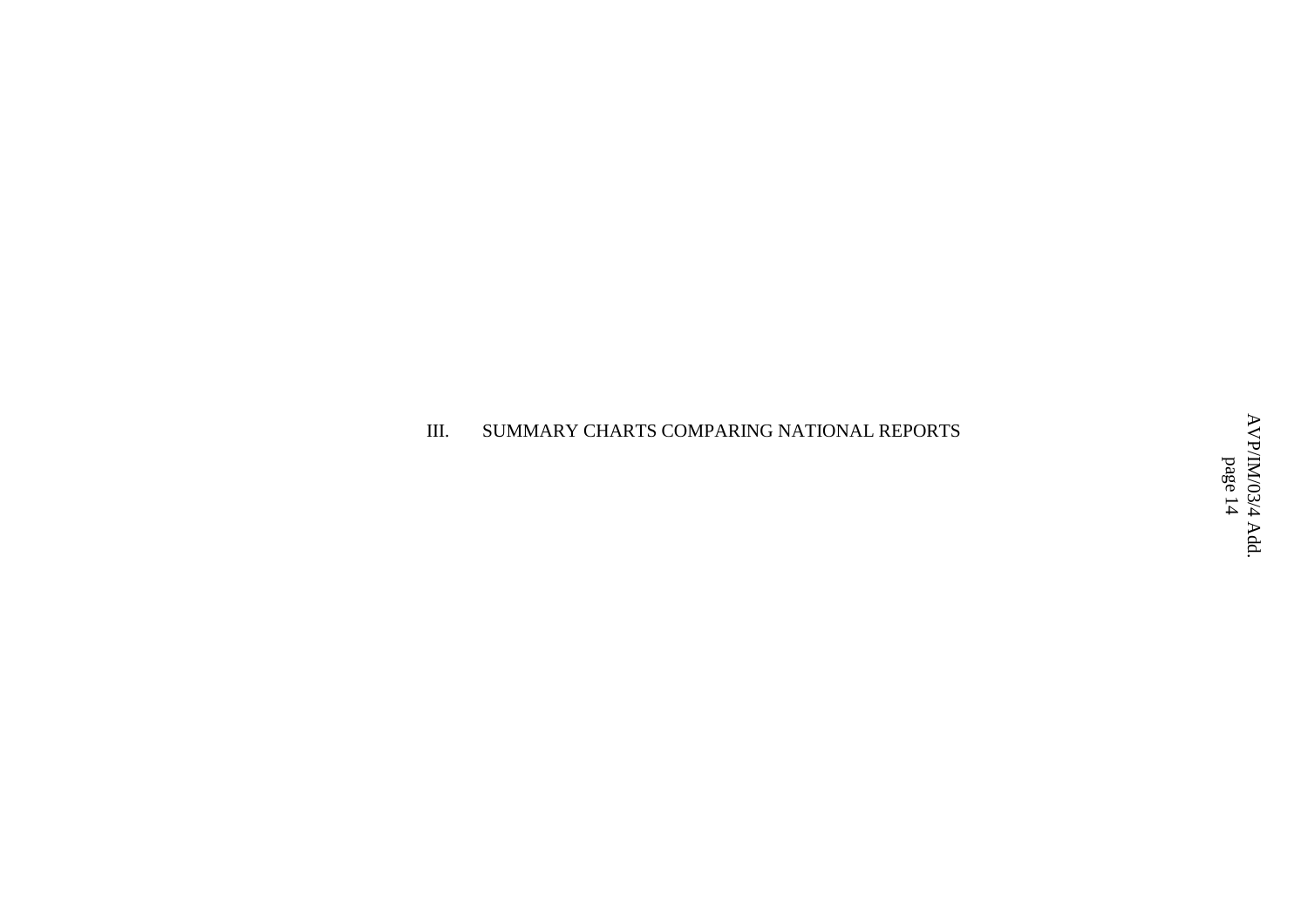# III. SUMMARY CHARTS COMPARING NATIONAL REPORTS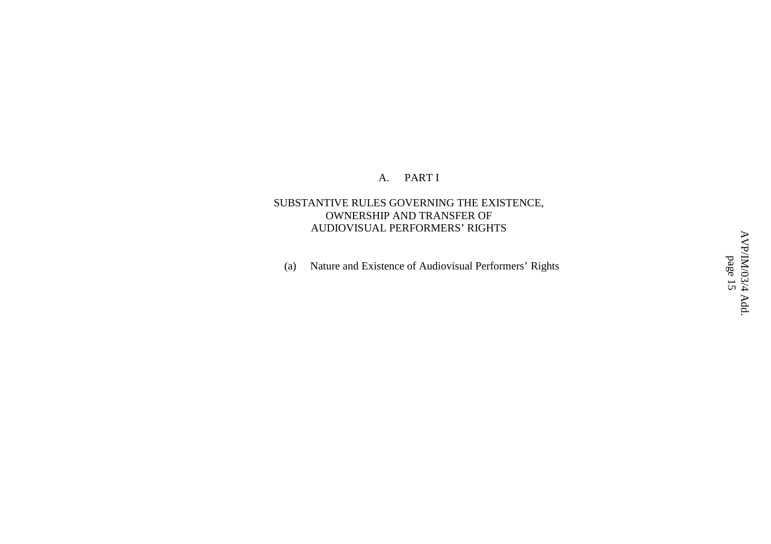# A. PART I

## SUBSTANTIVE RULES GOVERNING THE EXISTENCE, OWNERSHIP AND TRANSFER OF AUDIOVISUAL PERFORMERS' RIGHTS

### (a) Nature and Existence of Audiovisual Performers' Rights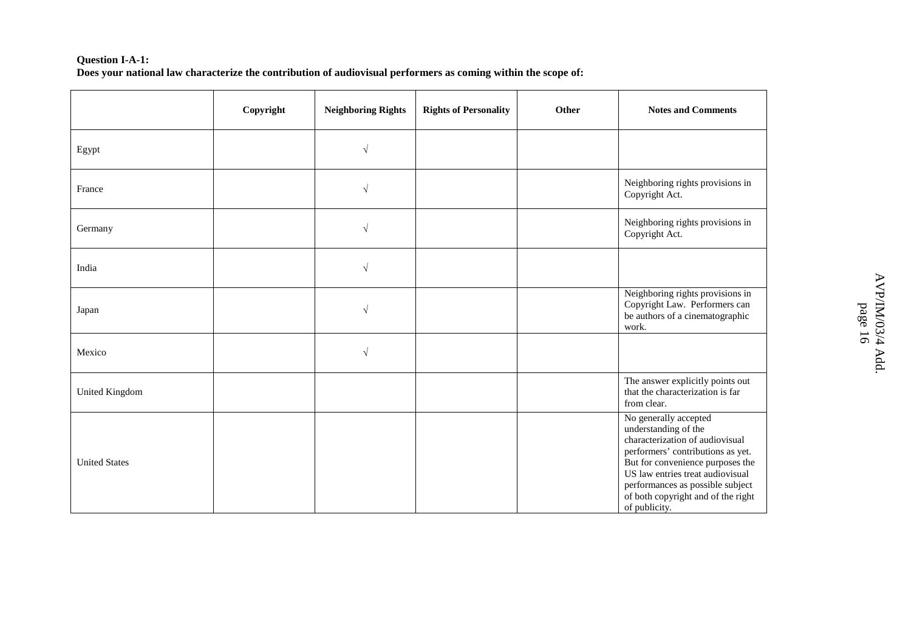**Question I-A-1:**
**Does your national law characterize the contribution of audiovisual performers as coming within the scope of:**

| | Copyright | Neighboring Rights | Rights of Personality | Other | Notes and Comments |
|---|---|---|---|---|---|
| Egypt | | √ | | | |
| France | | √ | | | Neighboring rights provisions in Copyright Act. |
| Germany | | √ | | | Neighboring rights provisions in Copyright Act. |
| India | | √ | | | |
| Japan | | √ | | | Neighboring rights provisions in Copyright Law. Performers can be authors of a cinematographic work. |
| Mexico | | √ | | | |
| United Kingdom | | | | | The answer explicitly points out that the characterization is far from clear. |
| United States | | | | | No generally accepted understanding of the characterization of audiovisual performers' contributions as yet. But for convenience purposes the US law entries treat audiovisual performances as possible subject of both copyright and of the right of publicity. |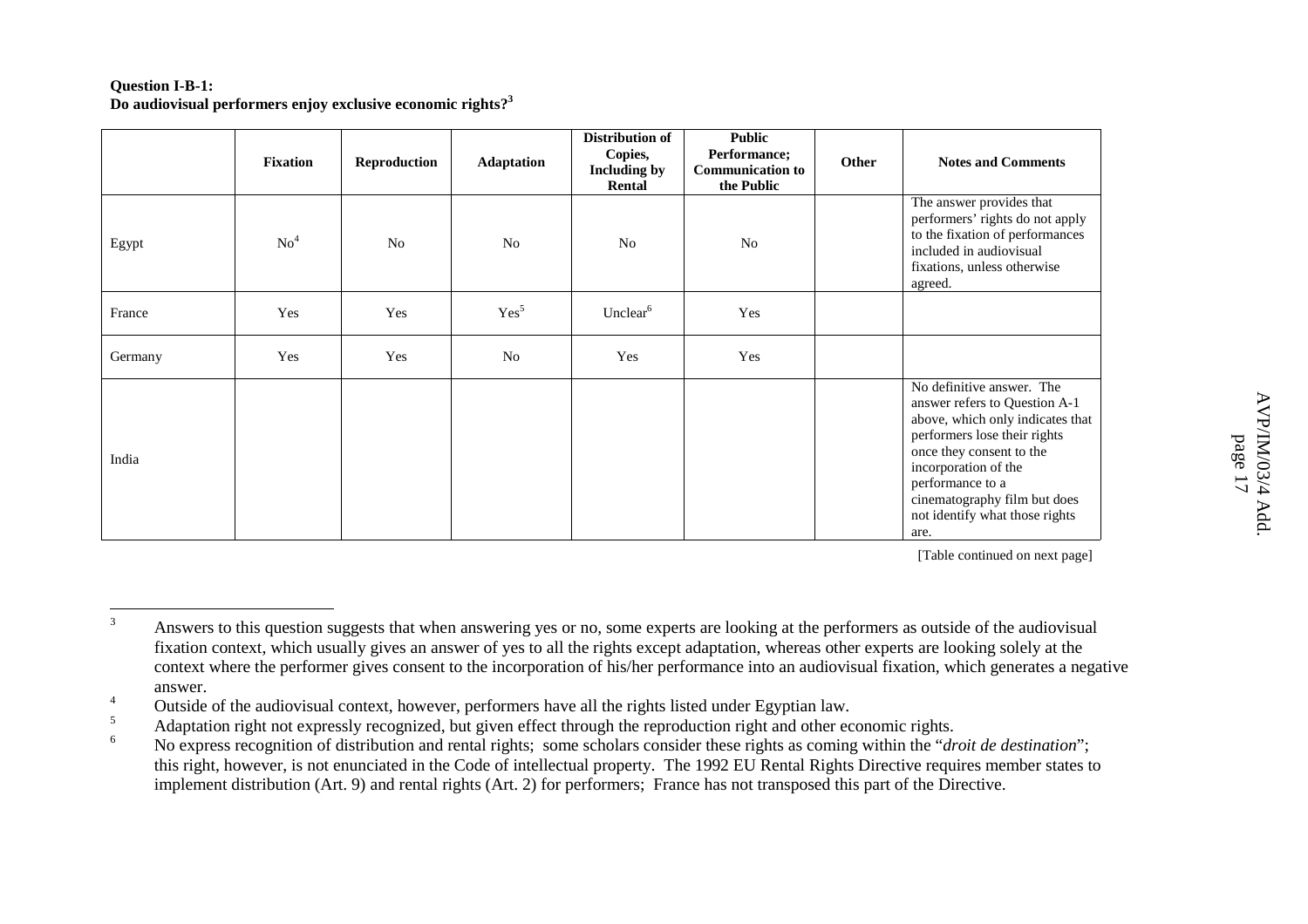**Question I-B-1:**
**Do audiovisual performers enjoy exclusive economic rights?[3]**

| | Fixation | Reproduction | Adaptation | Distribution of Copies, Including by Rental | Public Performance; Communication to the Public | Other | Notes and Comments |
|---|---|---|---|---|---|---|---|
| Egypt | No[4] | No | No | No | No | | The answer provides that performers' rights do not apply to the fixation of performances included in audiovisual fixations, unless otherwise agreed. |
| France | Yes | Yes | Yes[5] | Unclear[6] | Yes | | |
| Germany | Yes | Yes | No | Yes | Yes | | |
| India | | | | | | | No definitive answer. The answer refers to Question A-1 above, which only indicates that performers lose their rights once they consent to the incorporation of the performance to a cinematography film but does not identify what those rights are. |

[Table continued on next page]

---

[3] Answers to this question suggests that when answering yes or no, some experts are looking at the performers as outside of the audiovisual fixation context, which usually gives an answer of yes to all the rights except adaptation, whereas other experts are looking solely at the context where the performer gives consent to the incorporation of his/her performance into an audiovisual fixation, which generates a negative answer.

[4] Outside of the audiovisual context, however, performers have all the rights listed under Egyptian law.

[5] Adaptation right not expressly recognized, but given effect through the reproduction right and other economic rights.

[6] No express recognition of distribution and rental rights; some scholars consider these rights as coming within the "*droit de destination*"; this right, however, is not enunciated in the Code of intellectual property. The 1992 EU Rental Rights Directive requires member states to implement distribution (Art. 9) and rental rights (Art. 2) for performers; France has not transposed this part of the Directive.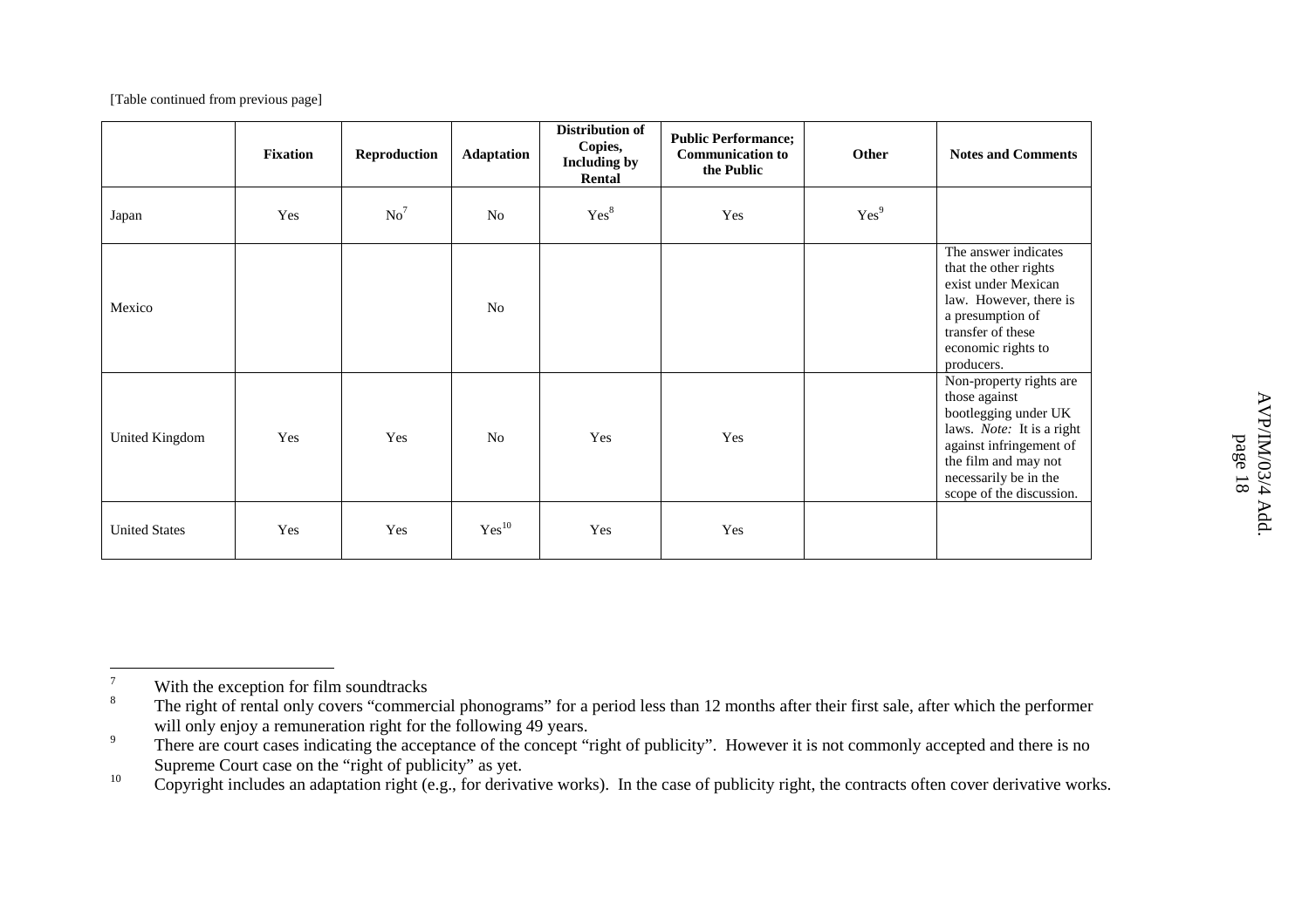[Table continued from previous page]

| | Fixation | Reproduction | Adaptation | Distribution of Copies, Including by Rental | Public Performance; Communication to the Public | Other | Notes and Comments |
|---|---|---|---|---|---|---|---|
| Japan | Yes | No[7] | No | Yes[8] | Yes | Yes[9] | |
| Mexico | | | No | | | | The answer indicates that the other rights exist under Mexican law. However, there is a presumption of transfer of these economic rights to producers. |
| United Kingdom | Yes | Yes | No | Yes | Yes | | Non-property rights are those against bootlegging under UK laws. *Note:* It is a right against infringement of the film and may not necessarily be in the scope of the discussion. |
| United States | Yes | Yes | Yes[10] | Yes | Yes | | |

---

[7] With the exception for film soundtracks

[8] The right of rental only covers "commercial phonograms" for a period less than 12 months after their first sale, after which the performer will only enjoy a remuneration right for the following 49 years.

[9] There are court cases indicating the acceptance of the concept "right of publicity". However it is not commonly accepted and there is no Supreme Court case on the "right of publicity" as yet.

[10] Copyright includes an adaptation right (e.g., for derivative works). In the case of publicity right, the contracts often cover derivative works.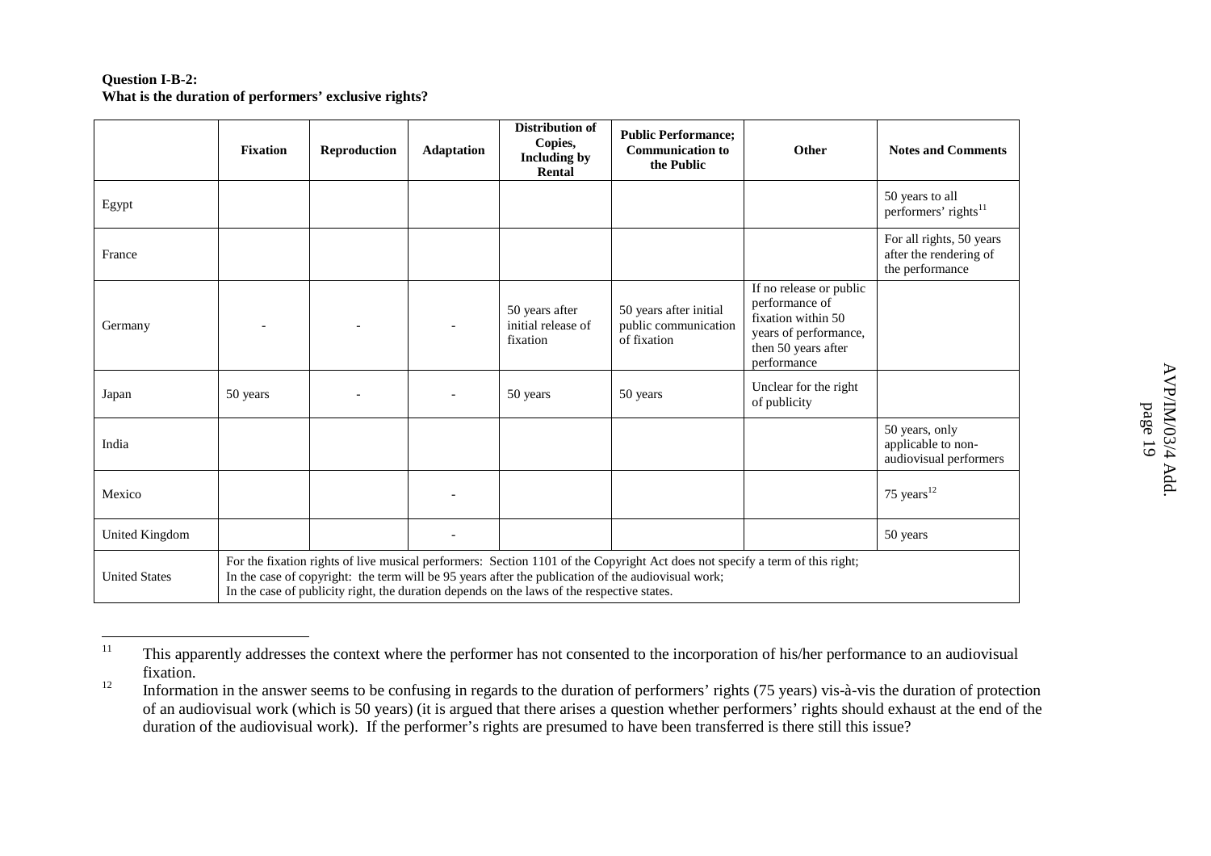**Question I-B-2:**
**What is the duration of performers' exclusive rights?**

| | Fixation | Reproduction | Adaptation | Distribution of Copies, Including by Rental | Public Performance; Communication to the Public | Other | Notes and Comments |
|---|---|---|---|---|---|---|---|
| Egypt | | | | | | | 50 years to all performers' rights[11] |
| France | | | | | | | For all rights, 50 years after the rendering of the performance |
| Germany | - | - | - | 50 years after initial release of fixation | 50 years after initial public communication of fixation | If no release or public performance of fixation within 50 years of performance, then 50 years after performance | |
| Japan | 50 years | - | - | 50 years | 50 years | Unclear for the right of publicity | |
| India | | | | | | | 50 years, only applicable to non-audiovisual performers |
| Mexico | | | - | | | | 75 years[12] |
| United Kingdom | | | - | | | | 50 years |
| United States | For the fixation rights of live musical performers: Section 1101 of the Copyright Act does not specify a term of this right; In the case of copyright: the term will be 95 years after the publication of the audiovisual work; In the case of publicity right, the duration depends on the laws of the respective states. | | | | | | |

[11] This apparently addresses the context where the performer has not consented to the incorporation of his/her performance to an audiovisual fixation.

[12] Information in the answer seems to be confusing in regards to the duration of performers' rights (75 years) vis-à-vis the duration of protection of an audiovisual work (which is 50 years) (it is argued that there arises a question whether performers' rights should exhaust at the end of the duration of the audiovisual work). If the performer's rights are presumed to have been transferred is there still this issue?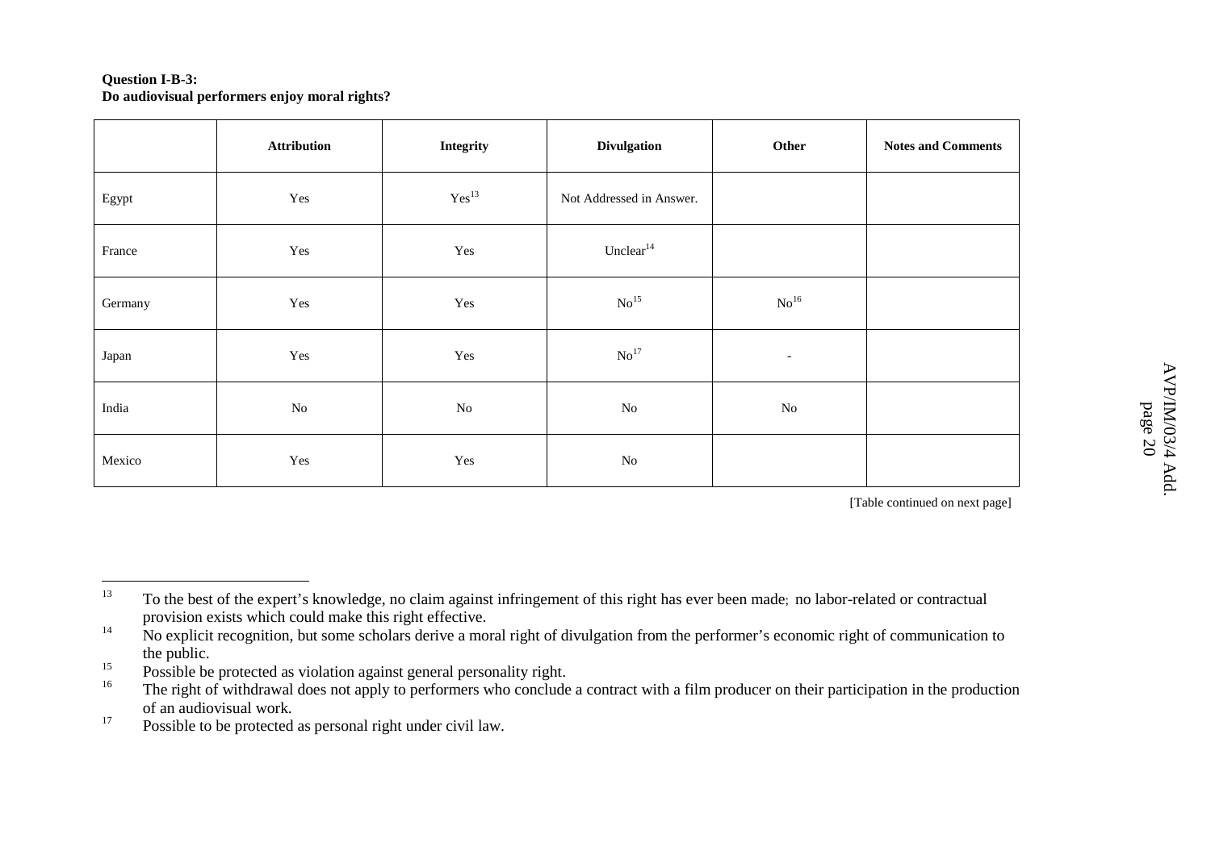**Question I-B-3:**
**Do audiovisual performers enjoy moral rights?**

| | Attribution | Integrity | Divulgation | Other | Notes and Comments |
|---|---|---|---|---|---|
| Egypt | Yes | Yes[13] | Not Addressed in Answer. | | |
| France | Yes | Yes | Unclear[14] | | |
| Germany | Yes | Yes | No[15] | No[16] | |
| Japan | Yes | Yes | No[17] | - | |
| India | No | No | No | No | |
| Mexico | Yes | Yes | No | | |

[Table continued on next page]

---

[13] To the best of the expert's knowledge, no claim against infringement of this right has ever been made; no labor-related or contractual provision exists which could make this right effective.

[14] No explicit recognition, but some scholars derive a moral right of divulgation from the performer's economic right of communication to the public.

[15] Possible be protected as violation against general personality right.

[16] The right of withdrawal does not apply to performers who conclude a contract with a film producer on their participation in the production of an audiovisual work.

[17] Possible to be protected as personal right under civil law.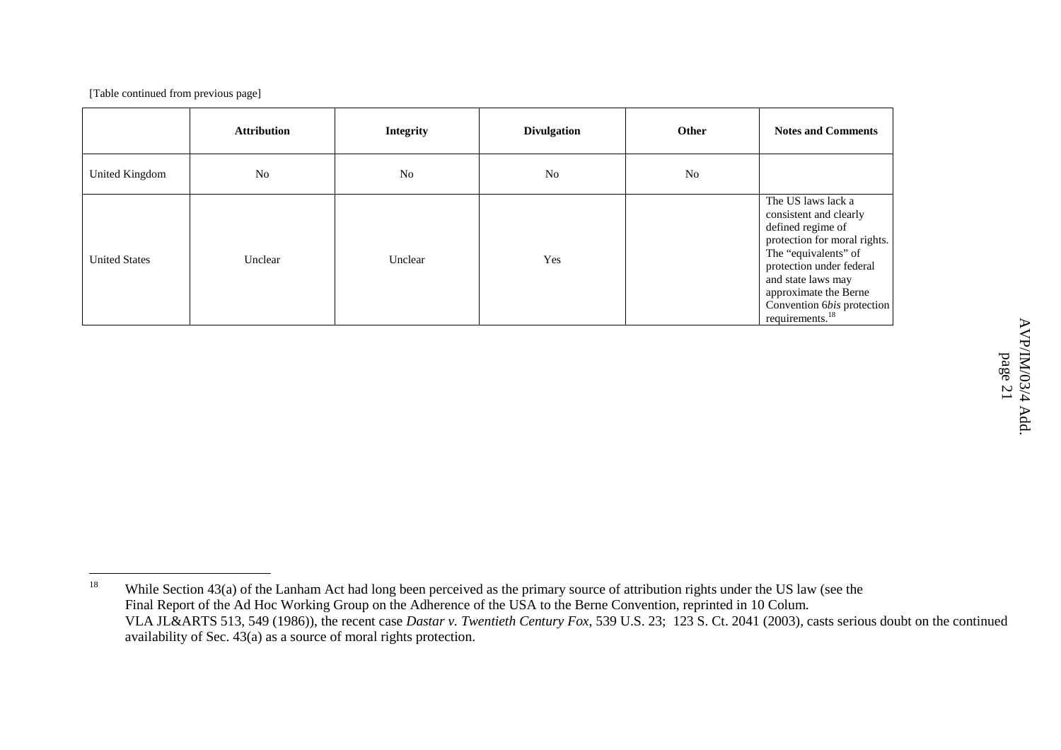[Table continued from previous page]

| | Attribution | Integrity | Divulgation | Other | Notes and Comments |
|---|---|---|---|---|---|
| United Kingdom | No | No | No | No | |
| United States | Unclear | Unclear | Yes | | The US laws lack a consistent and clearly defined regime of protection for moral rights. The "equivalents" of protection under federal and state laws may approximate the Berne Convention 6*bis* protection requirements.[18] |

[18] While Section 43(a) of the Lanham Act had long been perceived as the primary source of attribution rights under the US law (see the Final Report of the Ad Hoc Working Group on the Adherence of the USA to the Berne Convention, reprinted in 10 Colum. VLA JL&ARTS 513, 549 (1986)), the recent case *Dastar v. Twentieth Century Fox*, 539 U.S. 23; 123 S. Ct. 2041 (2003), casts serious doubt on the continued availability of Sec. 43(a) as a source of moral rights protection.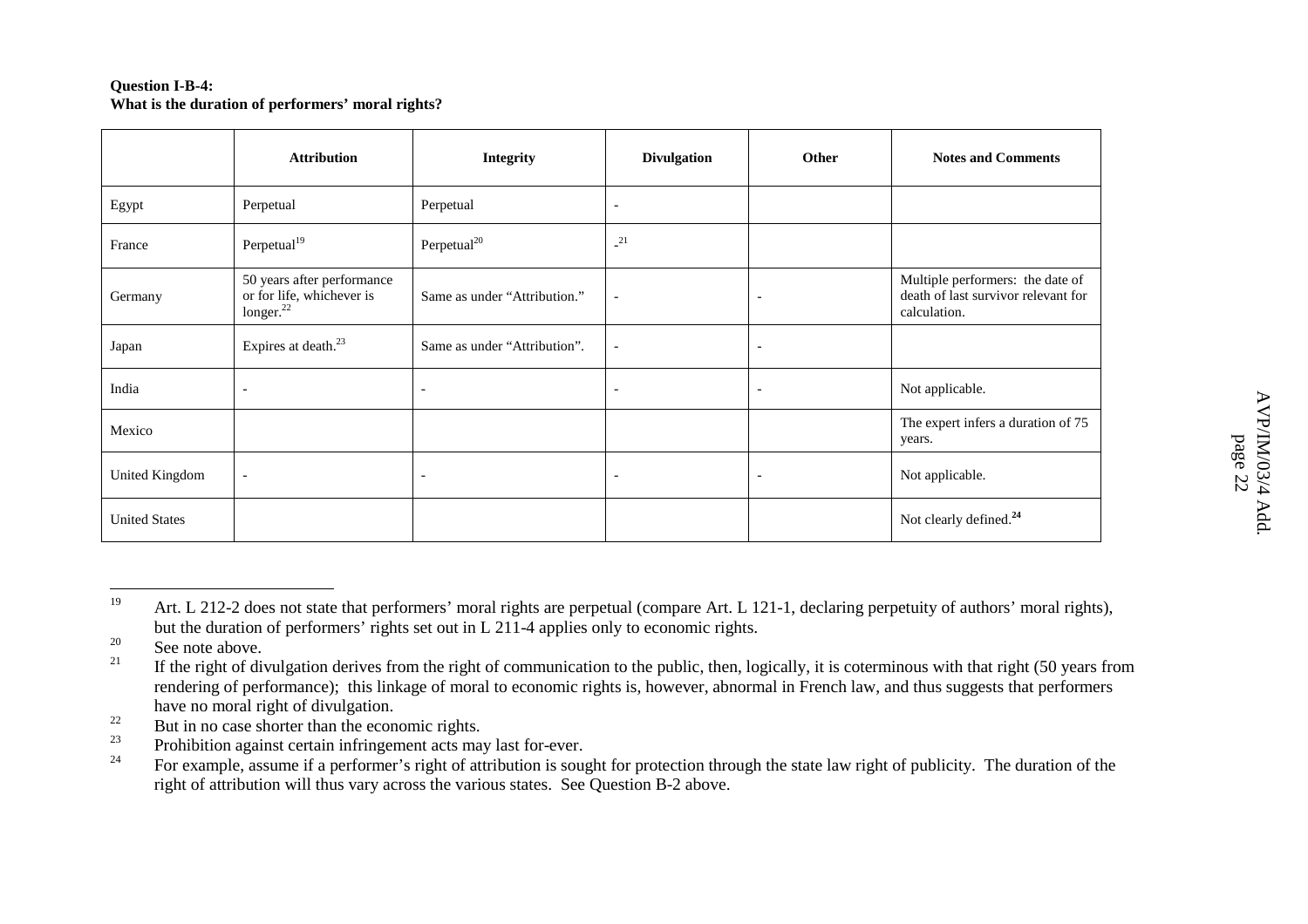**Question I-B-4:**
**What is the duration of performers' moral rights?**

| | Attribution | Integrity | Divulgation | Other | Notes and Comments |
|---|---|---|---|---|---|
| Egypt | Perpetual | Perpetual | - | | |
| France | Perpetual[19] | Perpetual[20] | -[21] | | |
| Germany | 50 years after performance or for life, whichever is longer.[22] | Same as under "Attribution." | - | - | Multiple performers: the date of death of last survivor relevant for calculation. |
| Japan | Expires at death.[23] | Same as under "Attribution". | - | - | |
| India | - | - | - | - | Not applicable. |
| Mexico | | | | | The expert infers a duration of 75 years. |
| United Kingdom | - | - | - | - | Not applicable. |
| United States | | | | | Not clearly defined.[24] |

---

[19] Art. L 212-2 does not state that performers' moral rights are perpetual (compare Art. L 121-1, declaring perpetuity of authors' moral rights), but the duration of performers' rights set out in L 211-4 applies only to economic rights.

[20] See note above.

[21] If the right of divulgation derives from the right of communication to the public, then, logically, it is coterminous with that right (50 years from rendering of performance); this linkage of moral to economic rights is, however, abnormal in French law, and thus suggests that performers have no moral right of divulgation.

[22] But in no case shorter than the economic rights.

[23] Prohibition against certain infringement acts may last for-ever.

[24] For example, assume if a performer's right of attribution is sought for protection through the state law right of publicity. The duration of the right of attribution will thus vary across the various states. See Question B-2 above.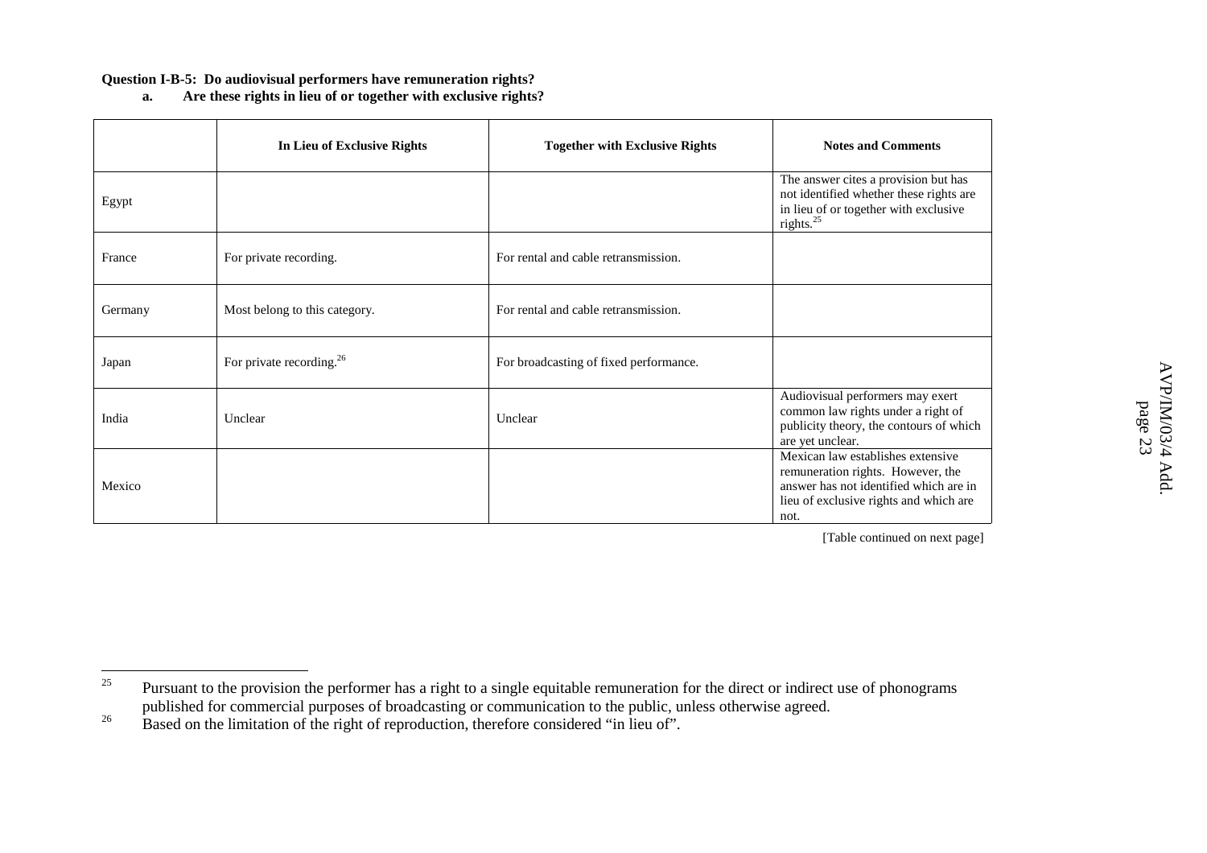**Question I-B-5: Do audiovisual performers have remuneration rights?**

**a. Are these rights in lieu of or together with exclusive rights?**

| | In Lieu of Exclusive Rights | Together with Exclusive Rights | Notes and Comments |
|---|---|---|---|
| Egypt | | | The answer cites a provision but has not identified whether these rights are in lieu of or together with exclusive rights.[25] |
| France | For private recording. | For rental and cable retransmission. | |
| Germany | Most belong to this category. | For rental and cable retransmission. | |
| Japan | For private recording.[26] | For broadcasting of fixed performance. | |
| India | Unclear | Unclear | Audiovisual performers may exert common law rights under a right of publicity theory, the contours of which are yet unclear. |
| Mexico | | | Mexican law establishes extensive remuneration rights. However, the answer has not identified which are in lieu of exclusive rights and which are not. |

[Table continued on next page]

---

[25] Pursuant to the provision the performer has a right to a single equitable remuneration for the direct or indirect use of phonograms published for commercial purposes of broadcasting or communication to the public, unless otherwise agreed.

[26] Based on the limitation of the right of reproduction, therefore considered "in lieu of".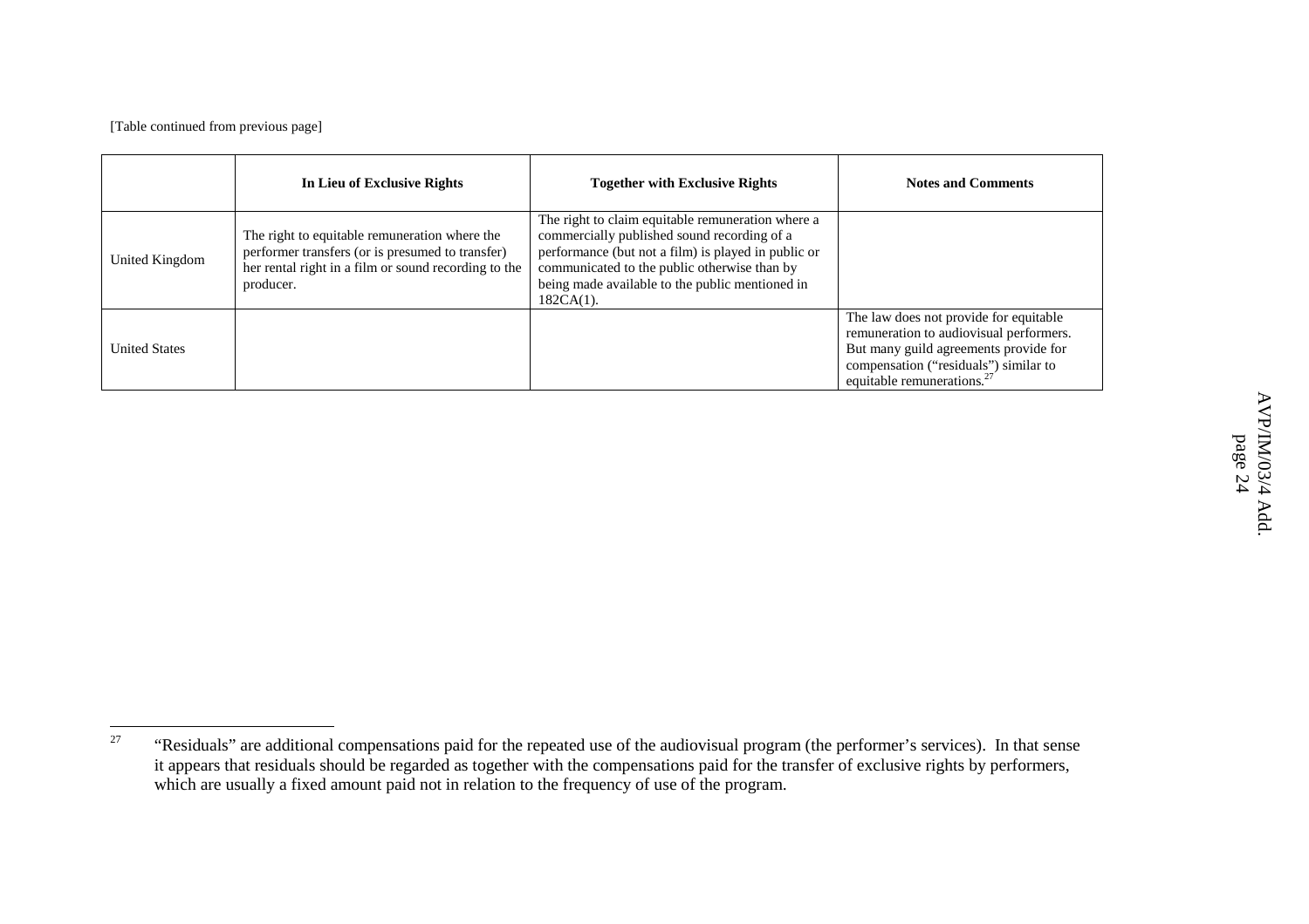[Table continued from previous page]

| | In Lieu of Exclusive Rights | Together with Exclusive Rights | Notes and Comments |
|---|---|---|---|
| United Kingdom | The right to equitable remuneration where the performer transfers (or is presumed to transfer) her rental right in a film or sound recording to the producer. | The right to claim equitable remuneration where a commercially published sound recording of a performance (but not a film) is played in public or communicated to the public otherwise than by being made available to the public mentioned in 182CA(1). | |
| United States | | | The law does not provide for equitable remuneration to audiovisual performers. But many guild agreements provide for compensation ("residuals") similar to equitable remunerations.[27] |

[27] "Residuals" are additional compensations paid for the repeated use of the audiovisual program (the performer's services). In that sense it appears that residuals should be regarded as together with the compensations paid for the transfer of exclusive rights by performers, which are usually a fixed amount paid not in relation to the frequency of use of the program.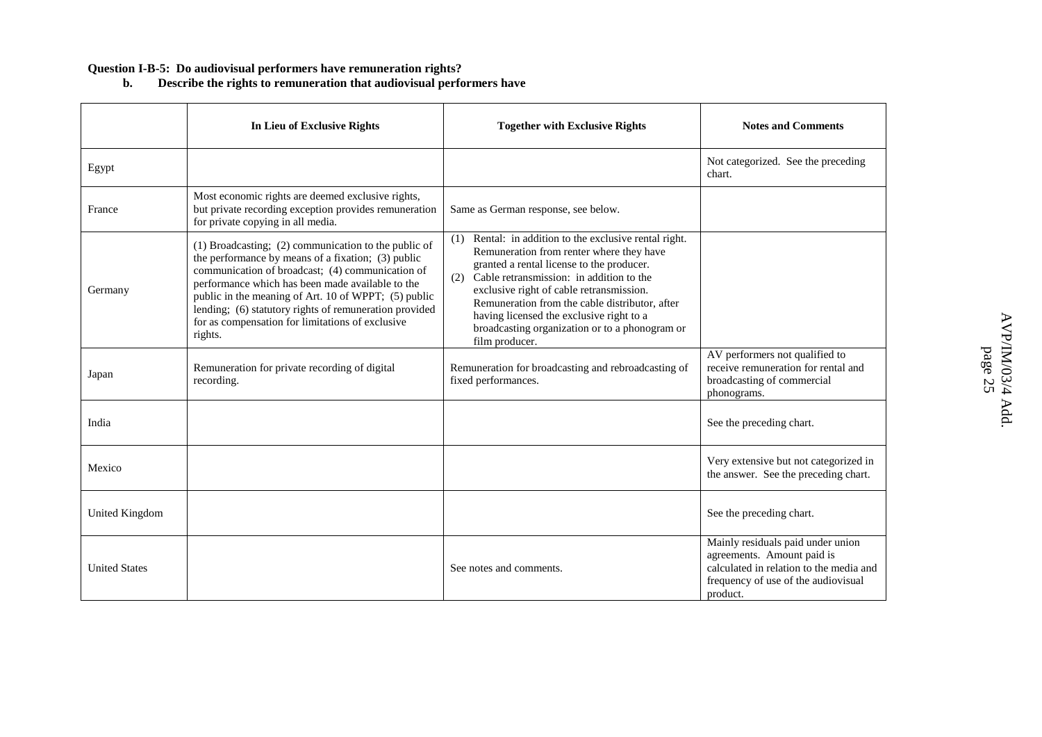**Question I-B-5: Do audiovisual performers have remuneration rights?**

**b. Describe the rights to remuneration that audiovisual performers have**

| | In Lieu of Exclusive Rights | Together with Exclusive Rights | Notes and Comments |
|---|---|---|---|
| Egypt | | | Not categorized. See the preceding chart. |
| France | Most economic rights are deemed exclusive rights, but private recording exception provides remuneration for private copying in all media. | Same as German response, see below. | |
| Germany | (1) Broadcasting; (2) communication to the public of the performance by means of a fixation; (3) public communication of broadcast; (4) communication of performance which has been made available to the public in the meaning of Art. 10 of WPPT; (5) public lending; (6) statutory rights of remuneration provided for as compensation for limitations of exclusive rights. | (1) Rental: in addition to the exclusive rental right. Remuneration from renter where they have granted a rental license to the producer. (2) Cable retransmission: in addition to the exclusive right of cable retransmission. Remuneration from the cable distributor, after having licensed the exclusive right to a broadcasting organization or to a phonogram or film producer. | |
| Japan | Remuneration for private recording of digital recording. | Remuneration for broadcasting and rebroadcasting of fixed performances. | AV performers not qualified to receive remuneration for rental and broadcasting of commercial phonograms. |
| India | | | See the preceding chart. |
| Mexico | | | Very extensive but not categorized in the answer. See the preceding chart. |
| United Kingdom | | | See the preceding chart. |
| United States | | See notes and comments. | Mainly residuals paid under union agreements. Amount paid is calculated in relation to the media and frequency of use of the audiovisual product. |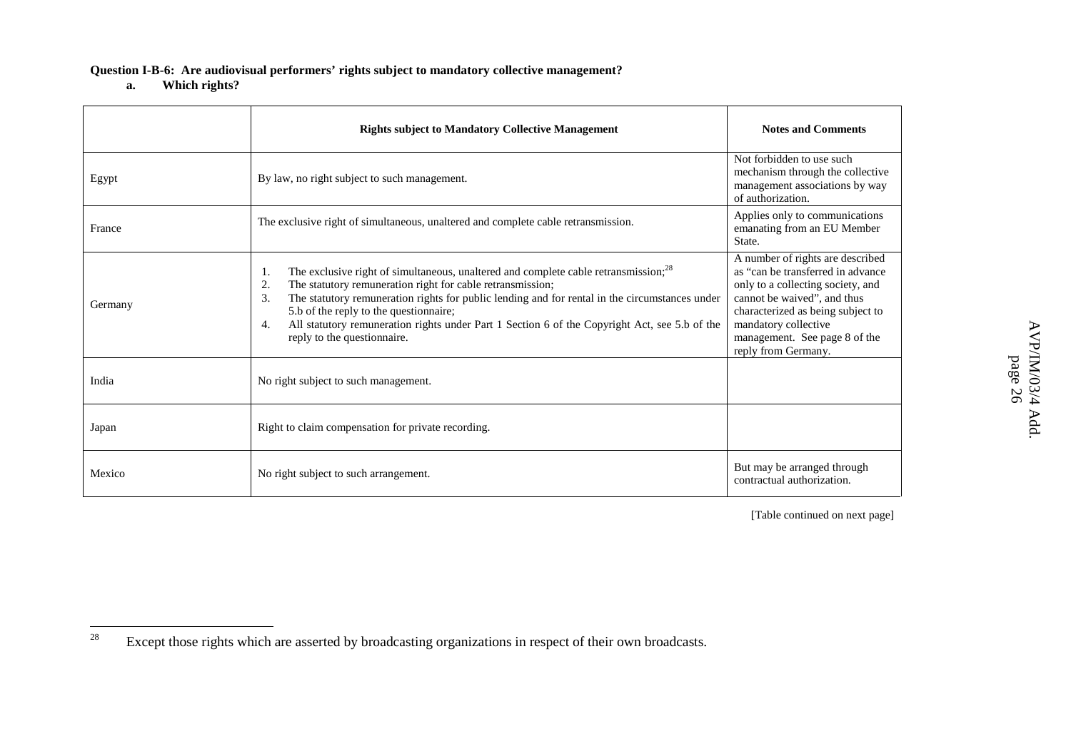**Question I-B-6: Are audiovisual performers' rights subject to mandatory collective management?**

**a. Which rights?**

| | Rights subject to Mandatory Collective Management | Notes and Comments |
|---|---|---|
| Egypt | By law, no right subject to such management. | Not forbidden to use such mechanism through the collective management associations by way of authorization. |
| France | The exclusive right of simultaneous, unaltered and complete cable retransmission. | Applies only to communications emanating from an EU Member State. |
| Germany | 1. The exclusive right of simultaneous, unaltered and complete cable retransmission;[28]<br>2. The statutory remuneration right for cable retransmission;<br>3. The statutory remuneration rights for public lending and for rental in the circumstances under 5.b of the reply to the questionnaire;<br>4. All statutory remuneration rights under Part 1 Section 6 of the Copyright Act, see 5.b of the reply to the questionnaire. | A number of rights are described as "can be transferred in advance only to a collecting society, and cannot be waived", and thus characterized as being subject to mandatory collective management. See page 8 of the reply from Germany. |
| India | No right subject to such management. | |
| Japan | Right to claim compensation for private recording. | |
| Mexico | No right subject to such arrangement. | But may be arranged through contractual authorization. |

[Table continued on next page]

[28] Except those rights which are asserted by broadcasting organizations in respect of their own broadcasts.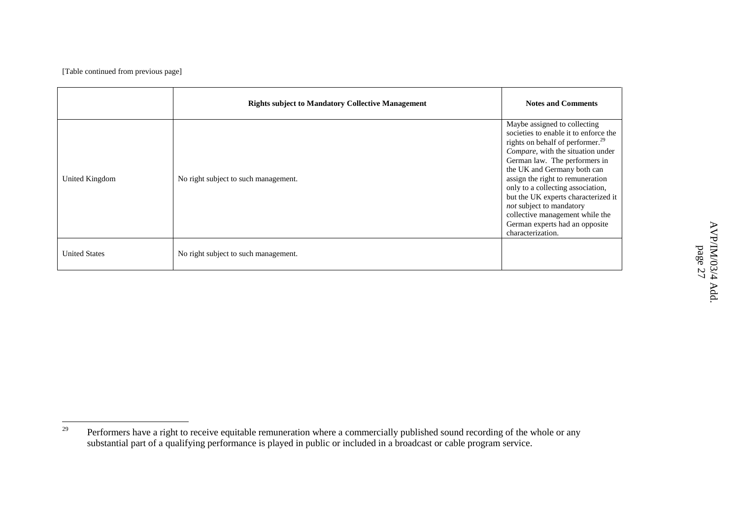[Table continued from previous page]

| | Rights subject to Mandatory Collective Management | Notes and Comments |
|---|---|---|
| United Kingdom | No right subject to such management. | Maybe assigned to collecting societies to enable it to enforce the rights on behalf of performer.[29] *Compare*, with the situation under German law. The performers in the UK and Germany both can assign the right to remuneration only to a collecting association, but the UK experts characterized it *not* subject to mandatory collective management while the German experts had an opposite characterization. |
| United States | No right subject to such management. | |

[29] Performers have a right to receive equitable remuneration where a commercially published sound recording of the whole or any substantial part of a qualifying performance is played in public or included in a broadcast or cable program service.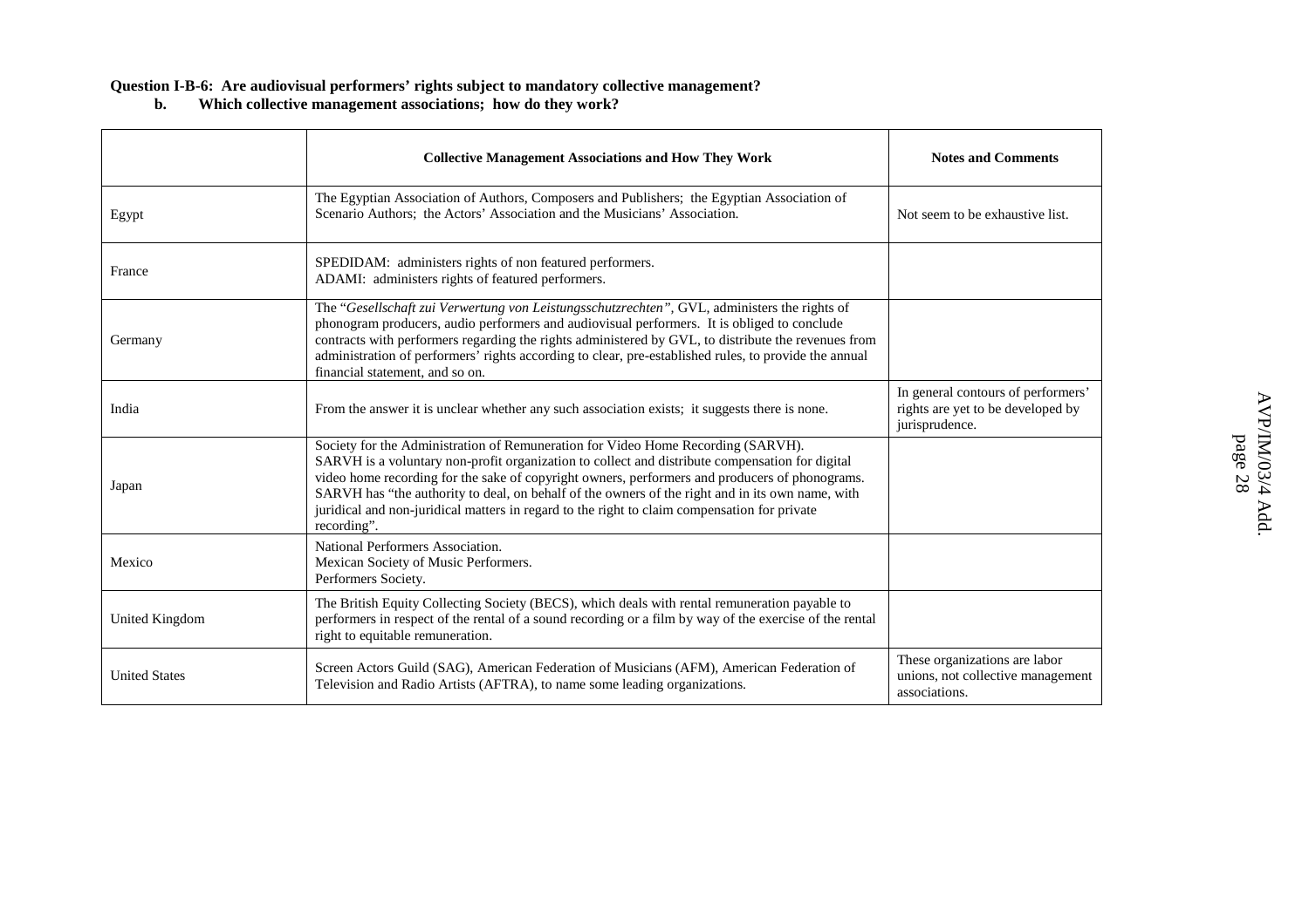**Question I-B-6: Are audiovisual performers' rights subject to mandatory collective management?**
**b. Which collective management associations; how do they work?**

| | Collective Management Associations and How They Work | Notes and Comments |
|---|---|---|
| Egypt | The Egyptian Association of Authors, Composers and Publishers; the Egyptian Association of Scenario Authors; the Actors' Association and the Musicians' Association. | Not seem to be exhaustive list. |
| France | SPEDIDAM: administers rights of non featured performers.<br>ADAMI: administers rights of featured performers. | |
| Germany | The "*Gesellschaft zui Verwertung von Leistungsschutzrechten*", GVL, administers the rights of phonogram producers, audio performers and audiovisual performers. It is obliged to conclude contracts with performers regarding the rights administered by GVL, to distribute the revenues from administration of performers' rights according to clear, pre-established rules, to provide the annual financial statement, and so on. | |
| India | From the answer it is unclear whether any such association exists; it suggests there is none. | In general contours of performers' rights are yet to be developed by jurisprudence. |
| Japan | Society for the Administration of Remuneration for Video Home Recording (SARVH).<br>SARVH is a voluntary non-profit organization to collect and distribute compensation for digital video home recording for the sake of copyright owners, performers and producers of phonograms. SARVH has "the authority to deal, on behalf of the owners of the right and in its own name, with juridical and non-juridical matters in regard to the right to claim compensation for private recording". | |
| Mexico | National Performers Association.<br>Mexican Society of Music Performers.<br>Performers Society. | |
| United Kingdom | The British Equity Collecting Society (BECS), which deals with rental remuneration payable to performers in respect of the rental of a sound recording or a film by way of the exercise of the rental right to equitable remuneration. | |
| United States | Screen Actors Guild (SAG), American Federation of Musicians (AFM), American Federation of Television and Radio Artists (AFTRA), to name some leading organizations. | These organizations are labor unions, not collective management associations. |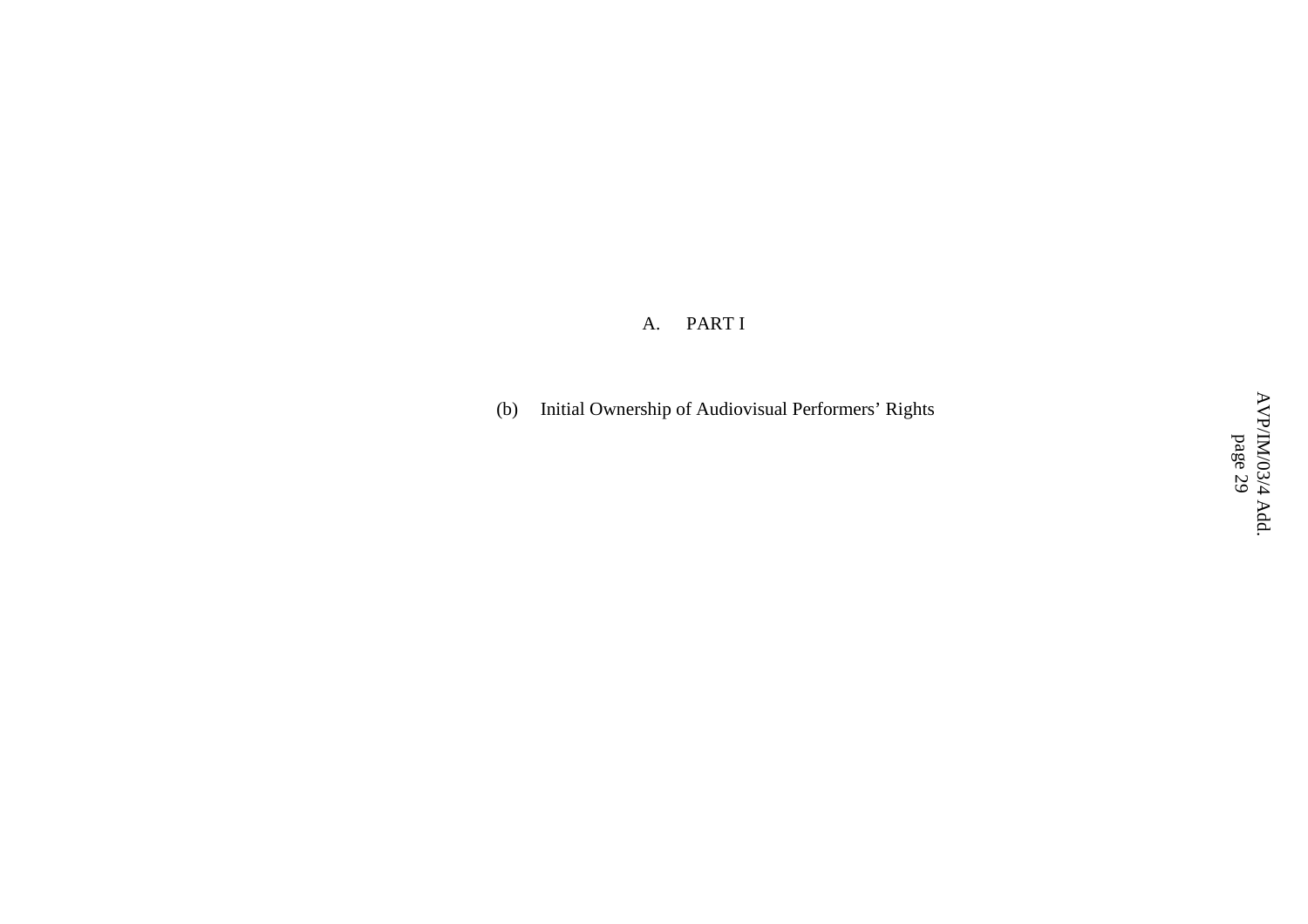## A. PART I

### (b) Initial Ownership of Audiovisual Performers' Rights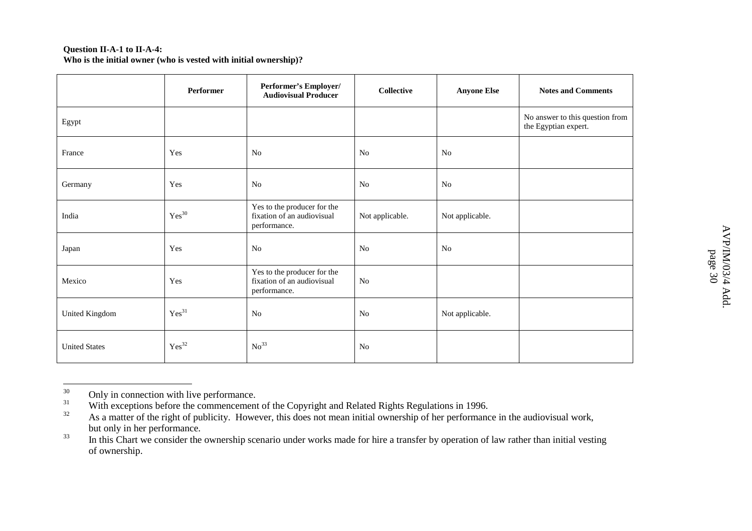**Question II-A-1 to II-A-4:**
**Who is the initial owner (who is vested with initial ownership)?**

| | Performer | Performer's Employer/ Audiovisual Producer | Collective | Anyone Else | Notes and Comments |
|---|---|---|---|---|---|
| Egypt | | | | | No answer to this question from the Egyptian expert. |
| France | Yes | No | No | No | |
| Germany | Yes | No | No | No | |
| India | Yes[30] | Yes to the producer for the fixation of an audiovisual performance. | Not applicable. | Not applicable. | |
| Japan | Yes | No | No | No | |
| Mexico | Yes | Yes to the producer for the fixation of an audiovisual performance. | No | | |
| United Kingdom | Yes[31] | No | No | Not applicable. | |
| United States | Yes[32] | No[33] | No | | |

[30] Only in connection with live performance.

[31] With exceptions before the commencement of the Copyright and Related Rights Regulations in 1996.

[32] As a matter of the right of publicity. However, this does not mean initial ownership of her performance in the audiovisual work, but only in her performance.

[33] In this Chart we consider the ownership scenario under works made for hire a transfer by operation of law rather than initial vesting of ownership.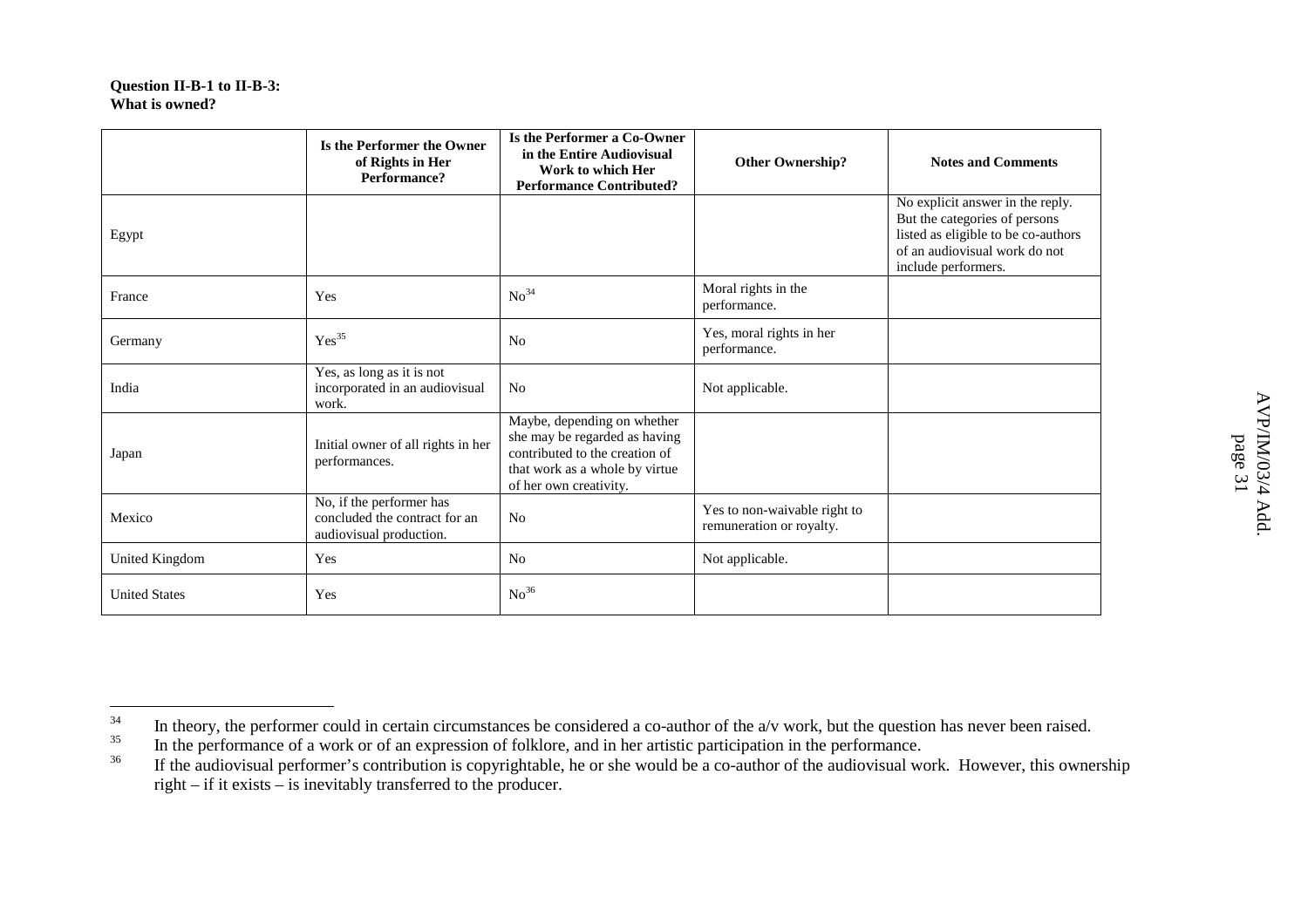**Question II-B-1 to II-B-3:**
**What is owned?**

| | Is the Performer the Owner of Rights in Her Performance? | Is the Performer a Co-Owner in the Entire Audiovisual Work to which Her Performance Contributed? | Other Ownership? | Notes and Comments |
|---|---|---|---|---|
| Egypt | | | | No explicit answer in the reply. But the categories of persons listed as eligible to be co-authors of an audiovisual work do not include performers. |
| France | Yes | No[34] | Moral rights in the performance. | |
| Germany | Yes[35] | No | Yes, moral rights in her performance. | |
| India | Yes, as long as it is not incorporated in an audiovisual work. | No | Not applicable. | |
| Japan | Initial owner of all rights in her performances. | Maybe, depending on whether she may be regarded as having contributed to the creation of that work as a whole by virtue of her own creativity. | | |
| Mexico | No, if the performer has concluded the contract for an audiovisual production. | No | Yes to non-waivable right to remuneration or royalty. | |
| United Kingdom | Yes | No | Not applicable. | |
| United States | Yes | No[36] | | |

[34] In theory, the performer could in certain circumstances be considered a co-author of the a/v work, but the question has never been raised.

[35] In the performance of a work or of an expression of folklore, and in her artistic participation in the performance.

[36] If the audiovisual performer's contribution is copyrightable, he or she would be a co-author of the audiovisual work. However, this ownership right – if it exists – is inevitably transferred to the producer.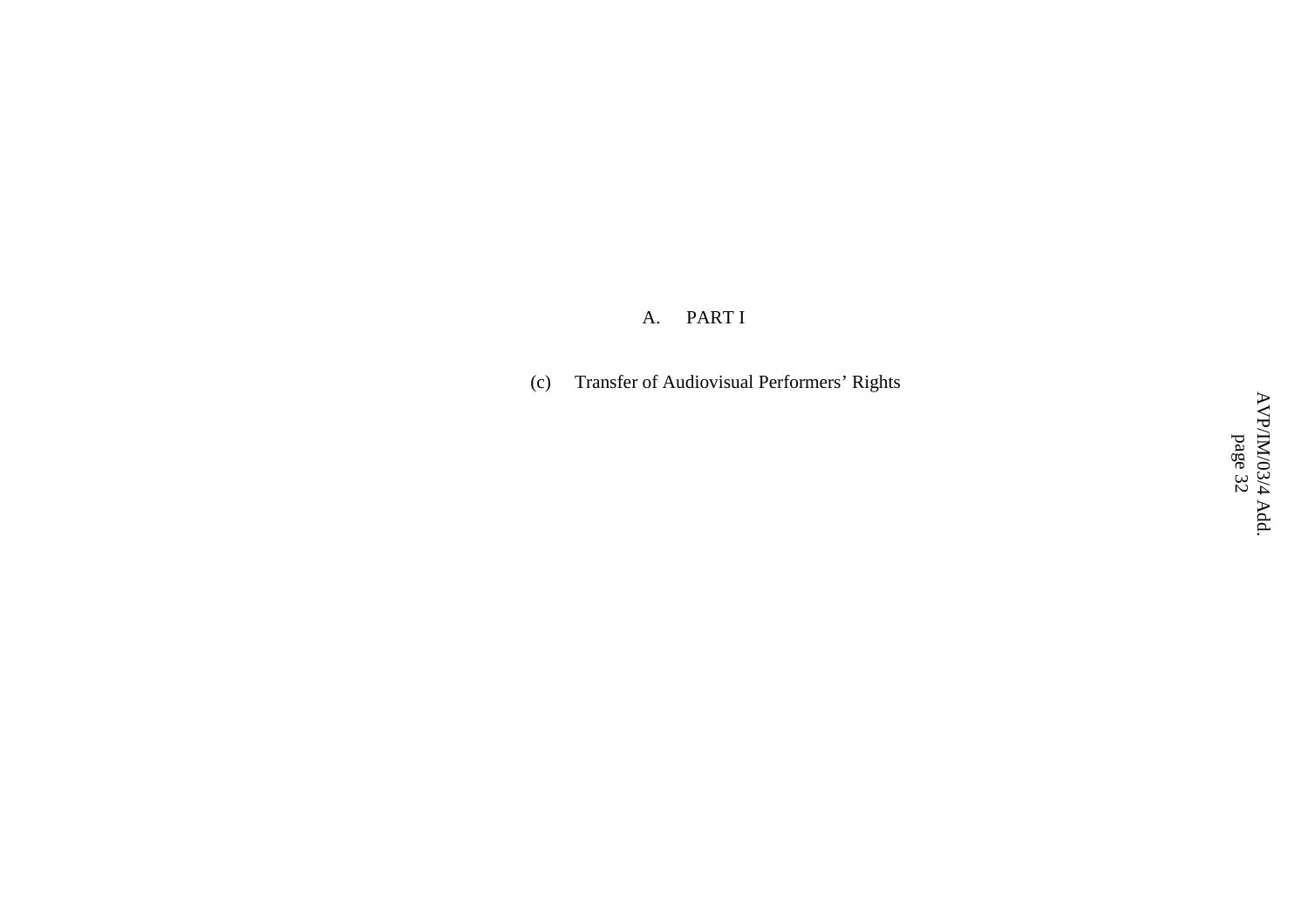## A. PART I

### (c) Transfer of Audiovisual Performers' Rights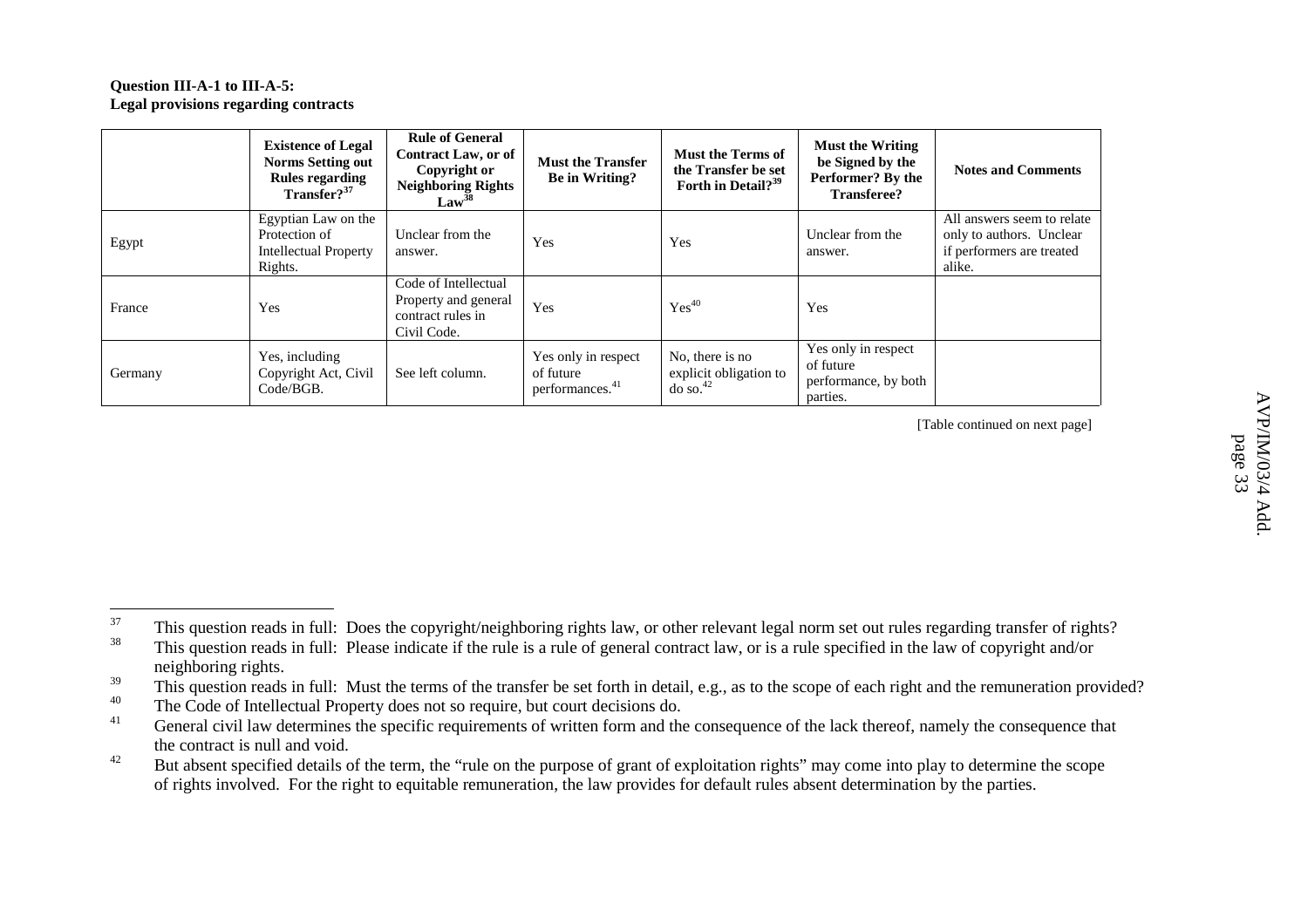**Question III-A-1 to III-A-5:**
**Legal provisions regarding contracts**

| | Existence of Legal Norms Setting out Rules regarding Transfer?[37] | Rule of General Contract Law, or of Copyright or Neighboring Rights Law[38] | Must the Transfer Be in Writing? | Must the Terms of the Transfer be set Forth in Detail?[39] | Must the Writing be Signed by the Performer? By the Transferee? | Notes and Comments |
|---|---|---|---|---|---|---|
| Egypt | Egyptian Law on the Protection of Intellectual Property Rights. | Unclear from the answer. | Yes | Yes | Unclear from the answer. | All answers seem to relate only to authors. Unclear if performers are treated alike. |
| France | Yes | Code of Intellectual Property and general contract rules in Civil Code. | Yes | Yes[40] | Yes | |
| Germany | Yes, including Copyright Act, Civil Code/BGB. | See left column. | Yes only in respect of future performances.[41] | No, there is no explicit obligation to do so.[42] | Yes only in respect of future performance, by both parties. | |

[Table continued on next page]

---

[37] This question reads in full: Does the copyright/neighboring rights law, or other relevant legal norm set out rules regarding transfer of rights?

[38] This question reads in full: Please indicate if the rule is a rule of general contract law, or is a rule specified in the law of copyright and/or neighboring rights.

[39] This question reads in full: Must the terms of the transfer be set forth in detail, e.g., as to the scope of each right and the remuneration provided?

[40] The Code of Intellectual Property does not so require, but court decisions do.

[41] General civil law determines the specific requirements of written form and the consequence of the lack thereof, namely the consequence that the contract is null and void.

[42] But absent specified details of the term, the "rule on the purpose of grant of exploitation rights" may come into play to determine the scope of rights involved. For the right to equitable remuneration, the law provides for default rules absent determination by the parties.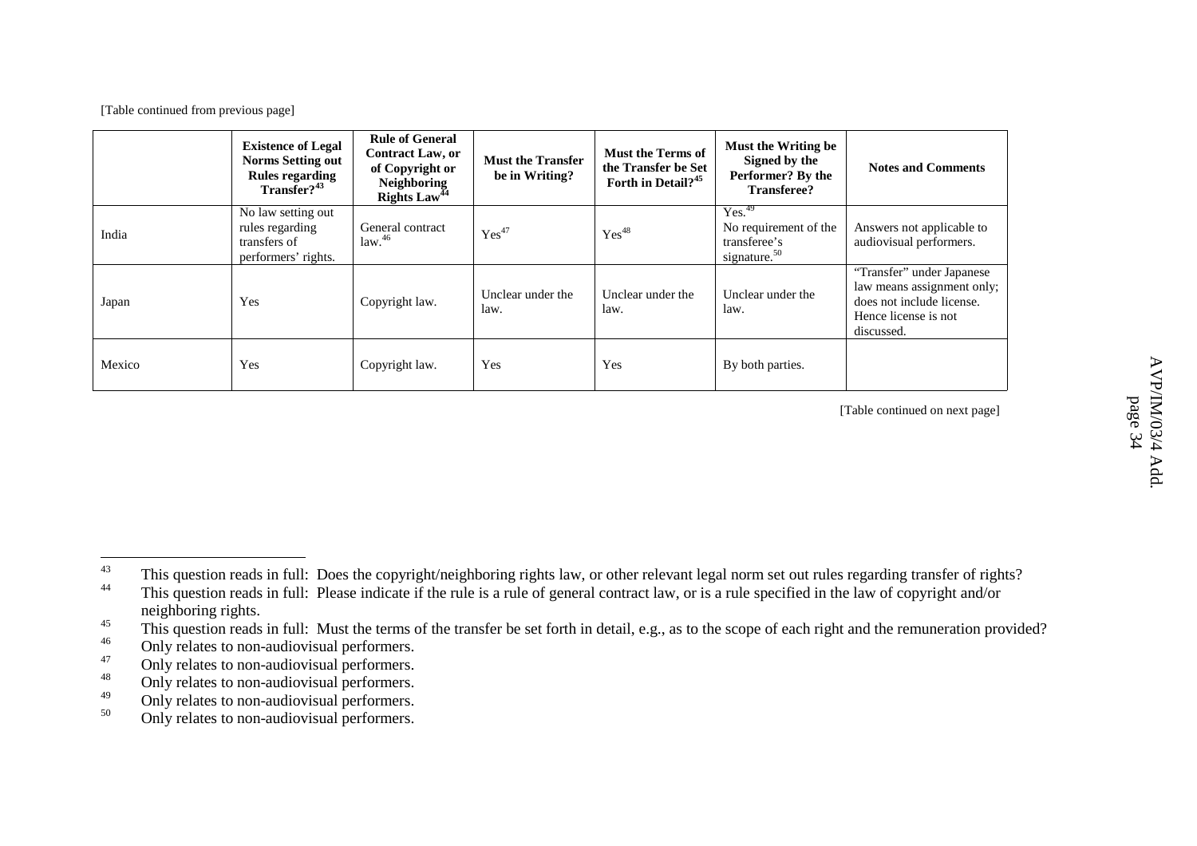[Table continued from previous page]

| | Existence of Legal Norms Setting out Rules regarding Transfer?[43] | Rule of General Contract Law, or of Copyright or Neighboring Rights Law[44] | Must the Transfer be in Writing? | Must the Terms of the Transfer be Set Forth in Detail?[45] | Must the Writing be Signed by the Performer? By the Transferee? | Notes and Comments |
|---|---|---|---|---|---|---|
| India | No law setting out rules regarding transfers of performers' rights. | General contract law.[46] | Yes[47] | Yes[48] | Yes.[49] No requirement of the transferee's signature.[50] | Answers not applicable to audiovisual performers. |
| Japan | Yes | Copyright law. | Unclear under the law. | Unclear under the law. | Unclear under the law. | "Transfer" under Japanese law means assignment only; does not include license. Hence license is not discussed. |
| Mexico | Yes | Copyright law. | Yes | Yes | By both parties. | |

[Table continued on next page]

---

[43] This question reads in full: Does the copyright/neighboring rights law, or other relevant legal norm set out rules regarding transfer of rights?

[44] This question reads in full: Please indicate if the rule is a rule of general contract law, or is a rule specified in the law of copyright and/or neighboring rights.

[45] This question reads in full: Must the terms of the transfer be set forth in detail, e.g., as to the scope of each right and the remuneration provided?

[46] Only relates to non-audiovisual performers.

[47] Only relates to non-audiovisual performers.

[48] Only relates to non-audiovisual performers.

[49] Only relates to non-audiovisual performers.

[50] Only relates to non-audiovisual performers.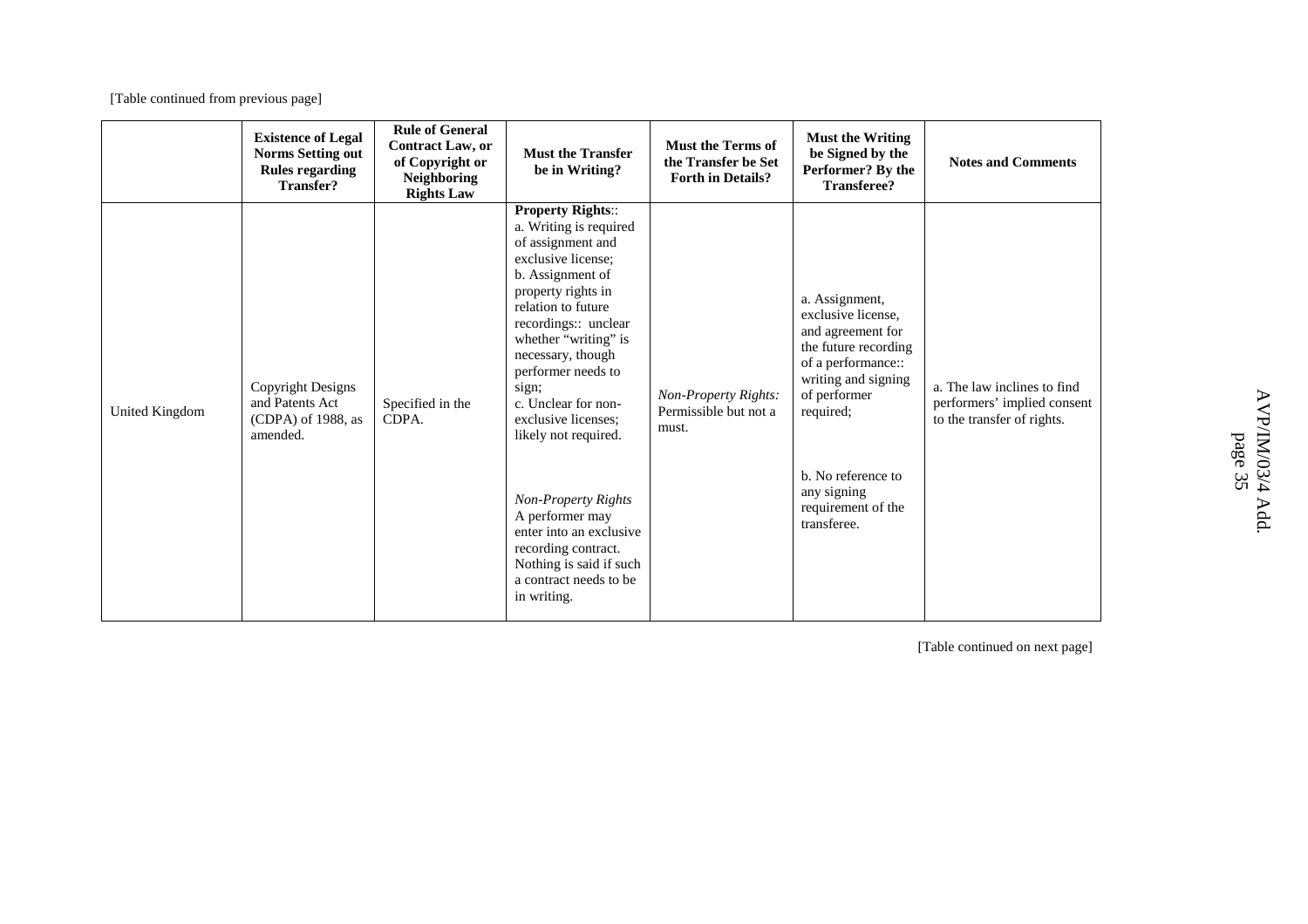[Table continued from previous page]

| | Existence of Legal Norms Setting out Rules regarding Transfer? | Rule of General Contract Law, or of Copyright or Neighboring Rights Law | Must the Transfer be in Writing? | Must the Terms of the Transfer be Set Forth in Details? | Must the Writing be Signed by the Performer? By the Transferee? | Notes and Comments |
|---|---|---|---|---|---|---|
| United Kingdom | Copyright Designs and Patents Act (CDPA) of 1988, as amended. | Specified in the CDPA. | **Property Rights**::<br>a. Writing is required of assignment and exclusive license;<br>b. Assignment of property rights in relation to future recordings:: unclear whether "writing" is necessary, though performer needs to sign;<br>c. Unclear for non-exclusive licenses; likely not required.<br><br>*Non-Property Rights*<br>A performer may enter into an exclusive recording contract. Nothing is said if such a contract needs to be in writing. | *Non-Property Rights:* Permissible but not a must. | a. Assignment, exclusive license, and agreement for the future recording of a performance:: writing and signing of performer required;<br><br>b. No reference to any signing requirement of the transferee. | a. The law inclines to find performers' implied consent to the transfer of rights. |

[Table continued on next page]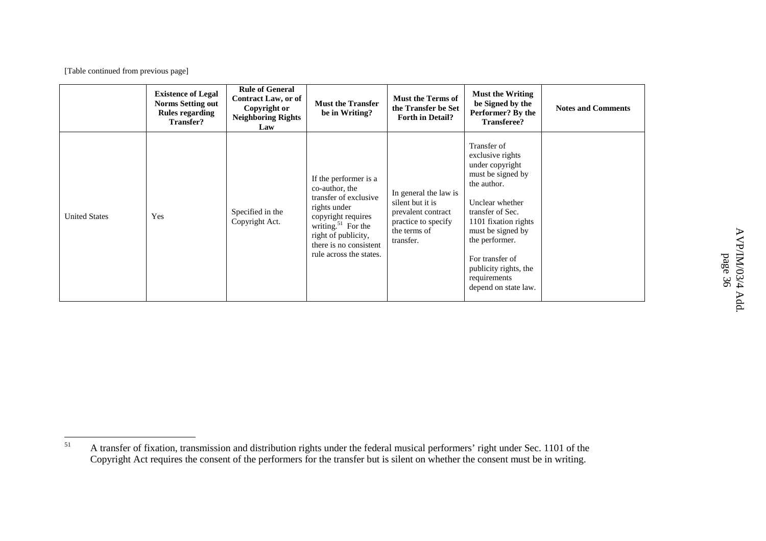[Table continued from previous page]

| | Existence of Legal Norms Setting out Rules regarding Transfer? | Rule of General Contract Law, or of Copyright or Neighboring Rights Law | Must the Transfer be in Writing? | Must the Terms of the Transfer be Set Forth in Detail? | Must the Writing be Signed by the Performer? By the Transferee? | Notes and Comments |
|---|---|---|---|---|---|---|
| United States | Yes | Specified in the Copyright Act. | If the performer is a co-author, the transfer of exclusive rights under copyright requires writing.[51] For the right of publicity, there is no consistent rule across the states. | In general the law is silent but it is prevalent contract practice to specify the terms of transfer. | Transfer of exclusive rights under copyright must be signed by the author. Unclear whether transfer of Sec. 1101 fixation rights must be signed by the performer. For transfer of publicity rights, the requirements depend on state law. | |

[51] A transfer of fixation, transmission and distribution rights under the federal musical performers' right under Sec. 1101 of the Copyright Act requires the consent of the performers for the transfer but is silent on whether the consent must be in writing.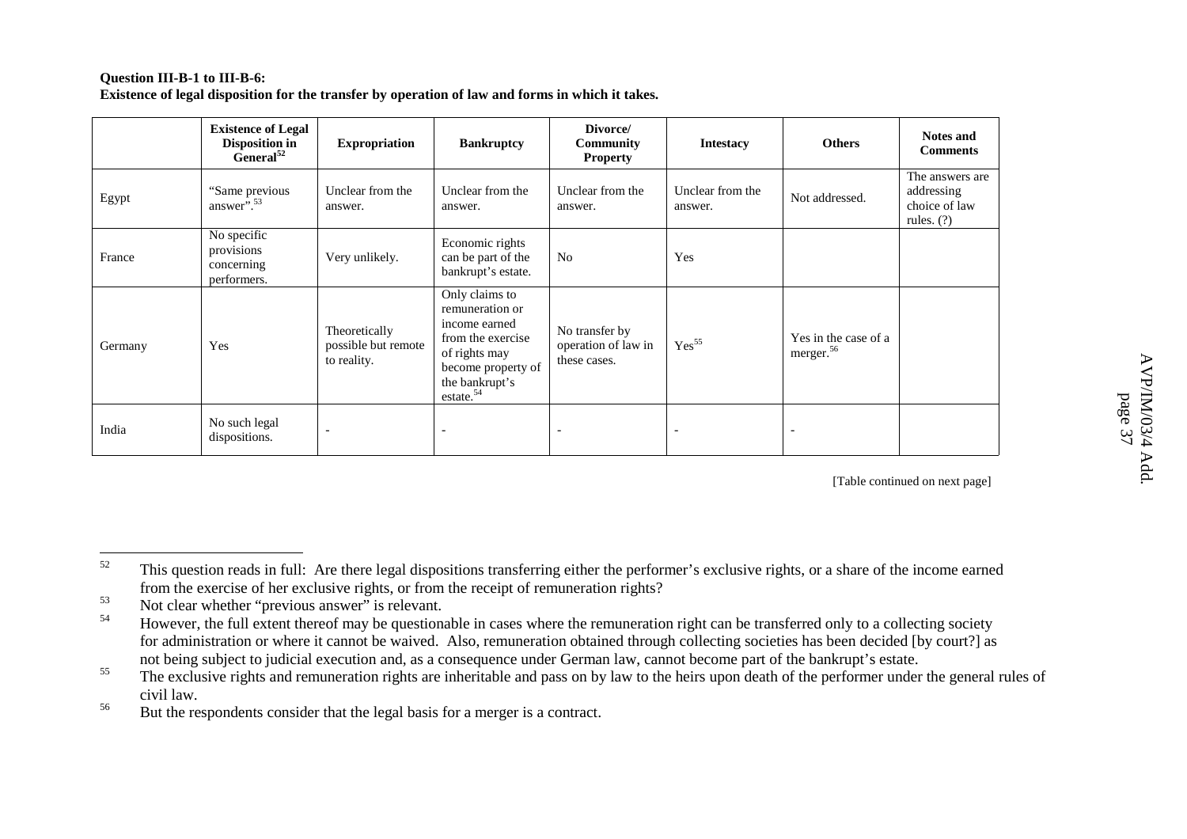**Question III-B-1 to III-B-6:**
**Existence of legal disposition for the transfer by operation of law and forms in which it takes.**

| | Existence of Legal Disposition in General[52] | Expropriation | Bankruptcy | Divorce/ Community Property | Intestacy | Others | Notes and Comments |
|---|---|---|---|---|---|---|---|
| Egypt | "Same previous answer".[53] | Unclear from the answer. | Unclear from the answer. | Unclear from the answer. | Unclear from the answer. | Not addressed. | The answers are addressing choice of law rules. (?) |
| France | No specific provisions concerning performers. | Very unlikely. | Economic rights can be part of the bankrupt's estate. | No | Yes | | |
| Germany | Yes | Theoretically possible but remote to reality. | Only claims to remuneration or income earned from the exercise of rights may become property of the bankrupt's estate.[54] | No transfer by operation of law in these cases. | Yes[55] | Yes in the case of a merger.[56] | |
| India | No such legal dispositions. | - | - | - | - | - | |

[Table continued on next page]

---

[52] This question reads in full: Are there legal dispositions transferring either the performer's exclusive rights, or a share of the income earned from the exercise of her exclusive rights, or from the receipt of remuneration rights?

[53] Not clear whether "previous answer" is relevant.

[54] However, the full extent thereof may be questionable in cases where the remuneration right can be transferred only to a collecting society for administration or where it cannot be waived. Also, remuneration obtained through collecting societies has been decided [by court?] as not being subject to judicial execution and, as a consequence under German law, cannot become part of the bankrupt's estate.

[55] The exclusive rights and remuneration rights are inheritable and pass on by law to the heirs upon death of the performer under the general rules of civil law.

[56] But the respondents consider that the legal basis for a merger is a contract.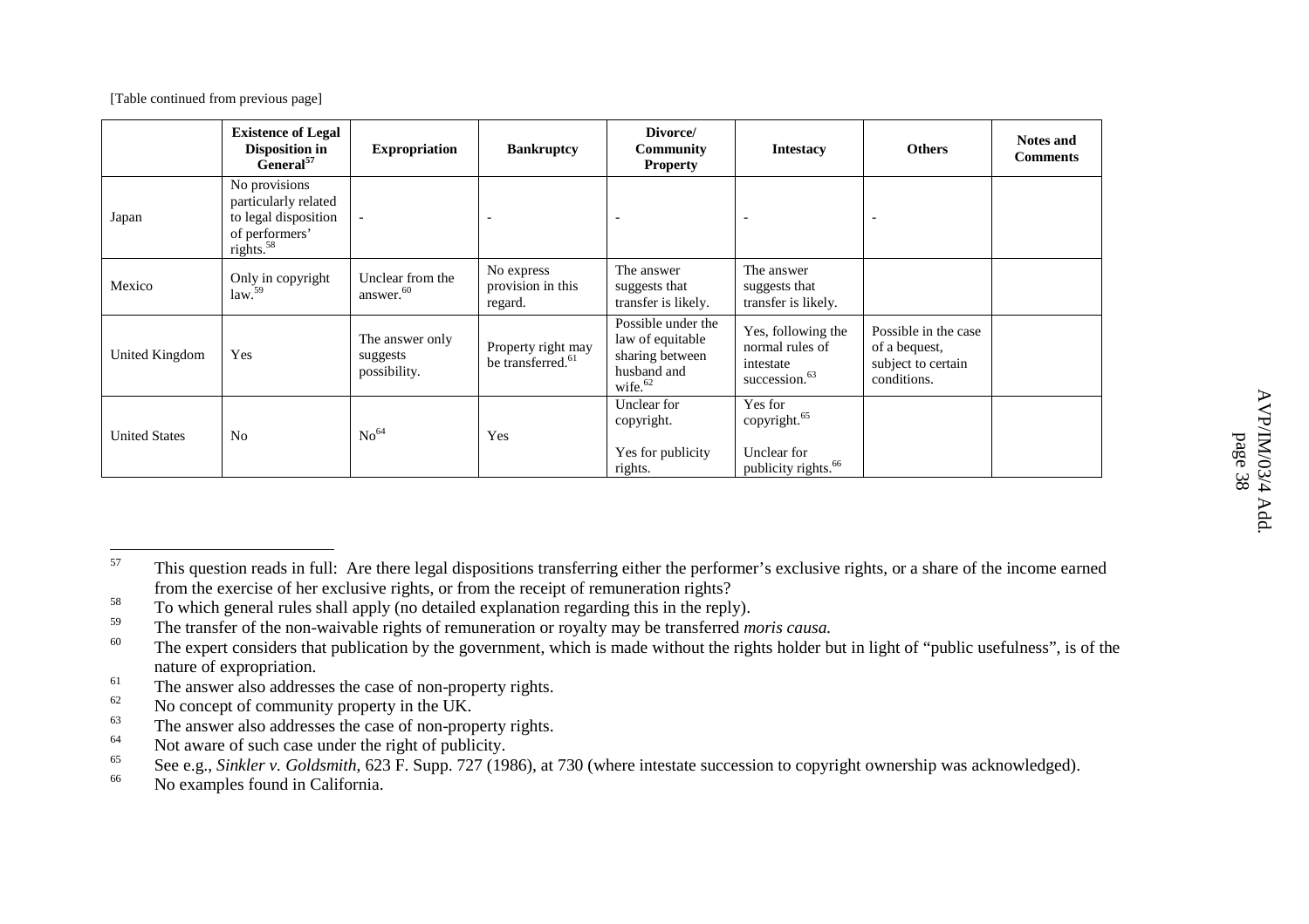[Table continued from previous page]

| | Existence of Legal Disposition in General[57] | Expropriation | Bankruptcy | Divorce/ Community Property | Intestacy | Others | Notes and Comments |
|---|---|---|---|---|---|---|---|
| Japan | No provisions particularly related to legal disposition of performers' rights.[58] | - | - | - | - | - | |
| Mexico | Only in copyright law.[59] | Unclear from the answer.[60] | No express provision in this regard. | The answer suggests that transfer is likely. | The answer suggests that transfer is likely. | | |
| United Kingdom | Yes | The answer only suggests possibility. | Property right may be transferred.[61] | Possible under the law of equitable sharing between husband and wife.[62] | Yes, following the normal rules of intestate succession.[63] | Possible in the case of a bequest, subject to certain conditions. | |
| United States | No | No[64] | Yes | Unclear for copyright. Yes for publicity rights. | Yes for copyright.[65] Unclear for publicity rights.[66] | | |

[57] This question reads in full: Are there legal dispositions transferring either the performer's exclusive rights, or a share of the income earned from the exercise of her exclusive rights, or from the receipt of remuneration rights?

[58] To which general rules shall apply (no detailed explanation regarding this in the reply).

[59] The transfer of the non-waivable rights of remuneration or royalty may be transferred *moris causa.*

[60] The expert considers that publication by the government, which is made without the rights holder but in light of "public usefulness", is of the nature of expropriation.

[61] The answer also addresses the case of non-property rights.

[62] No concept of community property in the UK.

[63] The answer also addresses the case of non-property rights.

[64] Not aware of such case under the right of publicity.

[65] See e.g., *Sinkler v. Goldsmith*, 623 F. Supp. 727 (1986), at 730 (where intestate succession to copyright ownership was acknowledged).

[66] No examples found in California.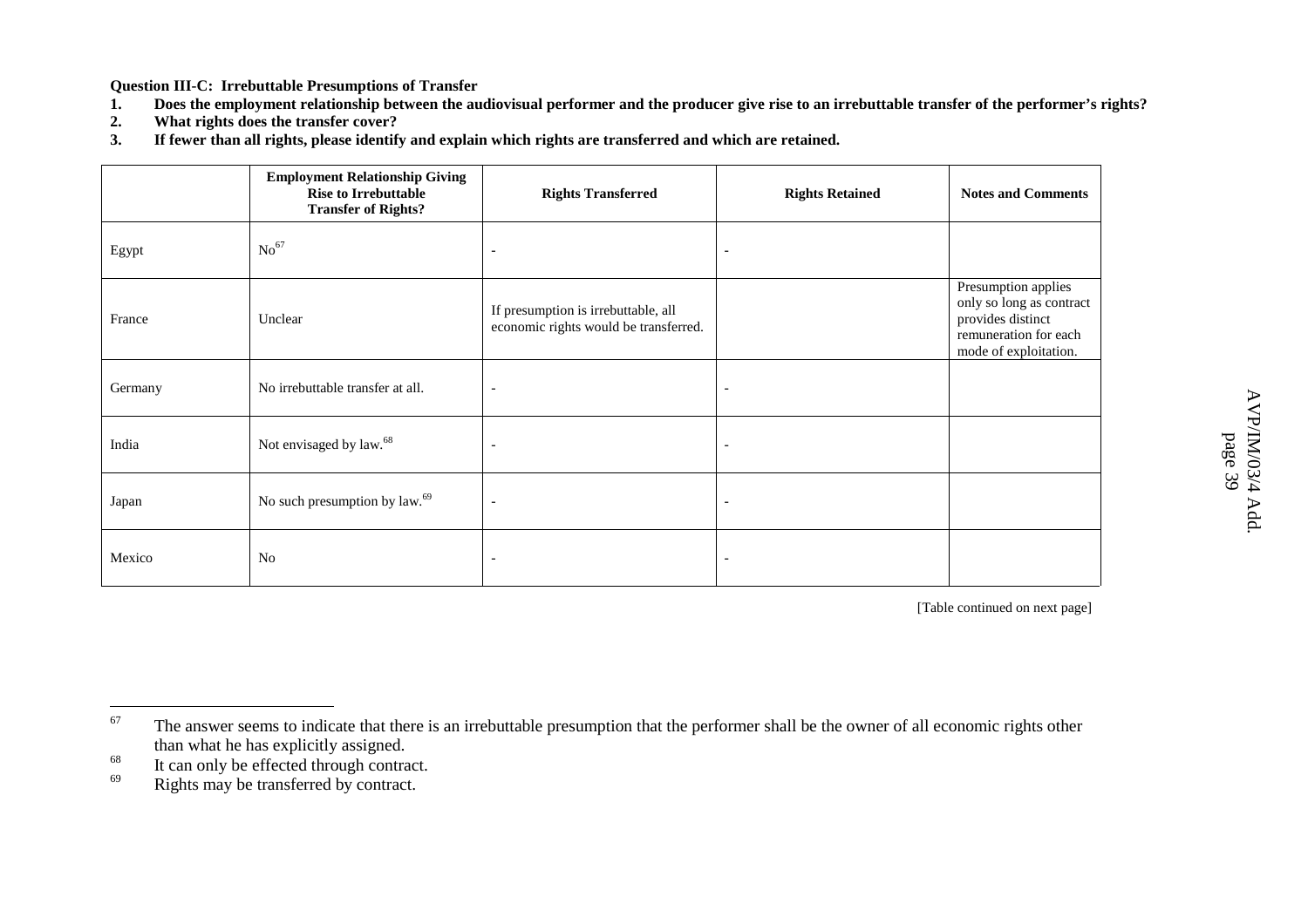**Question III-C: Irrebuttable Presumptions of Transfer**

1. **Does the employment relationship between the audiovisual performer and the producer give rise to an irrebuttable transfer of the performer's rights?**
2. **What rights does the transfer cover?**
3. **If fewer than all rights, please identify and explain which rights are transferred and which are retained.**

| | Employment Relationship Giving Rise to Irrebuttable Transfer of Rights? | Rights Transferred | Rights Retained | Notes and Comments |
|---|---|---|---|---|
| Egypt | No[67] | - | - | |
| France | Unclear | If presumption is irrebuttable, all economic rights would be transferred. | | Presumption applies only so long as contract provides distinct remuneration for each mode of exploitation. |
| Germany | No irrebuttable transfer at all. | - | - | |
| India | Not envisaged by law.[68] | - | - | |
| Japan | No such presumption by law.[69] | - | - | |
| Mexico | No | - | - | |

[Table continued on next page]

---

[67] The answer seems to indicate that there is an irrebuttable presumption that the performer shall be the owner of all economic rights other than what he has explicitly assigned.

[68] It can only be effected through contract.

[69] Rights may be transferred by contract.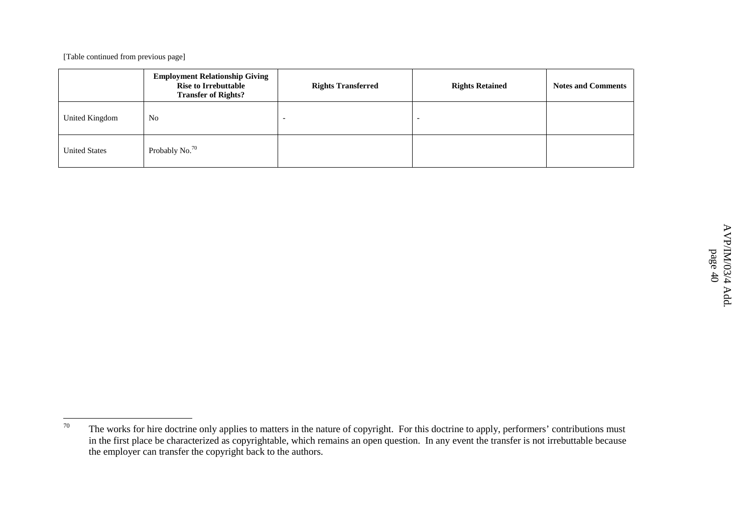[Table continued from previous page]

| | Employment Relationship Giving Rise to Irrebuttable Transfer of Rights? | Rights Transferred | Rights Retained | Notes and Comments |
|---|---|---|---|---|
| United Kingdom | No | - | - | |
| United States | Probably No.[70] | | | |

[70] The works for hire doctrine only applies to matters in the nature of copyright. For this doctrine to apply, performers' contributions must in the first place be characterized as copyrightable, which remains an open question. In any event the transfer is not irrebuttable because the employer can transfer the copyright back to the authors.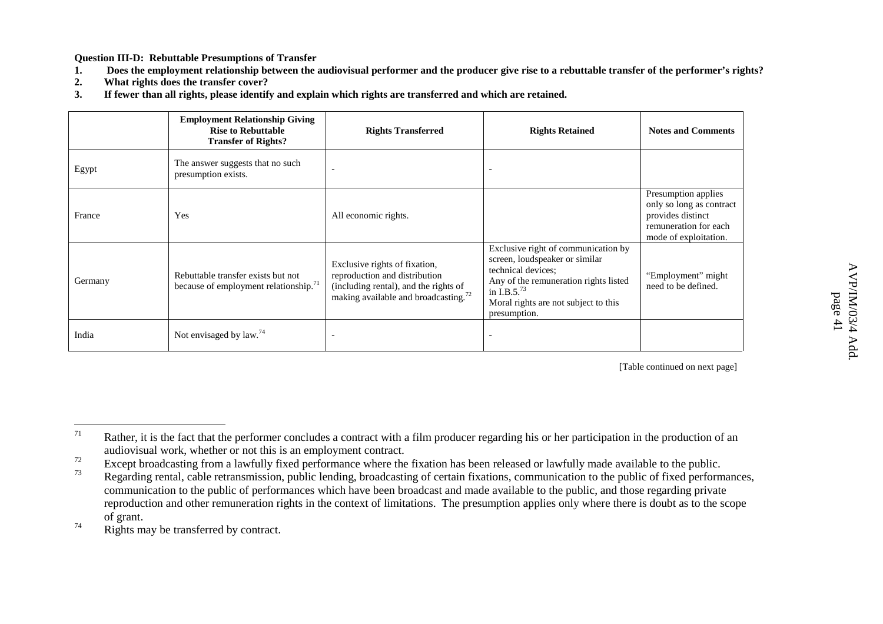**Question III-D: Rebuttable Presumptions of Transfer**

1. **Does the employment relationship between the audiovisual performer and the producer give rise to a rebuttable transfer of the performer's rights?**
2. **What rights does the transfer cover?**
3. **If fewer than all rights, please identify and explain which rights are transferred and which are retained.**

| | Employment Relationship Giving Rise to Rebuttable Transfer of Rights? | Rights Transferred | Rights Retained | Notes and Comments |
|---|---|---|---|---|
| Egypt | The answer suggests that no such presumption exists. | - | - | |
| France | Yes | All economic rights. | | Presumption applies only so long as contract provides distinct remuneration for each mode of exploitation. |
| Germany | Rebuttable transfer exists but not because of employment relationship.[71] | Exclusive rights of fixation, reproduction and distribution (including rental), and the rights of making available and broadcasting.[72] | Exclusive right of communication by screen, loudspeaker or similar technical devices; Any of the remuneration rights listed in I.B.5.[73] Moral rights are not subject to this presumption. | "Employment" might need to be defined. |
| India | Not envisaged by law.[74] | - | - | |

[Table continued on next page]

---

[71] Rather, it is the fact that the performer concludes a contract with a film producer regarding his or her participation in the production of an audiovisual work, whether or not this is an employment contract.

[72] Except broadcasting from a lawfully fixed performance where the fixation has been released or lawfully made available to the public.

[73] Regarding rental, cable retransmission, public lending, broadcasting of certain fixations, communication to the public of fixed performances, communication to the public of performances which have been broadcast and made available to the public, and those regarding private reproduction and other remuneration rights in the context of limitations. The presumption applies only where there is doubt as to the scope of grant.

[74] Rights may be transferred by contract.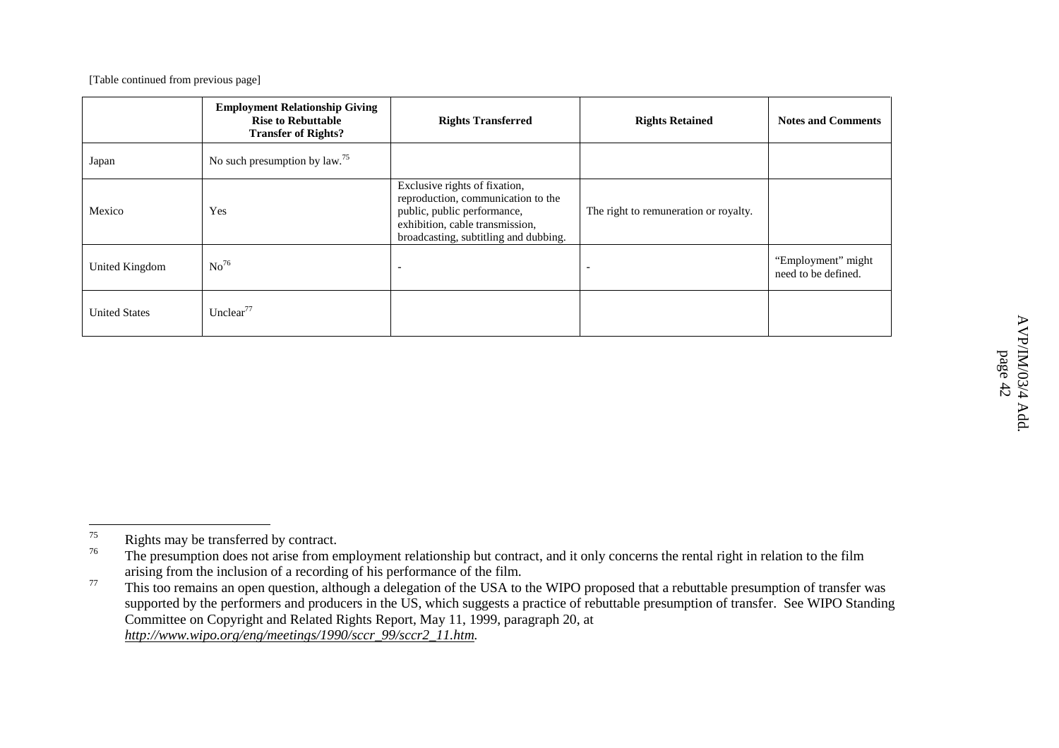[Table continued from previous page]

| | Employment Relationship Giving Rise to Rebuttable Transfer of Rights? | Rights Transferred | Rights Retained | Notes and Comments |
|---|---|---|---|---|
| Japan | No such presumption by law.[75] | | | |
| Mexico | Yes | Exclusive rights of fixation, reproduction, communication to the public, public performance, exhibition, cable transmission, broadcasting, subtitling and dubbing. | The right to remuneration or royalty. | |
| United Kingdom | No[76] | - | - | "Employment" might need to be defined. |
| United States | Unclear[77] | | | |

---

[75] Rights may be transferred by contract.

[76] The presumption does not arise from employment relationship but contract, and it only concerns the rental right in relation to the film arising from the inclusion of a recording of his performance of the film.

[77] This too remains an open question, although a delegation of the USA to the WIPO proposed that a rebuttable presumption of transfer was supported by the performers and producers in the US, which suggests a practice of rebuttable presumption of transfer. See WIPO Standing Committee on Copyright and Related Rights Report, May 11, 1999, paragraph 20, at *http://www.wipo.org/eng/meetings/1990/sccr_99/sccr2_11.htm.*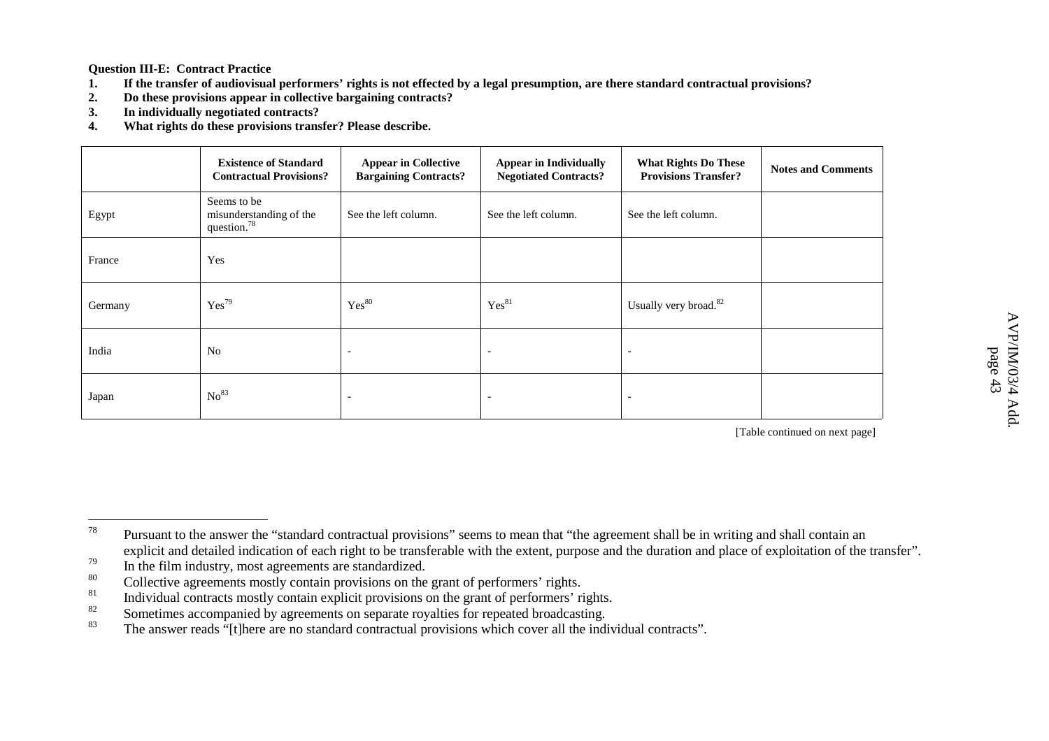**Question III-E: Contract Practice**

1. **If the transfer of audiovisual performers' rights is not effected by a legal presumption, are there standard contractual provisions?**
2. **Do these provisions appear in collective bargaining contracts?**
3. **In individually negotiated contracts?**
4. **What rights do these provisions transfer? Please describe.**

| | Existence of Standard Contractual Provisions? | Appear in Collective Bargaining Contracts? | Appear in Individually Negotiated Contracts? | What Rights Do These Provisions Transfer? | Notes and Comments |
|---|---|---|---|---|---|
| Egypt | Seems to be misunderstanding of the question.[78] | See the left column. | See the left column. | See the left column. | |
| France | Yes | | | | |
| Germany | Yes[79] | Yes[80] | Yes[81] | Usually very broad.[82] | |
| India | No | - | - | - | |
| Japan | No[83] | - | - | - | |

[Table continued on next page]

---

[78] Pursuant to the answer the "standard contractual provisions" seems to mean that "the agreement shall be in writing and shall contain an explicit and detailed indication of each right to be transferable with the extent, purpose and the duration and place of exploitation of the transfer".

[79] In the film industry, most agreements are standardized.

[80] Collective agreements mostly contain provisions on the grant of performers' rights.

[81] Individual contracts mostly contain explicit provisions on the grant of performers' rights.

[82] Sometimes accompanied by agreements on separate royalties for repeated broadcasting.

[83] The answer reads "[t]here are no standard contractual provisions which cover all the individual contracts".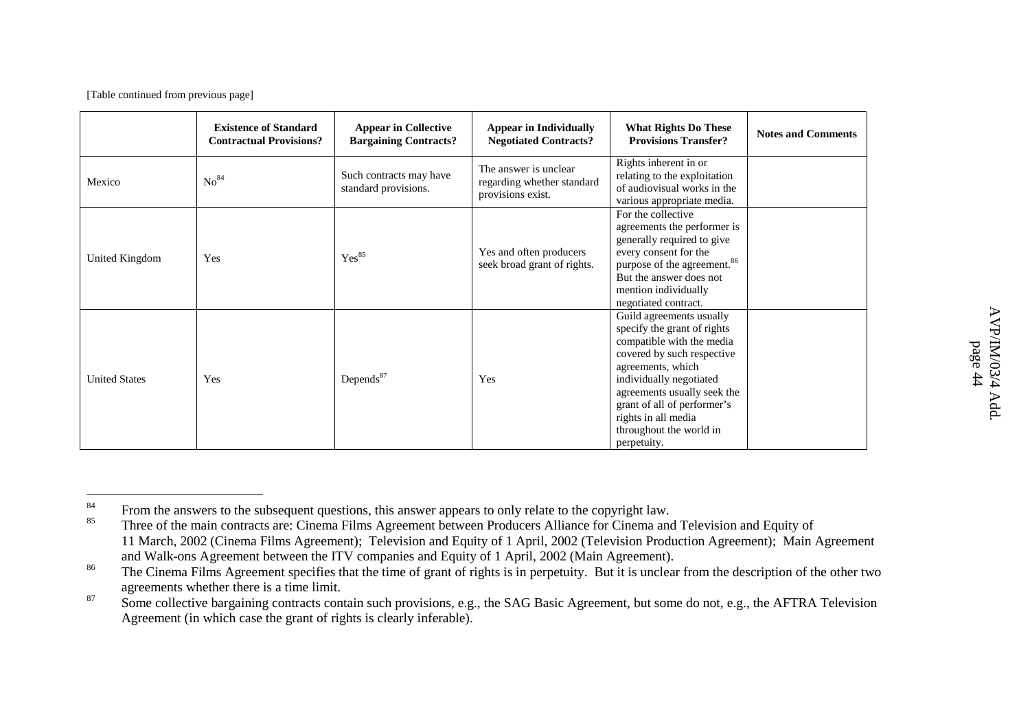[Table continued from previous page]

| | Existence of Standard Contractual Provisions? | Appear in Collective Bargaining Contracts? | Appear in Individually Negotiated Contracts? | What Rights Do These Provisions Transfer? | Notes and Comments |
|---|---|---|---|---|---|
| Mexico | No[84] | Such contracts may have standard provisions. | The answer is unclear regarding whether standard provisions exist. | Rights inherent in or relating to the exploitation of audiovisual works in the various appropriate media. | |
| United Kingdom | Yes | Yes[85] | Yes and often producers seek broad grant of rights. | For the collective agreements the performer is generally required to give every consent for the purpose of the agreement.[86] But the answer does not mention individually negotiated contract. | |
| United States | Yes | Depends[87] | Yes | Guild agreements usually specify the grant of rights compatible with the media covered by such respective agreements, which individually negotiated agreements usually seek the grant of all of performer's rights in all media throughout the world in perpetuity. | |

---

[84] From the answers to the subsequent questions, this answer appears to only relate to the copyright law.

[85] Three of the main contracts are: Cinema Films Agreement between Producers Alliance for Cinema and Television and Equity of 11 March, 2002 (Cinema Films Agreement); Television and Equity of 1 April, 2002 (Television Production Agreement); Main Agreement and Walk-ons Agreement between the ITV companies and Equity of 1 April, 2002 (Main Agreement).

[86] The Cinema Films Agreement specifies that the time of grant of rights is in perpetuity. But it is unclear from the description of the other two agreements whether there is a time limit.

[87] Some collective bargaining contracts contain such provisions, e.g., the SAG Basic Agreement, but some do not, e.g., the AFTRA Television Agreement (in which case the grant of rights is clearly inferable).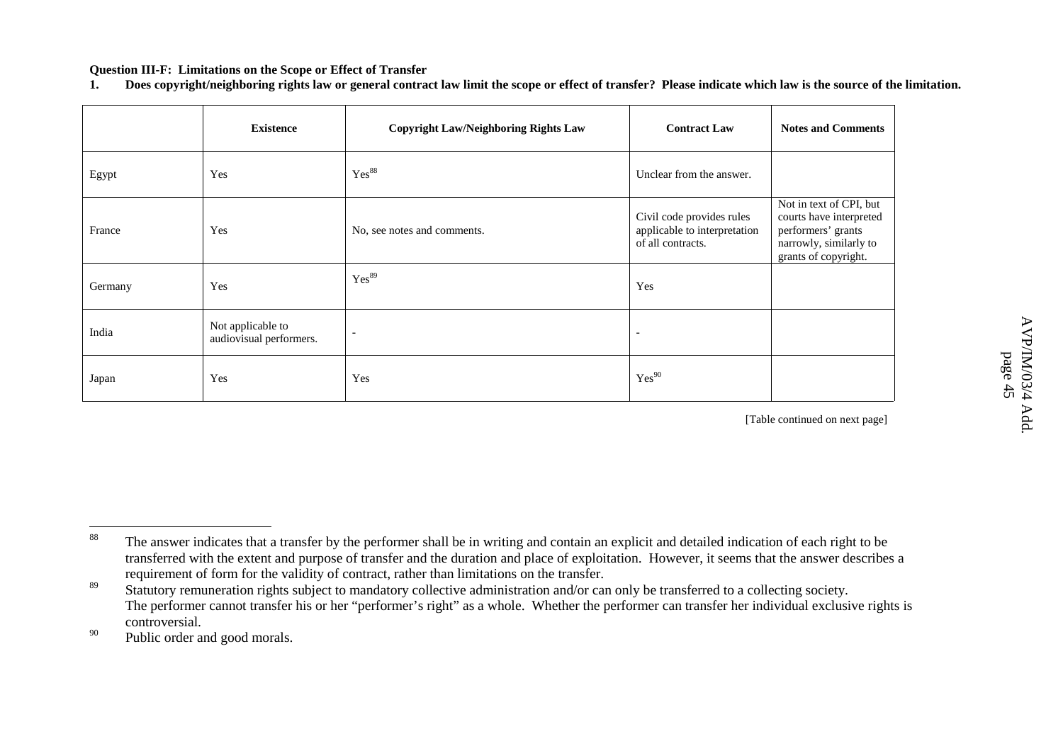**Question III-F: Limitations on the Scope or Effect of Transfer**

**1. Does copyright/neighboring rights law or general contract law limit the scope or effect of transfer? Please indicate which law is the source of the limitation.**

| | Existence | Copyright Law/Neighboring Rights Law | Contract Law | Notes and Comments |
|---|---|---|---|---|
| Egypt | Yes | Yes[88] | Unclear from the answer. | |
| France | Yes | No, see notes and comments. | Civil code provides rules applicable to interpretation of all contracts. | Not in text of CPI, but courts have interpreted performers' grants narrowly, similarly to grants of copyright. |
| Germany | Yes | Yes[89] | Yes | |
| India | Not applicable to audiovisual performers. | - | - | |
| Japan | Yes | Yes | Yes[90] | |

[Table continued on next page]

---

[88] The answer indicates that a transfer by the performer shall be in writing and contain an explicit and detailed indication of each right to be transferred with the extent and purpose of transfer and the duration and place of exploitation. However, it seems that the answer describes a requirement of form for the validity of contract, rather than limitations on the transfer.

[89] Statutory remuneration rights subject to mandatory collective administration and/or can only be transferred to a collecting society. The performer cannot transfer his or her "performer's right" as a whole. Whether the performer can transfer her individual exclusive rights is controversial.

[90] Public order and good morals.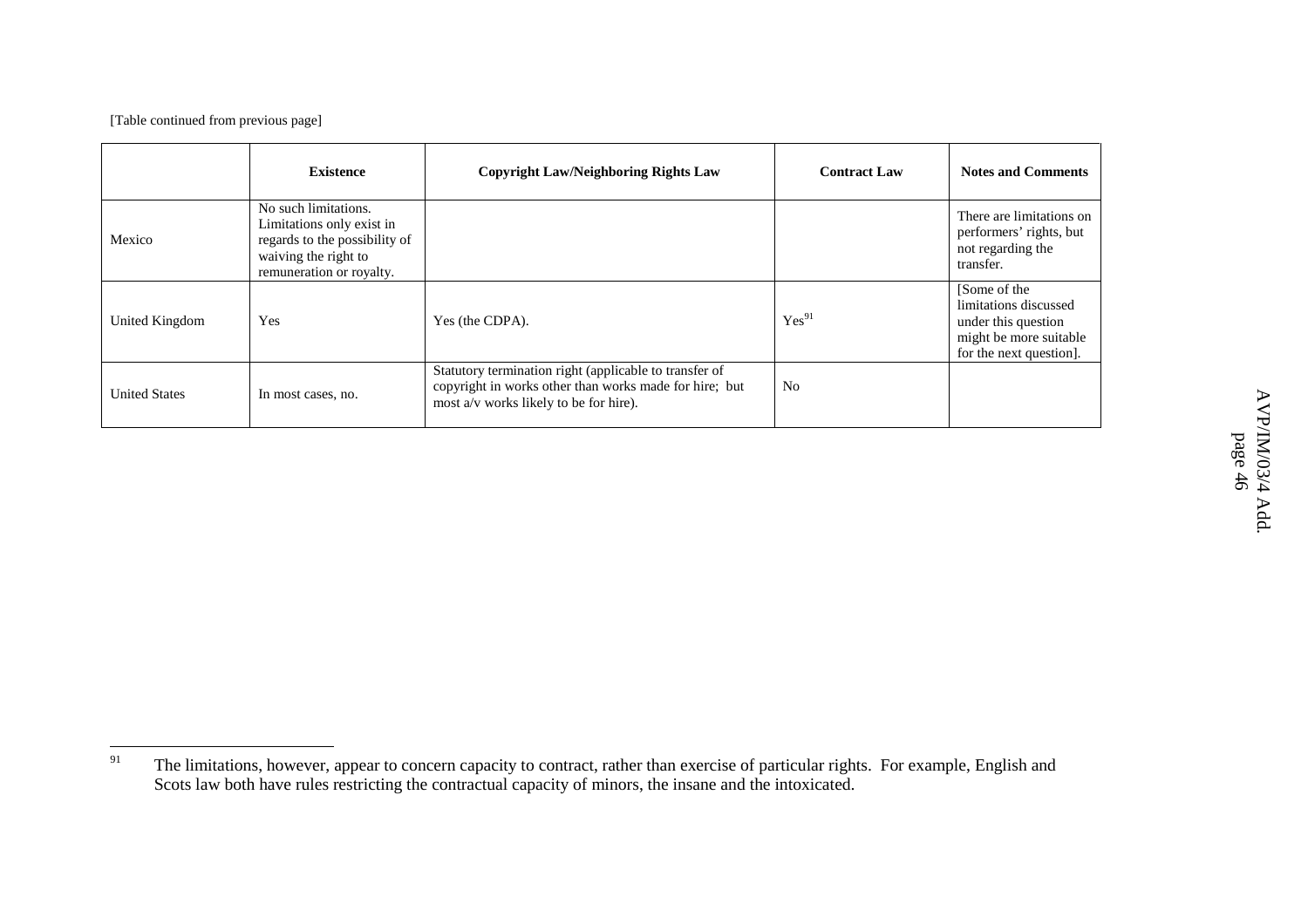[Table continued from previous page]

| | Existence | Copyright Law/Neighboring Rights Law | Contract Law | Notes and Comments |
|---|---|---|---|---|
| Mexico | No such limitations. Limitations only exist in regards to the possibility of waiving the right to remuneration or royalty. | | | There are limitations on performers' rights, but not regarding the transfer. |
| United Kingdom | Yes | Yes (the CDPA). | Yes[91] | [Some of the limitations discussed under this question might be more suitable for the next question]. |
| United States | In most cases, no. | Statutory termination right (applicable to transfer of copyright in works other than works made for hire; but most a/v works likely to be for hire). | No | |

[91] The limitations, however, appear to concern capacity to contract, rather than exercise of particular rights. For example, English and Scots law both have rules restricting the contractual capacity of minors, the insane and the intoxicated.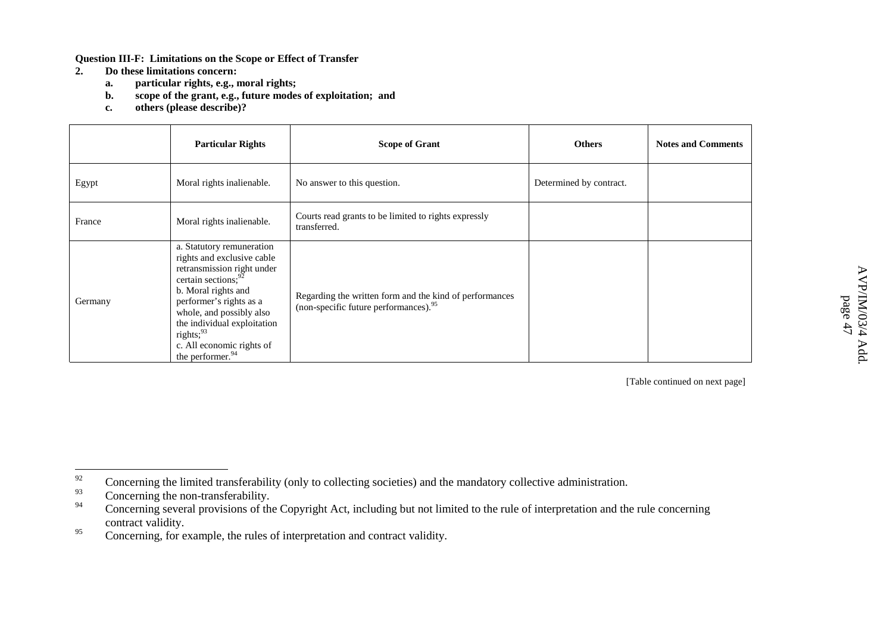**Question III-F: Limitations on the Scope or Effect of Transfer**

**2. Do these limitations concern:**

**a. particular rights, e.g., moral rights;**

**b. scope of the grant, e.g., future modes of exploitation; and**

**c. others (please describe)?**

| | **Particular Rights** | **Scope of Grant** | **Others** | **Notes and Comments** |
|---|---|---|---|---|
| Egypt | Moral rights inalienable. | No answer to this question. | Determined by contract. | |
| France | Moral rights inalienable. | Courts read grants to be limited to rights expressly transferred. | | |
| Germany | a. Statutory remuneration rights and exclusive cable retransmission right under certain sections;[92]<br>b. Moral rights and performer's rights as a whole, and possibly also the individual exploitation rights;[93]<br>c. All economic rights of the performer.[94] | Regarding the written form and the kind of performances (non-specific future performances).[95] | | |

[Table continued on next page]

[92] Concerning the limited transferability (only to collecting societies) and the mandatory collective administration.

[93] Concerning the non-transferability.

[94] Concerning several provisions of the Copyright Act, including but not limited to the rule of interpretation and the rule concerning contract validity.

[95] Concerning, for example, the rules of interpretation and contract validity.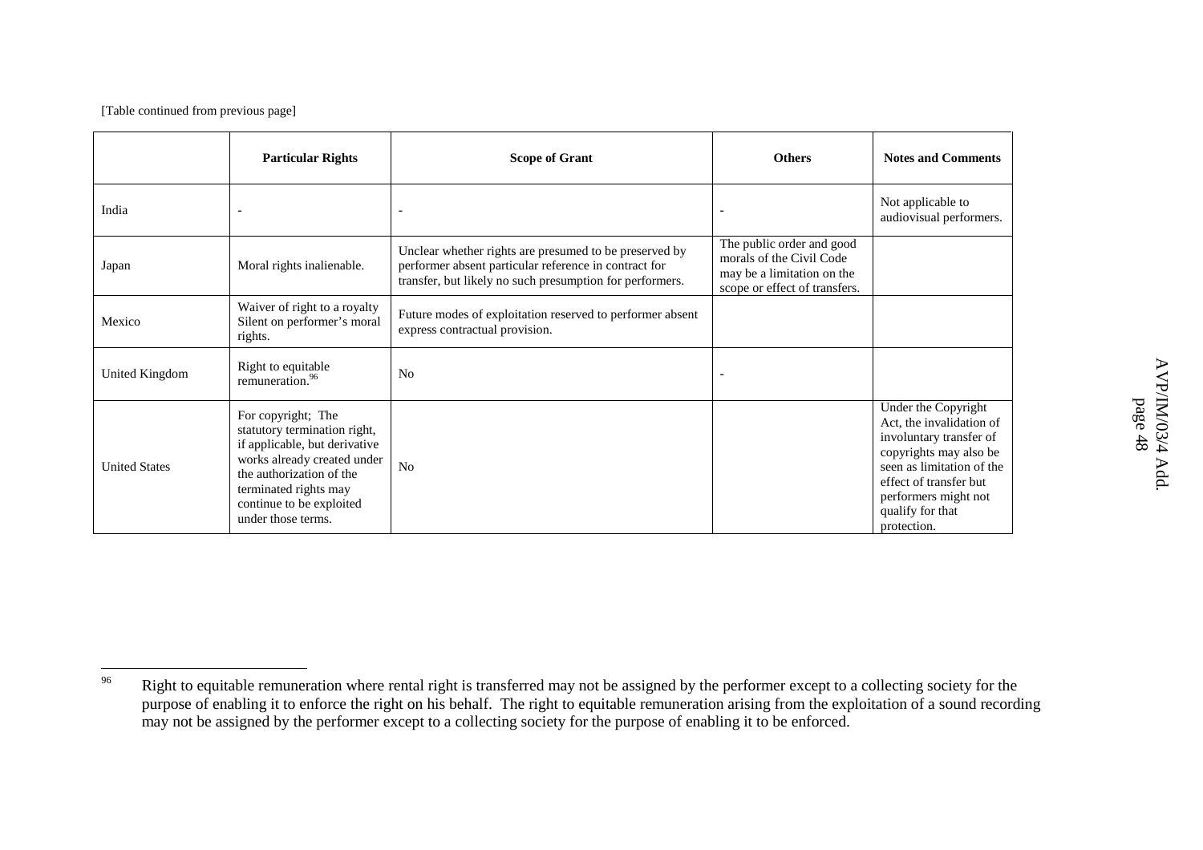[Table continued from previous page]

| | Particular Rights | Scope of Grant | Others | Notes and Comments |
|---|---|---|---|---|
| India | - | - | - | Not applicable to audiovisual performers. |
| Japan | Moral rights inalienable. | Unclear whether rights are presumed to be preserved by performer absent particular reference in contract for transfer, but likely no such presumption for performers. | The public order and good morals of the Civil Code may be a limitation on the scope or effect of transfers. | |
| Mexico | Waiver of right to a royalty Silent on performer's moral rights. | Future modes of exploitation reserved to performer absent express contractual provision. | | |
| United Kingdom | Right to equitable remuneration.[96] | No | - | |
| United States | For copyright; The statutory termination right, if applicable, but derivative works already created under the authorization of the terminated rights may continue to be exploited under those terms. | No | | Under the Copyright Act, the invalidation of involuntary transfer of copyrights may also be seen as limitation of the effect of transfer but performers might not qualify for that protection. |

[96] Right to equitable remuneration where rental right is transferred may not be assigned by the performer except to a collecting society for the purpose of enabling it to enforce the right on his behalf. The right to equitable remuneration arising from the exploitation of a sound recording may not be assigned by the performer except to a collecting society for the purpose of enabling it to be enforced.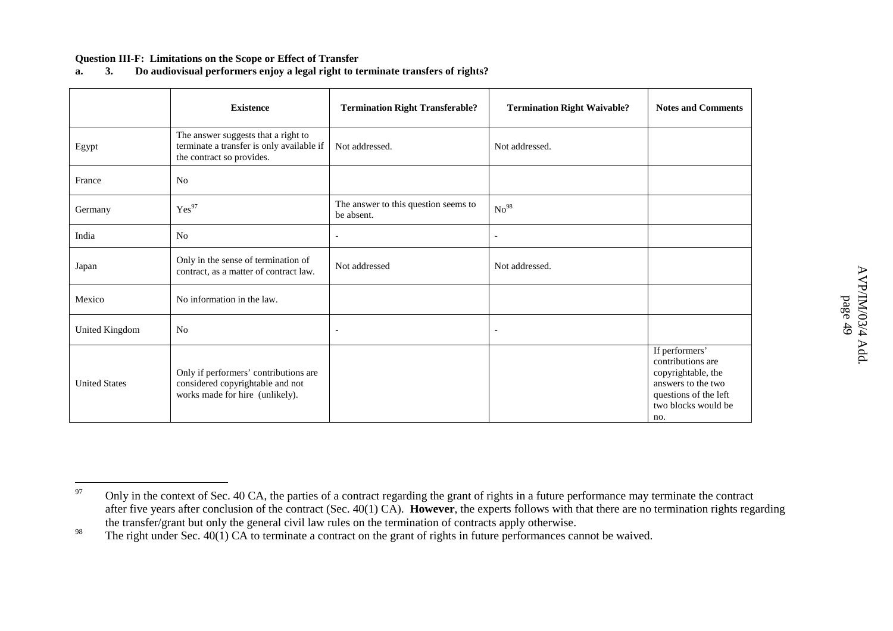**Question III-F: Limitations on the Scope or Effect of Transfer**
**a. 3. Do audiovisual performers enjoy a legal right to terminate transfers of rights?**

| | Existence | Termination Right Transferable? | Termination Right Waivable? | Notes and Comments |
|---|---|---|---|---|
| Egypt | The answer suggests that a right to terminate a transfer is only available if the contract so provides. | Not addressed. | Not addressed. | |
| France | No | | | |
| Germany | Yes[97] | The answer to this question seems to be absent. | No[98] | |
| India | No | - | - | |
| Japan | Only in the sense of termination of contract, as a matter of contract law. | Not addressed | Not addressed. | |
| Mexico | No information in the law. | | | |
| United Kingdom | No | - | - | |
| United States | Only if performers' contributions are considered copyrightable and not works made for hire (unlikely). | | | If performers' contributions are copyrightable, the answers to the two questions of the left two blocks would be no. |

---

[97] Only in the context of Sec. 40 CA, the parties of a contract regarding the grant of rights in a future performance may terminate the contract after five years after conclusion of the contract (Sec. 40(1) CA). **However**, the experts follows with that there are no termination rights regarding the transfer/grant but only the general civil law rules on the termination of contracts apply otherwise.

[98] The right under Sec. 40(1) CA to terminate a contract on the grant of rights in future performances cannot be waived.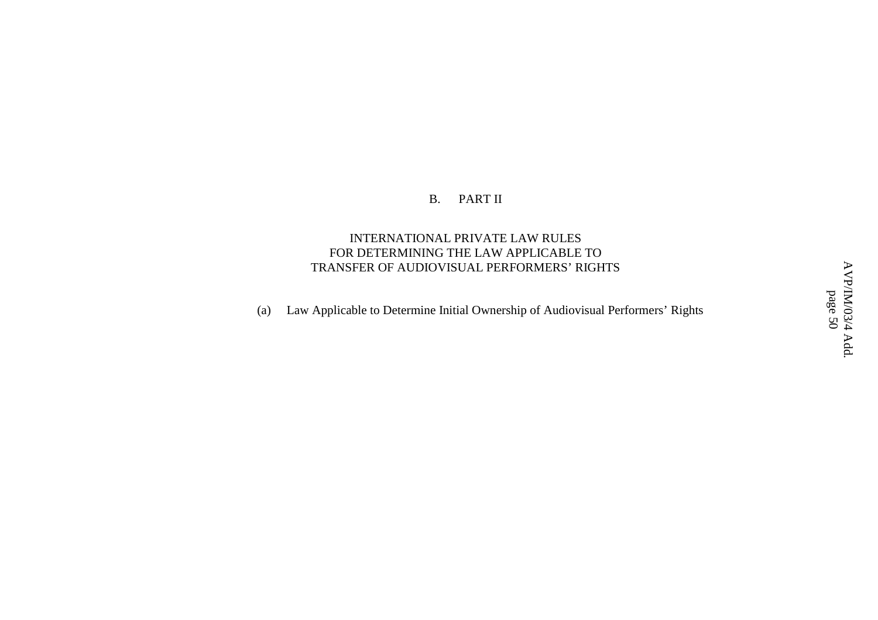## B. PART II

## INTERNATIONAL PRIVATE LAW RULES FOR DETERMINING THE LAW APPLICABLE TO TRANSFER OF AUDIOVISUAL PERFORMERS' RIGHTS

### (a) Law Applicable to Determine Initial Ownership of Audiovisual Performers' Rights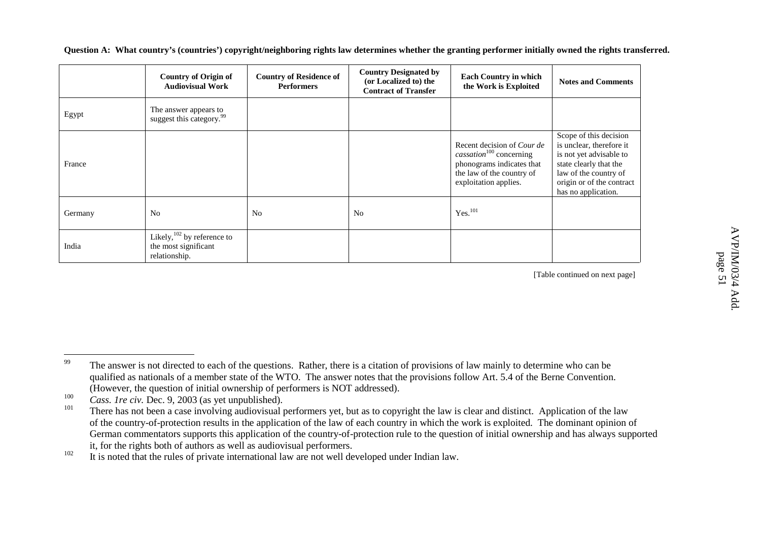**Question A: What country's (countries') copyright/neighboring rights law determines whether the granting performer initially owned the rights transferred.**

| | Country of Origin of Audiovisual Work | Country of Residence of Performers | Country Designated by (or Localized to) the Contract of Transfer | Each Country in which the Work is Exploited | Notes and Comments |
|---|---|---|---|---|---|
| Egypt | The answer appears to suggest this category.[99] | | | | |
| France | | | | Recent decision of *Cour de cassation*[100] concerning phonograms indicates that the law of the country of exploitation applies. | Scope of this decision is unclear, therefore it is not yet advisable to state clearly that the law of the country of origin or of the contract has no application. |
| Germany | No | No | No | Yes.[101] | |
| India | Likely,[102] by reference to the most significant relationship. | | | | |

[Table continued on next page]

---

[99] The answer is not directed to each of the questions. Rather, there is a citation of provisions of law mainly to determine who can be qualified as nationals of a member state of the WTO. The answer notes that the provisions follow Art. 5.4 of the Berne Convention. (However, the question of initial ownership of performers is NOT addressed).

[100] *Cass. 1re civ.* Dec. 9, 2003 (as yet unpublished).

[101] There has not been a case involving audiovisual performers yet, but as to copyright the law is clear and distinct. Application of the law of the country-of-protection results in the application of the law of each country in which the work is exploited. The dominant opinion of German commentators supports this application of the country-of-protection rule to the question of initial ownership and has always supported it, for the rights both of authors as well as audiovisual performers.

[102] It is noted that the rules of private international law are not well developed under Indian law.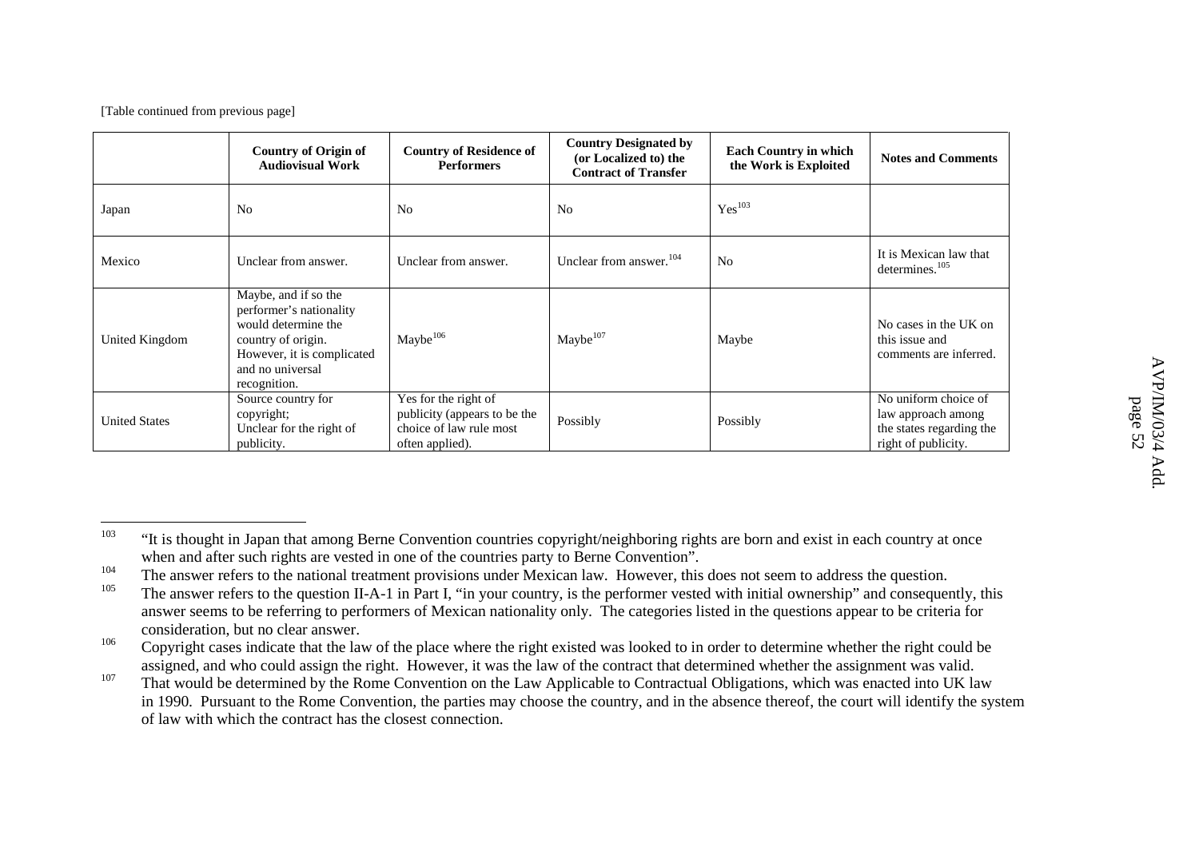[Table continued from previous page]

| | Country of Origin of Audiovisual Work | Country of Residence of Performers | Country Designated by (or Localized to) the Contract of Transfer | Each Country in which the Work is Exploited | Notes and Comments |
|---|---|---|---|---|---|
| Japan | No | No | No | Yes[103] | |
| Mexico | Unclear from answer. | Unclear from answer. | Unclear from answer.[104] | No | It is Mexican law that determines.[105] |
| United Kingdom | Maybe, and if so the performer's nationality would determine the country of origin. However, it is complicated and no universal recognition. | Maybe[106] | Maybe[107] | Maybe | No cases in the UK on this issue and comments are inferred. |
| United States | Source country for copyright; Unclear for the right of publicity. | Yes for the right of publicity (appears to be the choice of law rule most often applied). | Possibly | Possibly | No uniform choice of law approach among the states regarding the right of publicity. |

[103] "It is thought in Japan that among Berne Convention countries copyright/neighboring rights are born and exist in each country at once when and after such rights are vested in one of the countries party to Berne Convention".

[104] The answer refers to the national treatment provisions under Mexican law. However, this does not seem to address the question.

[105] The answer refers to the question II-A-1 in Part I, "in your country, is the performer vested with initial ownership" and consequently, this answer seems to be referring to performers of Mexican nationality only. The categories listed in the questions appear to be criteria for consideration, but no clear answer.

[106] Copyright cases indicate that the law of the place where the right existed was looked to in order to determine whether the right could be assigned, and who could assign the right. However, it was the law of the contract that determined whether the assignment was valid.

[107] That would be determined by the Rome Convention on the Law Applicable to Contractual Obligations, which was enacted into UK law in 1990. Pursuant to the Rome Convention, the parties may choose the country, and in the absence thereof, the court will identify the system of law with which the contract has the closest connection.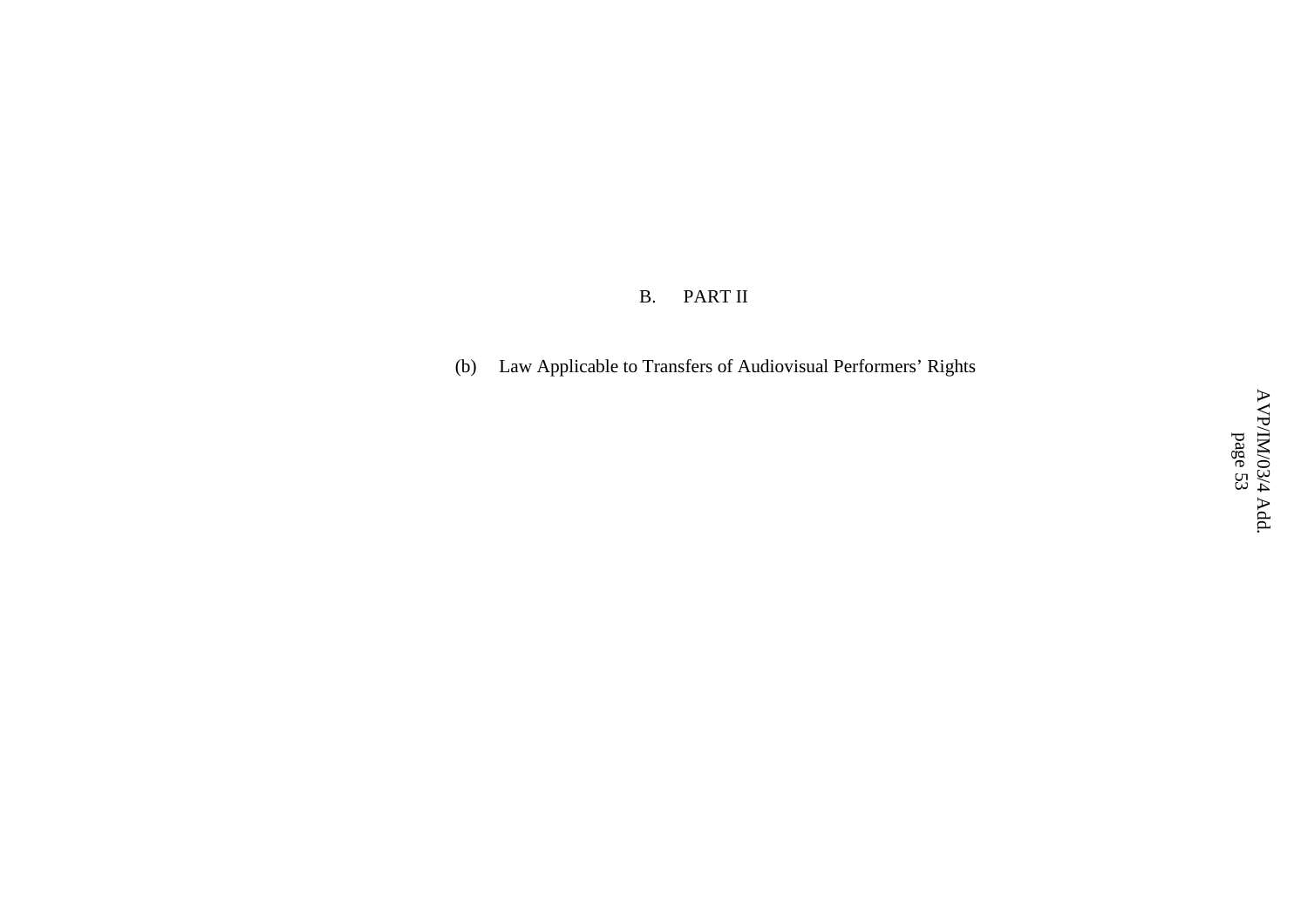## B. PART II

### (b) Law Applicable to Transfers of Audiovisual Performers' Rights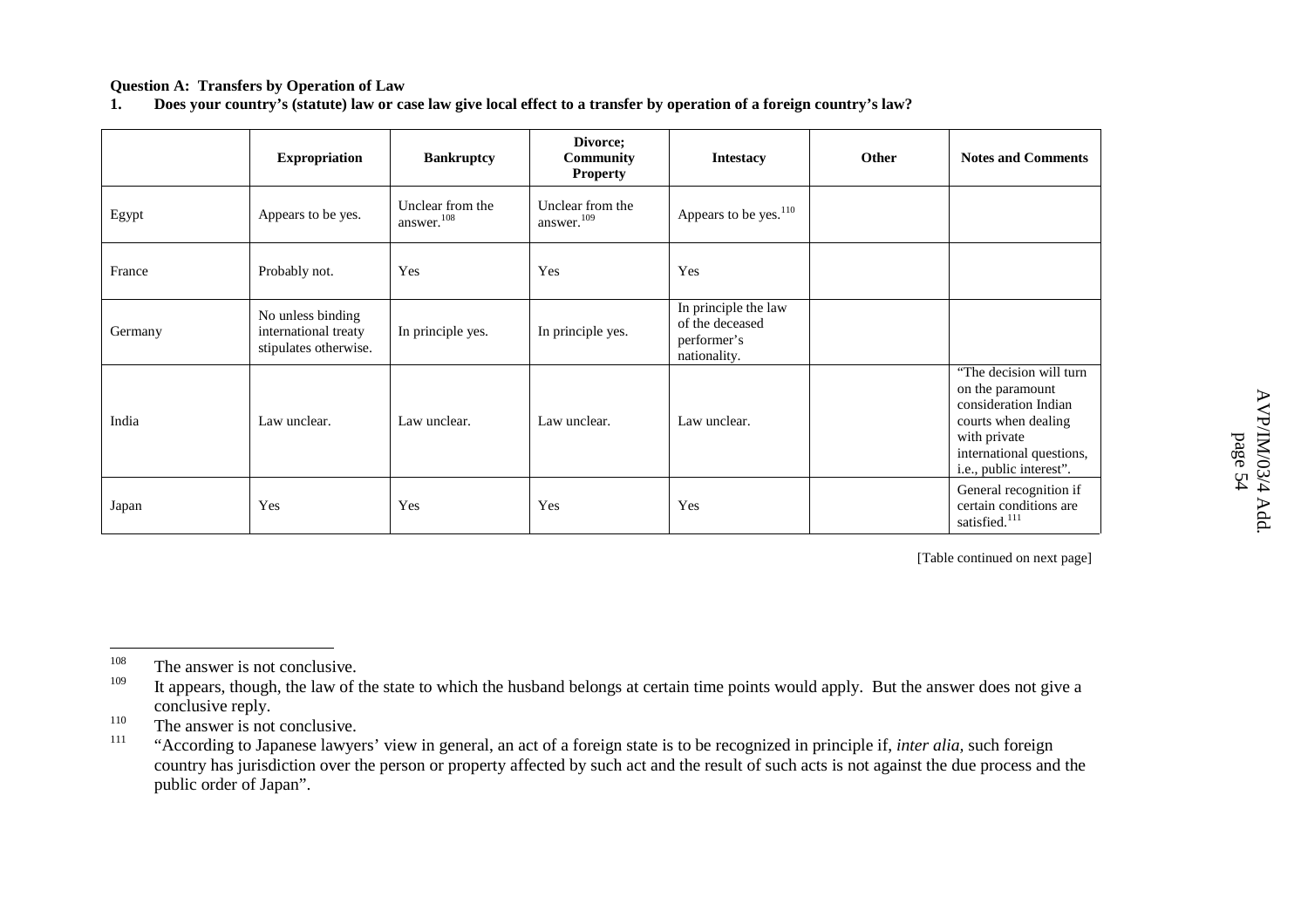**Question A: Transfers by Operation of Law**

**1. Does your country's (statute) law or case law give local effect to a transfer by operation of a foreign country's law?**

| | **Expropriation** | **Bankruptcy** | **Divorce; Community Property** | **Intestacy** | **Other** | **Notes and Comments** |
|---|---|---|---|---|---|---|
| Egypt | Appears to be yes. | Unclear from the answer.[108] | Unclear from the answer.[109] | Appears to be yes.[110] | | |
| France | Probably not. | Yes | Yes | Yes | | |
| Germany | No unless binding international treaty stipulates otherwise. | In principle yes. | In principle yes. | In principle the law of the deceased performer's nationality. | | |
| India | Law unclear. | Law unclear. | Law unclear. | Law unclear. | | "The decision will turn on the paramount consideration Indian courts when dealing with private international questions, i.e., public interest". |
| Japan | Yes | Yes | Yes | Yes | | General recognition if certain conditions are satisfied.[111] |

[Table continued on next page]

---

[108] The answer is not conclusive.

[109] It appears, though, the law of the state to which the husband belongs at certain time points would apply. But the answer does not give a conclusive reply.

[110] The answer is not conclusive.

[111] "According to Japanese lawyers' view in general, an act of a foreign state is to be recognized in principle if, *inter alia*, such foreign country has jurisdiction over the person or property affected by such act and the result of such acts is not against the due process and the public order of Japan".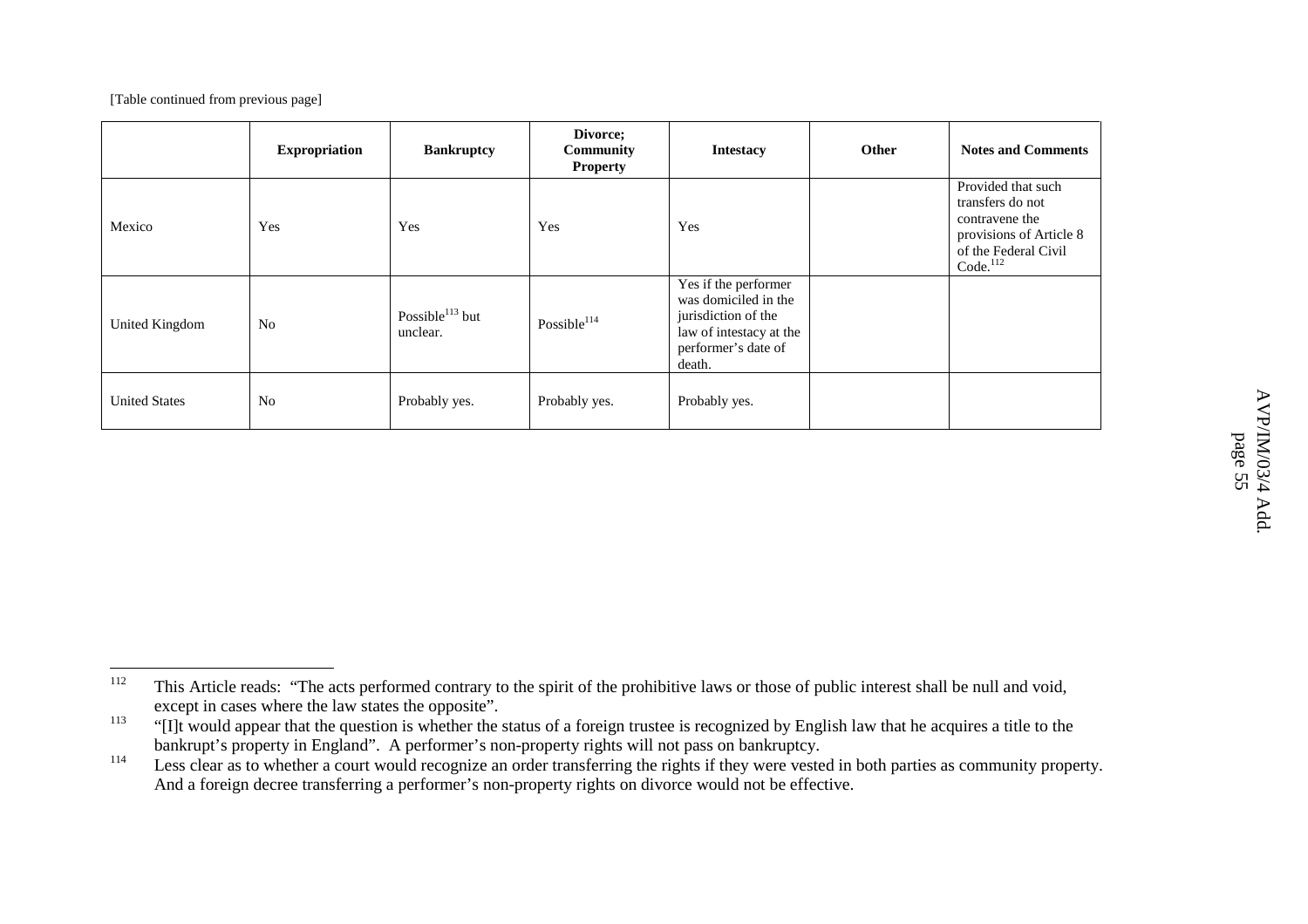[Table continued from previous page]

| | Expropriation | Bankruptcy | Divorce; Community Property | Intestacy | Other | Notes and Comments |
|---|---|---|---|---|---|---|
| Mexico | Yes | Yes | Yes | Yes | | Provided that such transfers do not contravene the provisions of Article 8 of the Federal Civil Code.[112] |
| United Kingdom | No | Possible[113] but unclear. | Possible[114] | Yes if the performer was domiciled in the jurisdiction of the law of intestacy at the performer's date of death. | | |
| United States | No | Probably yes. | Probably yes. | Probably yes. | | |

---

[112] This Article reads: "The acts performed contrary to the spirit of the prohibitive laws or those of public interest shall be null and void, except in cases where the law states the opposite".

[113] "[I]t would appear that the question is whether the status of a foreign trustee is recognized by English law that he acquires a title to the bankrupt's property in England". A performer's non-property rights will not pass on bankruptcy.

[114] Less clear as to whether a court would recognize an order transferring the rights if they were vested in both parties as community property. And a foreign decree transferring a performer's non-property rights on divorce would not be effective.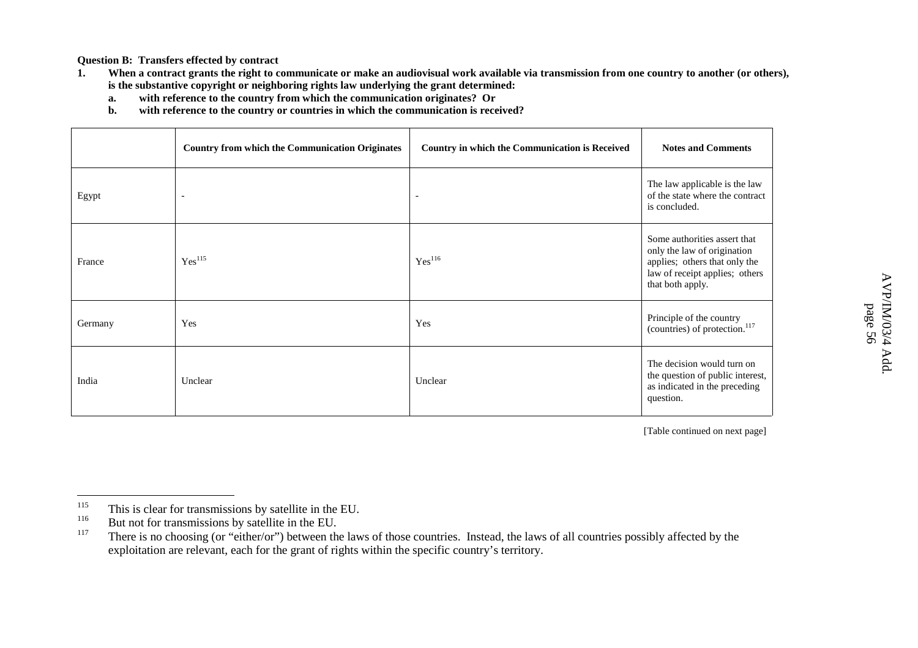**Question B: Transfers effected by contract**

1. **When a contract grants the right to communicate or make an audiovisual work available via transmission from one country to another (or others), is the substantive copyright or neighboring rights law underlying the grant determined:**
   a. **with reference to the country from which the communication originates? Or**
   b. **with reference to the country or countries in which the communication is received?**

| | **Country from which the Communication Originates** | **Country in which the Communication is Received** | **Notes and Comments** |
|---|---|---|---|
| Egypt | - | - | The law applicable is the law of the state where the contract is concluded. |
| France | Yes[115] | Yes[116] | Some authorities assert that only the law of origination applies; others that only the law of receipt applies; others that both apply. |
| Germany | Yes | Yes | Principle of the country (countries) of protection.[117] |
| India | Unclear | Unclear | The decision would turn on the question of public interest, as indicated in the preceding question. |

[Table continued on next page]

---

[115] This is clear for transmissions by satellite in the EU.

[116] But not for transmissions by satellite in the EU.

[117] There is no choosing (or "either/or") between the laws of those countries. Instead, the laws of all countries possibly affected by the exploitation are relevant, each for the grant of rights within the specific country's territory.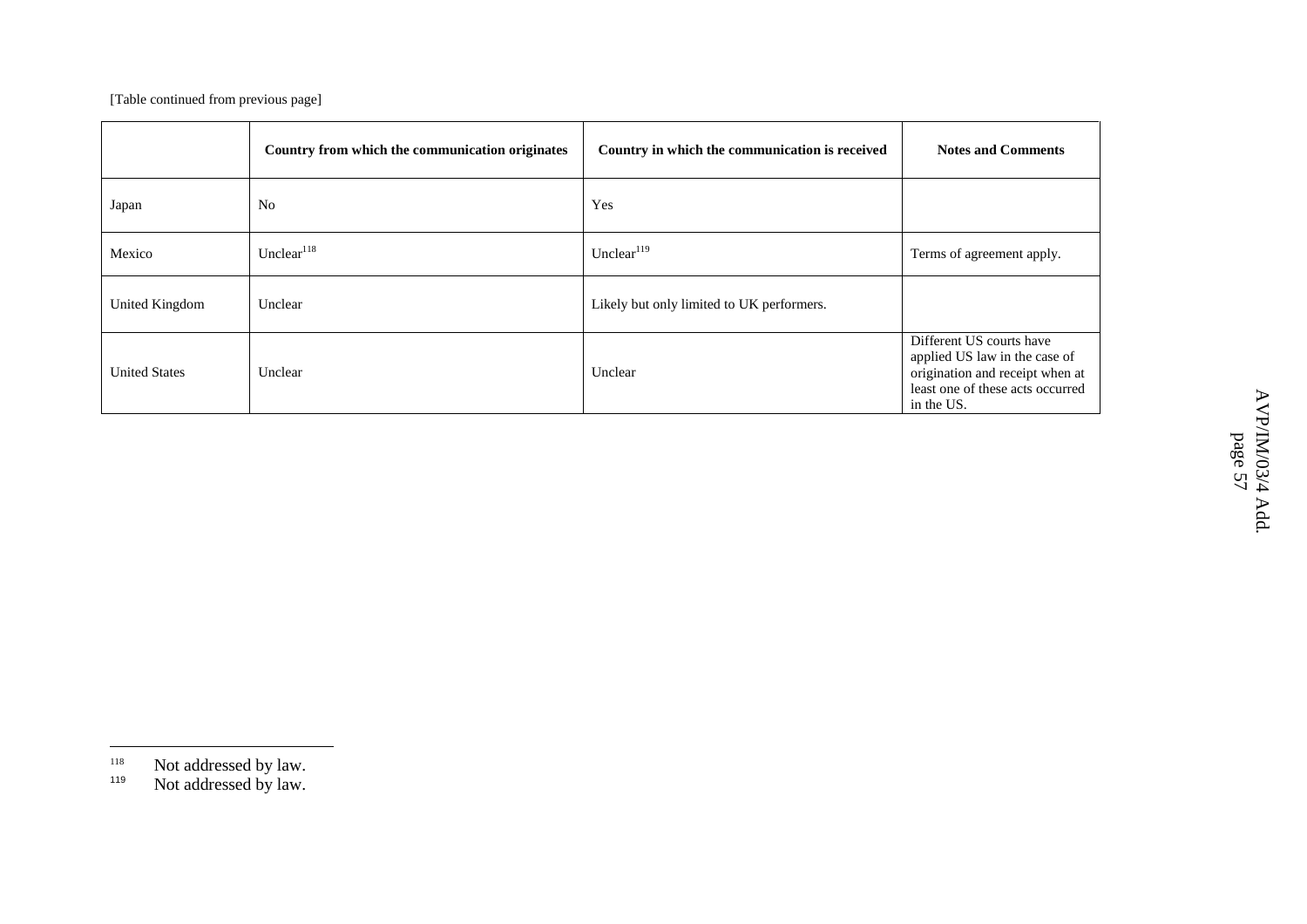[Table continued from previous page]

| | Country from which the communication originates | Country in which the communication is received | Notes and Comments |
|---|---|---|---|
| Japan | No | Yes | |
| Mexico | Unclear[118] | Unclear[119] | Terms of agreement apply. |
| United Kingdom | Unclear | Likely but only limited to UK performers. | |
| United States | Unclear | Unclear | Different US courts have applied US law in the case of origination and receipt when at least one of these acts occurred in the US. |

[118] Not addressed by law.

[119] Not addressed by law.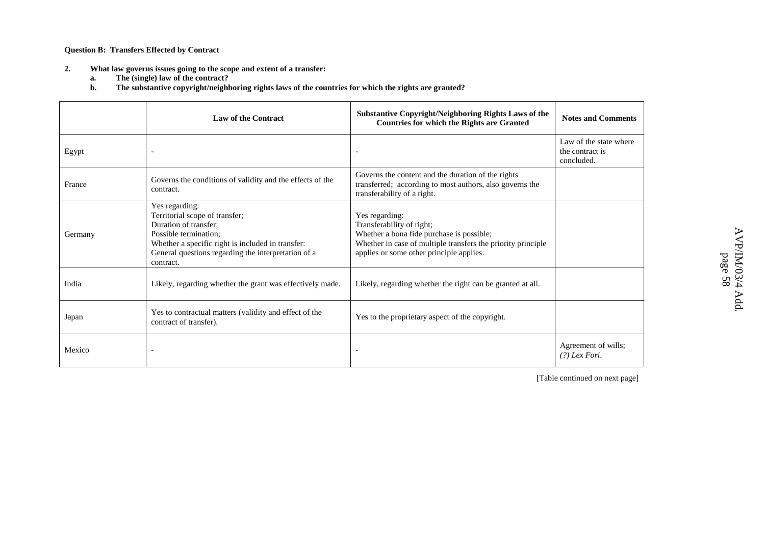**Question B: Transfers Effected by Contract**

2. **What law governs issues going to the scope and extent of a transfer:**
   a. **The (single) law of the contract?**
   b. **The substantive copyright/neighboring rights laws of the countries for which the rights are granted?**

| | Law of the Contract | Substantive Copyright/Neighboring Rights Laws of the Countries for which the Rights are Granted | Notes and Comments |
|---|---|---|---|
| Egypt | - | - | Law of the state where the contract is concluded. |
| France | Governs the conditions of validity and the effects of the contract. | Governs the content and the duration of the rights transferred; according to most authors, also governs the transferability of a right. | |
| Germany | Yes regarding:<br>Territorial scope of transfer;<br>Duration of transfer;<br>Possible termination;<br>Whether a specific right is included in transfer:<br>General questions regarding the interpretation of a contract. | Yes regarding:<br>Transferability of right;<br>Whether a bona fide purchase is possible;<br>Whether in case of multiple transfers the priority principle applies or some other principle applies. | |
| India | Likely, regarding whether the grant was effectively made. | Likely, regarding whether the right can be granted at all. | |
| Japan | Yes to contractual matters (validity and effect of the contract of transfer). | Yes to the proprietary aspect of the copyright. | |
| Mexico | - | - | Agreement of wills;<br>*(?) Lex Fori*. |

[Table continued on next page]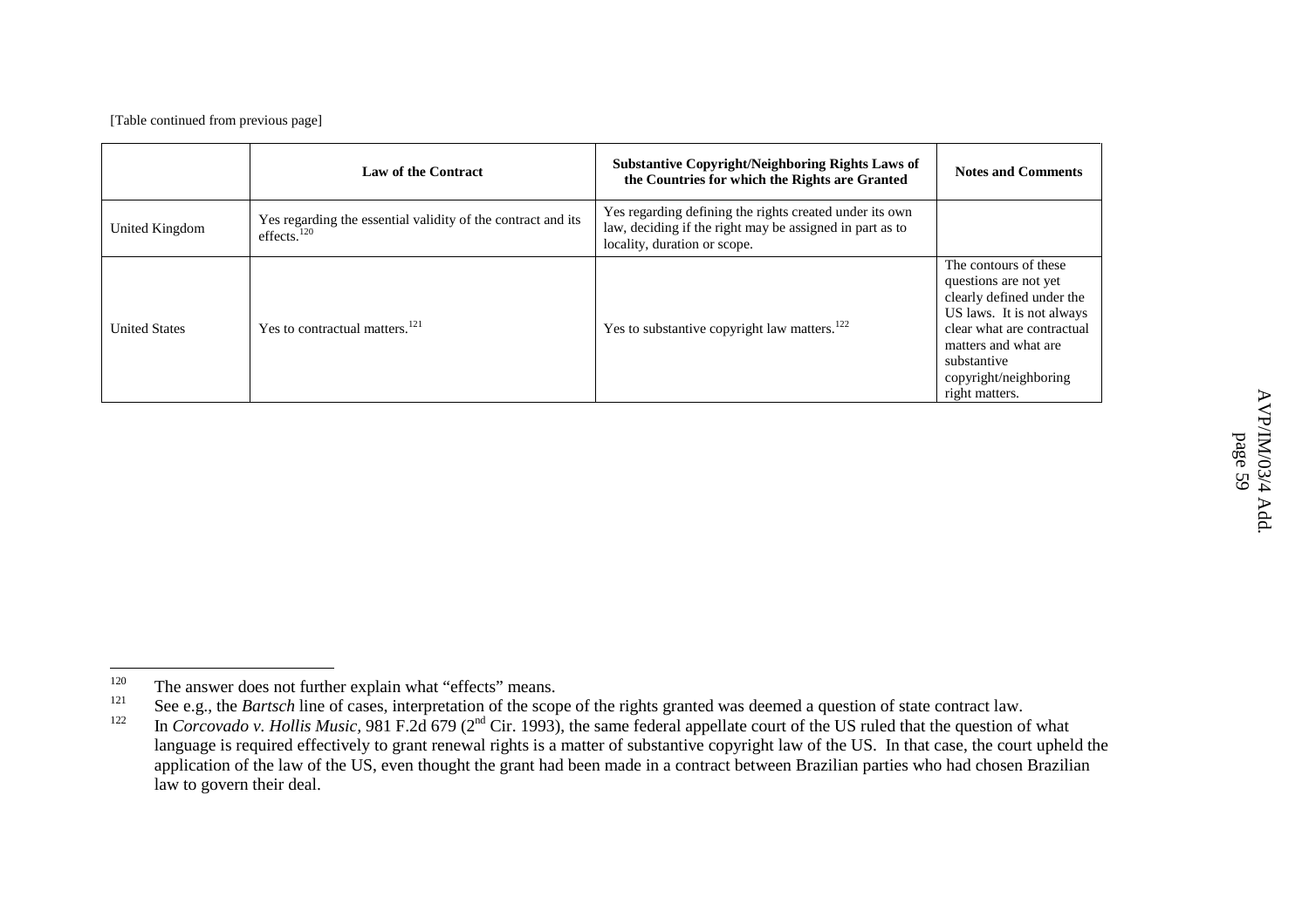[Table continued from previous page]

| | Law of the Contract | Substantive Copyright/Neighboring Rights Laws of the Countries for which the Rights are Granted | Notes and Comments |
|---|---|---|---|
| United Kingdom | Yes regarding the essential validity of the contract and its effects.[120] | Yes regarding defining the rights created under its own law, deciding if the right may be assigned in part as to locality, duration or scope. | |
| United States | Yes to contractual matters.[121] | Yes to substantive copyright law matters.[122] | The contours of these questions are not yet clearly defined under the US laws. It is not always clear what are contractual matters and what are substantive copyright/neighboring right matters. |

---

[120] The answer does not further explain what "effects" means.

[121] See e.g., the *Bartsch* line of cases, interpretation of the scope of the rights granted was deemed a question of state contract law.

[122] In *Corcovado v. Hollis Music*, 981 F.2d 679 (2nd Cir. 1993), the same federal appellate court of the US ruled that the question of what language is required effectively to grant renewal rights is a matter of substantive copyright law of the US. In that case, the court upheld the application of the law of the US, even thought the grant had been made in a contract between Brazilian parties who had chosen Brazilian law to govern their deal.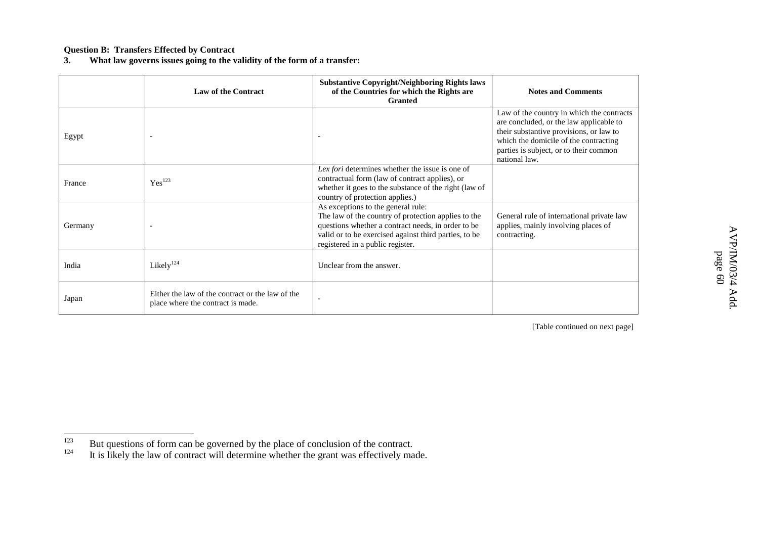**Question B: Transfers Effected by Contract**

**3. What law governs issues going to the validity of the form of a transfer:**

| | Law of the Contract | Substantive Copyright/Neighboring Rights laws of the Countries for which the Rights are Granted | Notes and Comments |
|---|---|---|---|
| Egypt | - | - | Law of the country in which the contracts are concluded, or the law applicable to their substantive provisions, or law to which the domicile of the contracting parties is subject, or to their common national law. |
| France | Yes[123] | *Lex fori* determines whether the issue is one of contractual form (law of contract applies), or whether it goes to the substance of the right (law of country of protection applies.) | |
| Germany | - | As exceptions to the general rule: The law of the country of protection applies to the questions whether a contract needs, in order to be valid or to be exercised against third parties, to be registered in a public register. | General rule of international private law applies, mainly involving places of contracting. |
| India | Likely[124] | Unclear from the answer. | |
| Japan | Either the law of the contract or the law of the place where the contract is made. | - | |

[Table continued on next page]

---

[123] But questions of form can be governed by the place of conclusion of the contract.

[124] It is likely the law of contract will determine whether the grant was effectively made.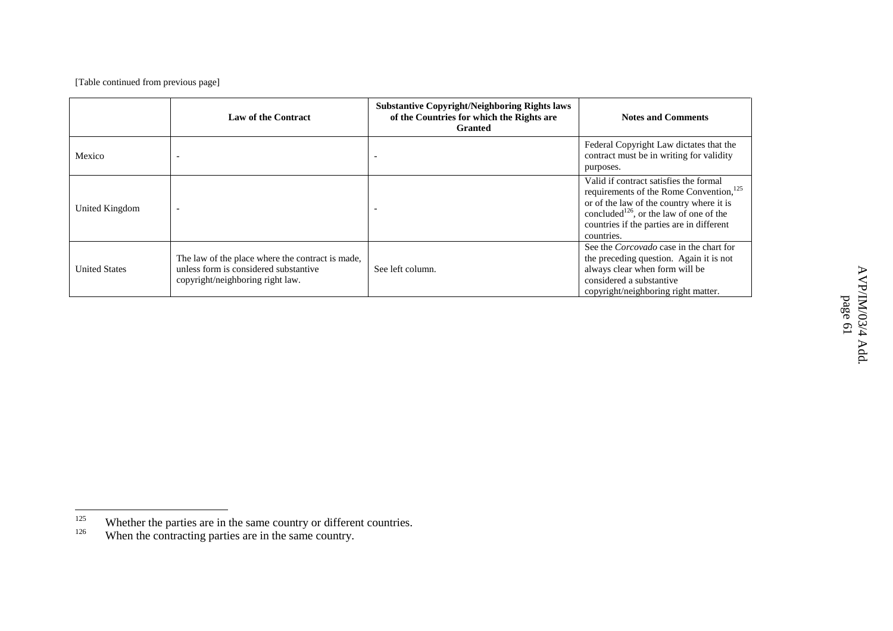[Table continued from previous page]

| | Law of the Contract | Substantive Copyright/Neighboring Rights laws of the Countries for which the Rights are Granted | Notes and Comments |
|---|---|---|---|
| Mexico | - | - | Federal Copyright Law dictates that the contract must be in writing for validity purposes. |
| United Kingdom | - | - | Valid if contract satisfies the formal requirements of the Rome Convention,[125] or of the law of the country where it is concluded[126], or the law of one of the countries if the parties are in different countries. |
| United States | The law of the place where the contract is made, unless form is considered substantive copyright/neighboring right law. | See left column. | See the *Corcovado* case in the chart for the preceding question. Again it is not always clear when form will be considered a substantive copyright/neighboring right matter. |

[125] Whether the parties are in the same country or different countries.

[126] When the contracting parties are in the same country.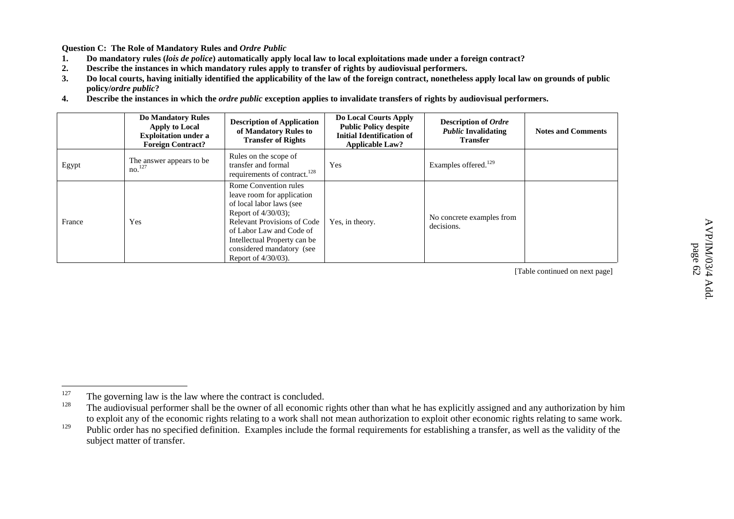**Question C: The Role of Mandatory Rules and *Ordre Public***

1. **Do mandatory rules (*lois de police*) automatically apply local law to local exploitations made under a foreign contract?**
2. **Describe the instances in which mandatory rules apply to transfer of rights by audiovisual performers.**
3. **Do local courts, having initially identified the applicability of the law of the foreign contract, nonetheless apply local law on grounds of public policy/*ordre public*?**
4. **Describe the instances in which the *ordre public* exception applies to invalidate transfers of rights by audiovisual performers.**

| | Do Mandatory Rules Apply to Local Exploitation under a Foreign Contract? | Description of Application of Mandatory Rules to Transfer of Rights | Do Local Courts Apply Public Policy despite Initial Identification of Applicable Law? | Description of *Ordre Public* Invalidating Transfer | Notes and Comments |
|---|---|---|---|---|---|
| Egypt | The answer appears to be no.[127] | Rules on the scope of transfer and formal requirements of contract.[128] | Yes | Examples offered.[129] | |
| France | Yes | Rome Convention rules leave room for application of local labor laws (see Report of 4/30/03); Relevant Provisions of Code of Labor Law and Code of Intellectual Property can be considered mandatory (see Report of 4/30/03). | Yes, in theory. | No concrete examples from decisions. | |

[Table continued on next page]

---

[127] The governing law is the law where the contract is concluded.

[128] The audiovisual performer shall be the owner of all economic rights other than what he has explicitly assigned and any authorization by him to exploit any of the economic rights relating to a work shall not mean authorization to exploit other economic rights relating to same work.

[129] Public order has no specified definition. Examples include the formal requirements for establishing a transfer, as well as the validity of the subject matter of transfer.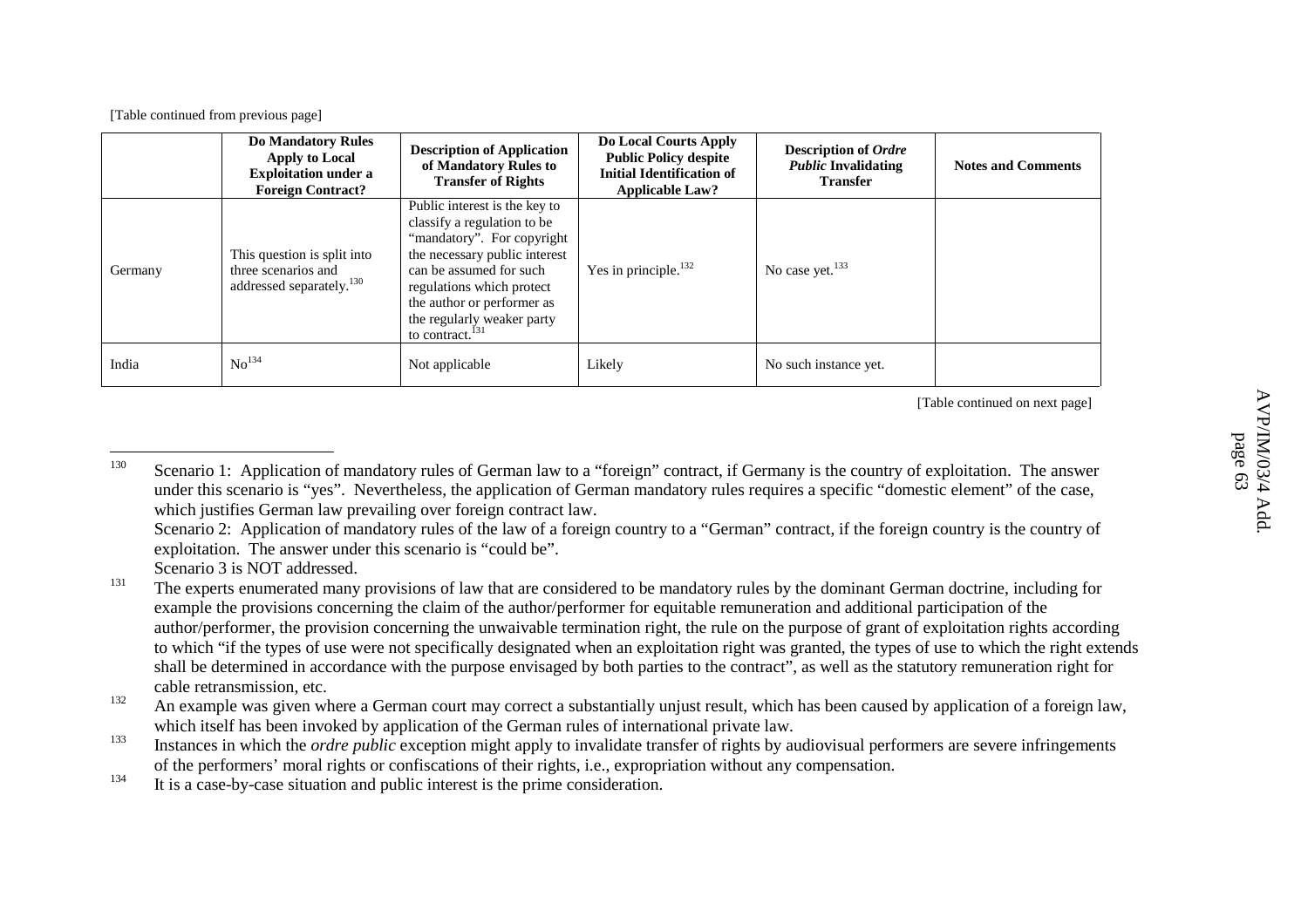[Table continued from previous page]

| | Do Mandatory Rules Apply to Local Exploitation under a Foreign Contract? | Description of Application of Mandatory Rules to Transfer of Rights | Do Local Courts Apply Public Policy despite Initial Identification of Applicable Law? | Description of *Ordre Public* Invalidating Transfer | Notes and Comments |
|---|---|---|---|---|---|
| Germany | This question is split into three scenarios and addressed separately.[130] | Public interest is the key to classify a regulation to be "mandatory". For copyright the necessary public interest can be assumed for such regulations which protect the author or performer as the regularly weaker party to contract.[131] | Yes in principle.[132] | No case yet.[133] | |
| India | No[134] | Not applicable | Likely | No such instance yet. | |

[Table continued on next page]

---

[130] Scenario 1: Application of mandatory rules of German law to a "foreign" contract, if Germany is the country of exploitation. The answer under this scenario is "yes". Nevertheless, the application of German mandatory rules requires a specific "domestic element" of the case, which justifies German law prevailing over foreign contract law.
Scenario 2: Application of mandatory rules of the law of a foreign country to a "German" contract, if the foreign country is the country of exploitation. The answer under this scenario is "could be".
Scenario 3 is NOT addressed.

[131] The experts enumerated many provisions of law that are considered to be mandatory rules by the dominant German doctrine, including for example the provisions concerning the claim of the author/performer for equitable remuneration and additional participation of the author/performer, the provision concerning the unwaivable termination right, the rule on the purpose of grant of exploitation rights according to which "if the types of use were not specifically designated when an exploitation right was granted, the types of use to which the right extends shall be determined in accordance with the purpose envisaged by both parties to the contract", as well as the statutory remuneration right for cable retransmission, etc.

[132] An example was given where a German court may correct a substantially unjust result, which has been caused by application of a foreign law, which itself has been invoked by application of the German rules of international private law.

[133] Instances in which the *ordre public* exception might apply to invalidate transfer of rights by audiovisual performers are severe infringements of the performers' moral rights or confiscations of their rights, i.e., expropriation without any compensation.

[134] It is a case-by-case situation and public interest is the prime consideration.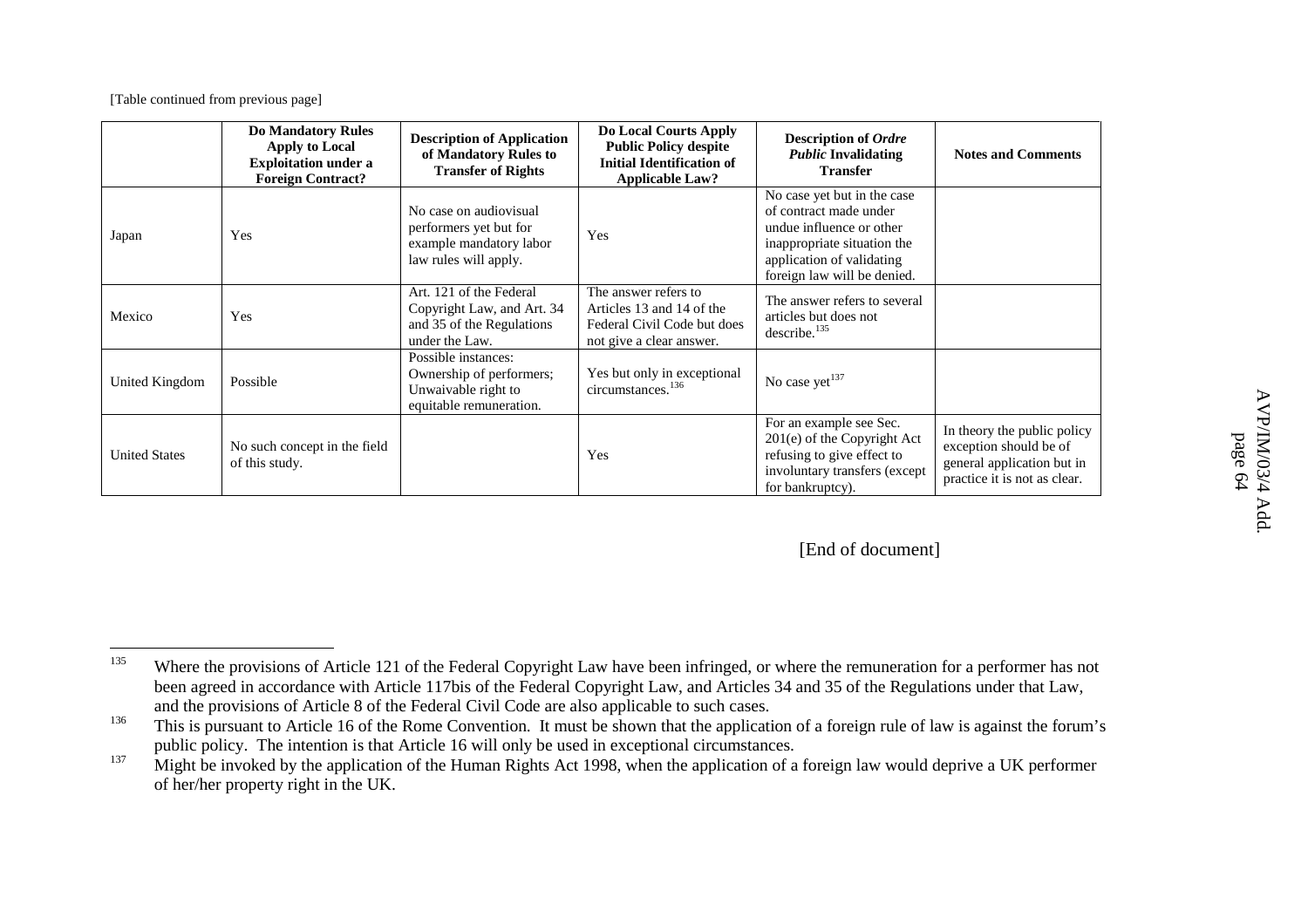[Table continued from previous page]

| | Do Mandatory Rules Apply to Local Exploitation under a Foreign Contract? | Description of Application of Mandatory Rules to Transfer of Rights | Do Local Courts Apply Public Policy despite Initial Identification of Applicable Law? | Description of *Ordre Public* Invalidating Transfer | Notes and Comments |
|---|---|---|---|---|---|
| Japan | Yes | No case on audiovisual performers yet but for example mandatory labor law rules will apply. | Yes | No case yet but in the case of contract made under undue influence or other inappropriate situation the application of validating foreign law will be denied. | |
| Mexico | Yes | Art. 121 of the Federal Copyright Law, and Art. 34 and 35 of the Regulations under the Law. | The answer refers to Articles 13 and 14 of the Federal Civil Code but does not give a clear answer. | The answer refers to several articles but does not describe.[135] | |
| United Kingdom | Possible | Possible instances: Ownership of performers; Unwaivable right to equitable remuneration. | Yes but only in exceptional circumstances.[136] | No case yet[137] | |
| United States | No such concept in the field of this study. | | Yes | For an example see Sec. 201(e) of the Copyright Act refusing to give effect to involuntary transfers (except for bankruptcy). | In theory the public policy exception should be of general application but in practice it is not as clear. |

[End of document]

---

[135] Where the provisions of Article 121 of the Federal Copyright Law have been infringed, or where the remuneration for a performer has not been agreed in accordance with Article 117bis of the Federal Copyright Law, and Articles 34 and 35 of the Regulations under that Law, and the provisions of Article 8 of the Federal Civil Code are also applicable to such cases.

[136] This is pursuant to Article 16 of the Rome Convention. It must be shown that the application of a foreign rule of law is against the forum's public policy. The intention is that Article 16 will only be used in exceptional circumstances.

[137] Might be invoked by the application of the Human Rights Act 1998, when the application of a foreign law would deprive a UK performer of her/her property right in the UK.